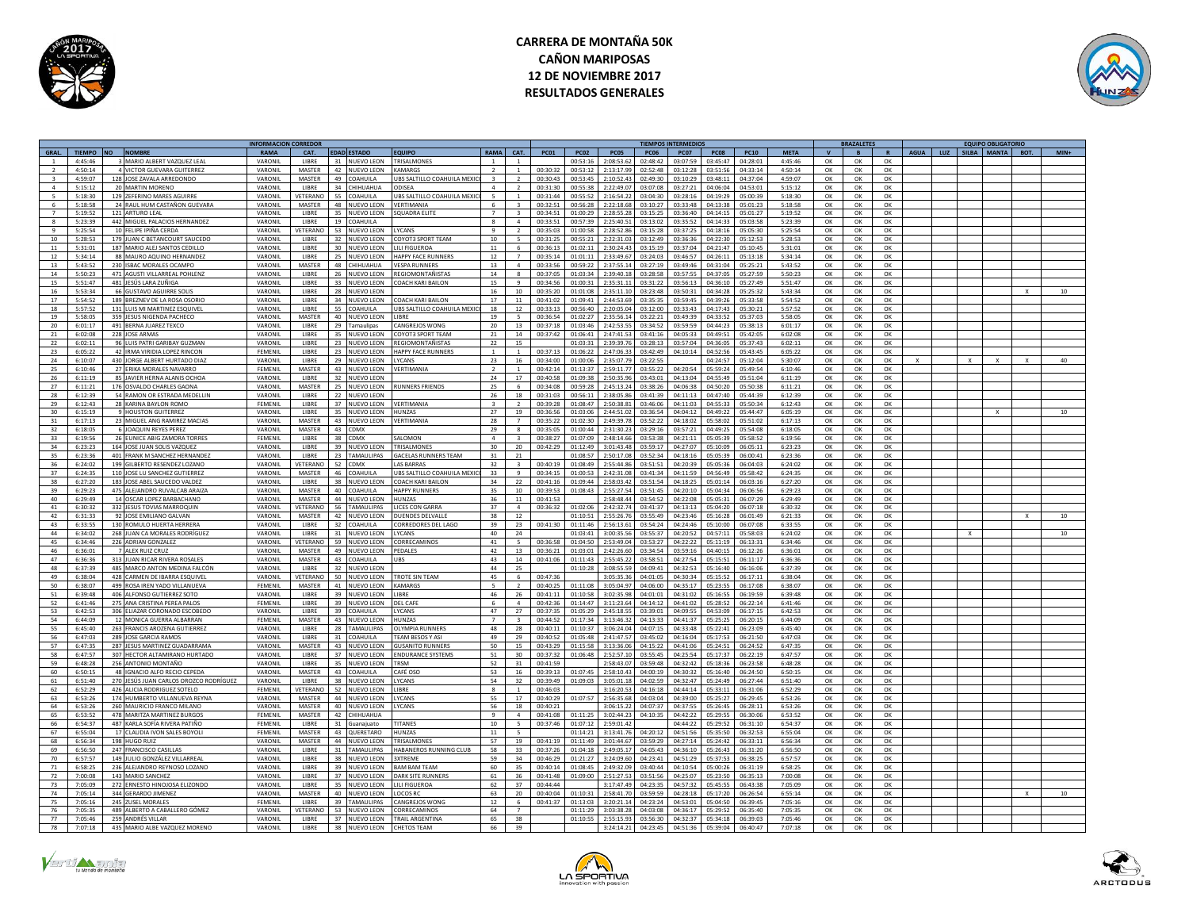# CARRERA DE MONTAÑA 50K
## CAÑON MARIPOSAS
## 12 DE NOVIEMBRE 2017
## RESULTADOS GENERALES

| | | | INFORMACION CORREDOR | | | | | | | | TIEMPOS INTERMEDIOS | | | | | | | | BRAZALETES | | | EQUIPO OBLIGATORIO | | | | | |
|---|---|---|---|---|---|---|---|---|---|---|---|---|---|---|---|---|---|---|---|---|---|---|---|---|---|---|---|
| GRAL. | TIEMPO | NO | NOMBRE | RAMA | CAT. | EDAD | ESTADO | EQUIPO | RAMA | CAT. | PC01 | PC02 | PC05 | PC06 | PC07 | PC08 | PC10 | META | V | B | R | AGUA | LUZ | SILBA | MANTA | BOT. | MIN+ |
| 1 | 4:45:46 | 3 | MARIO ALBERT VAZQUEZ LEAL | VARONIL | LIBRE | 31 | NUEVO LEON | TRISALMONES | 1 | 1 | | 00:53:16 | 2:08:53.62 | 02:48:42 | 03:07:59 | 03:45:47 | 04:28:01 | 4:45:46 | OK | OK | OK | | | | | | |
| 2 | 4:50:14 | 4 | VICTOR GUEVARA GUITERREZ | VARONIL | MASTER | 42 | NUEVO LEON | KAMARGS | 2 | 1 | 00:30:32 | 00:53:12 | 2:13:17.99 | 02:52:48 | 03:12:28 | 03:51:56 | 04:33:14 | 4:50:14 | OK | OK | OK | | | | | | |
| 3 | 4:59:07 | 128 | JOSE ZAVALA ARREDONDO | VARONIL | MASTER | 49 | COAHUILA | UBS SALTILLO COAHUILA MEXICO | 3 | 2 | 00:30:40 | 00:53:45 | 2:10:52.43 | 02:49:30 | 03:10:29 | 03:48:11 | 04:37:04 | 4:59:07 | OK | OK | OK | | | | | | |
| 4 | 5:15:12 | 20 | MARTIN MORENO | VARONIL | LIBRE | 34 | CHIHUAHUA | ODISEA | 4 | 2 | 00:31:30 | 00:55:38 | 2:22:49.07 | 03:07:08 | 03:27:21 | 04:06:04 | 04:53:01 | 5:15:12 | OK | OK | OK | | | | | | |
| 5 | 5:18:30 | 129 | ZEFERINO MARES AGUIRRE | VARONIL | VETERANO | 55 | COAHUILA | UBS SALTILLO COAHUILA MEXICO | 5 | 1 | 00:31:44 | 00:55:52 | 2:16:54.22 | 03:04:30 | 03:28:16 | 04:19:29 | 05:00:39 | 5:18:30 | OK | OK | OK | | | | | | |
| 6 | 5:18:58 | 24 | RAUL HUM CASTAÑON GUEVARA | VARONIL | MASTER | 48 | NUEVO LEON | VERTIMANIA | 6 | 3 | 00:32:51 | 00:56:28 | 2:22:18.68 | 03:10:27 | 03:33:48 | 04:13:38 | 05:01:23 | 5:18:58 | OK | OK | OK | | | | | | |
| 7 | 5:19:52 | 121 | ARTURO LEAL | VARONIL | LIBRE | 35 | NUEVO LEON | SQUADRA ELITE | 7 | 3 | 00:34:51 | 01:00:29 | 2:28:55.28 | 03:15:25 | 03:36:40 | 04:14:15 | 05:01:27 | 5:19:52 | OK | OK | OK | | | | | | |
| 8 | 5:23:39 | 442 | MIGUEL PALACIOS HERNANDEZ | VARONIL | LIBRE | 19 | COAHUILA | | 8 | 4 | 00:33:51 | 00:57:39 | 2:25:40.51 | 03:13:02 | 03:35:52 | 04:14:33 | 05:03:58 | 5:23:39 | OK | OK | OK | | | | | | |
| 9 | 5:25:54 | 10 | FELIPE IPIÑA CERDA | VARONIL | VETERANO | 53 | NUEVO LEON | LYCANS | 9 | 2 | 00:35:03 | 01:00:58 | 2:28:52.86 | 03:15:28 | 03:37:25 | 04:18:16 | 05:05:30 | 5:25:54 | OK | OK | OK | | | | | | |
| 10 | 5:28:53 | 179 | JUAN C BETANCOURT SAUCEDO | VARONIL | LIBRE | 32 | NUEVO LEON | COYOT3 SPORT TEAM | 10 | 5 | 00:31:25 | 00:55:21 | 2:22:31.03 | 03:12:49 | 03:36:36 | 04:22:30 | 05:12:53 | 5:28:53 | OK | OK | OK | | | | | | |
| 11 | 5:31:01 | 187 | MARIO ALEJ SANTOS CEDILLO | VARONIL | LIBRE | 30 | NUEVO LEON | LILI FIGUEROA | 11 | 6 | 00:36:13 | 01:02:11 | 2:30:24.43 | 03:15:19 | 03:37:04 | 04:21:47 | 05:10:45 | 5:31:01 | OK | OK | OK | | | | | | |
| 12 | 5:34:14 | 88 | MAURO AQUINO HERNANDEZ | VARONIL | LIBRE | 25 | NUEVO LEON | HAPPY FACE RUNNERS | 12 | 7 | 00:35:14 | 01:01:11 | 2:33:49.67 | 03:24:03 | 03:46:57 | 04:26:11 | 05:13:18 | 5:34:14 | OK | OK | OK | | | | | | |
| 13 | 5:43:52 | 230 | ISBAC MORALES OCAMPO | VARONIL | MASTER | 48 | CHIHUAHUA | VESPA RUNNERS | 13 | 4 | 00:33:56 | 00:59:22 | 2:37:55.14 | 03:27:19 | 03:49:46 | 04:31:04 | 05:25:21 | 5:43:52 | OK | OK | OK | | | | | | |
| 14 | 5:50:23 | 471 | AGUSTI VILLARREAL POHLENZ | VARONIL | LIBRE | 26 | NUEVO LEON | REGIOMONTAÑISTAS | 14 | 8 | 00:37:05 | 01:03:34 | 2:39:40.18 | 03:28:58 | 03:57:55 | 04:37:05 | 05:27:59 | 5:50:23 | OK | OK | OK | | | | | | |
| 15 | 5:51:47 | 481 | JESÚS LARA ZUÑIGA | VARONIL | LIBRE | 33 | NUEVO LEON | COACH KARI BAILON | 15 | 9 | 00:34:56 | 01:00:31 | 2:35:31.11 | 03:31:22 | 03:56:13 | 04:36:10 | 05:27:49 | 5:51:47 | OK | OK | OK | | | | | | |
| 16 | 5:53:34 | 66 | GUSTAVO AGUIRRE SOLIS | VARONIL | LIBRE | 28 | NUEVO LEON | | 16 | 10 | 00:35:20 | 01:01:08 | 2:35:11.10 | 03:23:48 | 03:50:31 | 04:34:28 | 05:25:32 | 5:43:34 | OK | OK | OK | | | | | X | 10 |
| 17 | 5:54:52 | 189 | BREZNEV DE LA ROSA OSORIO | VARONIL | LIBRE | 34 | NUEVO LEON | COACH KARI BAILON | 17 | 11 | 00:41:02 | 01:09:41 | 2:44:53.69 | 03:35:35 | 03:59:45 | 04:39:26 | 05:33:58 | 5:54:52 | OK | OK | OK | | | | | | |
| 18 | 5:57:52 | 131 | LUIS MI MARTINEZ ESQUIVEL | VARONIL | LIBRE | 55 | COAHUILA | UBS SALTILLO COAHUILA MEXICO | 18 | 12 | 00:33:13 | 00:56:40 | 2:20:05.04 | 03:12:00 | 03:33:43 | 04:17:43 | 05:30:21 | 5:57:52 | OK | OK | OK | | | | | | |
| 19 | 5:58:05 | 359 | JESUS NIGENDA PACHECO | VARONIL | MASTER | 40 | NUEVO LEON | LIBRE | 19 | 5 | 00:36:54 | 01:02:27 | 2:35:56.14 | 03:22:21 | 03:49:39 | 04:33:52 | 05:37:03 | 5:58:05 | OK | OK | OK | | | | | | |
| 20 | 6:01:17 | 491 | BERNA JUAREZ TEXCO | VARONIL | LIBRE | 29 | Tamaulipas | CANGREJOS WONG | 20 | 13 | 00:37:18 | 01:03:46 | 2:42:53.55 | 03:34:52 | 03:59:59 | 04:44:23 | 05:38:13 | 6:01:17 | OK | OK | OK | | | | | | |
| 21 | 6:02:08 | 228 | JOSE ARMAS | VARONIL | LIBRE | 35 | NUEVO LEON | COYOT3 SPORT TEAM | 21 | 14 | 00:37:42 | 01:06:41 | 2:47:41.53 | 03:41:16 | 04:05:33 | 04:49:51 | 05:42:05 | 6:02:08 | OK | OK | OK | | | | | | |
| 22 | 6:02:11 | 174 | LUIS PATRI GARIBAY GUZMAN | VARONIL | LIBRE | 23 | NUEVO LEON | REGIOMONTAÑISTAS | 22 | 15 | | 01:03:31 | 2:39:39.76 | 03:28:13 | 03:57:04 | 04:36:05 | 05:37:43 | 6:02:11 | OK | OK | OK | | | | | | |
| 23 | 6:05:22 | 42 | IRMA VIRIDIA LOPEZ RINCON | FEMENIL | LIBRE | 23 | NUEVO LEON | HAPPY FACE RUNNERS | 1 | 1 | 00:37:13 | 01:06:22 | 2:47:06.33 | 03:42:49 | 04:10:14 | 04:52:56 | 05:43:45 | 6:05:22 | OK | OK | OK | | | | | | |
| 24 | 6:10:07 | 430 | JORGE ALBERT HURTADO DIAZ | VARONIL | LIBRE | 29 | NUEVO LEON | LYCANS | 23 | 16 | 00:34:00 | 01:00:06 | 2:35:07.79 | 03:22:55 | | 04:24:57 | 05:12:04 | 5:30:07 | OK | OK | OK | X | | X | X | X | 40 |
| 25 | 6:10:46 | 27 | ERIKA MORALES NAVARRO | FEMENIL | MASTER | 43 | NUEVO LEON | VERTIMANIA | 2 | 1 | 00:42:14 | 01:13:37 | 2:59:11.77 | 03:55:22 | 04:20:54 | 05:59:24 | 05:49:54 | 6:10:46 | OK | OK | OK | | | | | | |
| 26 | 6:11:19 | 85 | JAVIER HERNA ALANIS OCHOA | VARONIL | LIBRE | 32 | NUEVO LEON | | 24 | 17 | 00:40:58 | 01:09:38 | 2:50:35.96 | 03:43:01 | 04:13:04 | 04:55:49 | 05:51:04 | 6:11:19 | OK | OK | OK | | | | | | |
| 27 | 6:11:21 | 176 | OSVALDO CHARLES GAONA | VARONIL | MASTER | 25 | NUEVO LEON | RUNNERS FRIENDS | 25 | 6 | 00:34:08 | 00:59:28 | 2:45:13.24 | 03:38:26 | 04:06:38 | 04:50:20 | 05:50:38 | 6:11:21 | OK | OK | OK | | | | | | |
| 28 | 6:12:39 | 54 | RAMON OR ESTRADA MEDELLIN | VARONIL | LIBRE | 22 | NUEVO LEON | | 26 | 18 | 00:31:03 | 00:56:11 | 2:38:05.86 | 03:41:39 | 04:11:13 | 04:47:40 | 05:44:39 | 6:12:39 | OK | OK | OK | | | | | | |
| 29 | 6:12:43 | 28 | KARINA BAYLON ROMO | FEMENIL | LIBRE | 37 | NUEVO LEON | VERTIMANIA | 3 | 2 | 00:39:28 | 01:08:47 | 2:50:38.81 | 03:46:06 | 04:11:03 | 04:55:33 | 05:50:34 | 6:12:43 | OK | OK | OK | | | | | | |
| 30 | 6:15:19 | 9 | HOUSTON GUITERREZ | VARONIL | LIBRE | 35 | NUEVO LEON | HUNZAS | 27 | 19 | 00:36:56 | 01:03:06 | 2:44:51.02 | 03:36:54 | 04:04:12 | 04:49:22 | 05:44:47 | 6:05:19 | OK | OK | OK | | | | X | | 10 |
| 31 | 6:17:13 | 23 | MIGUEL ANG RAMIREZ MACIAS | VARONIL | MASTER | 43 | NUEVO LEON | VERTIMANIA | 28 | 7 | 00:35:22 | 01:02:30 | 2:49:39.78 | 03:52:22 | 04:18:02 | 05:58:02 | 05:51:02 | 6:17:13 | OK | OK | OK | | | | | | |
| 32 | 6:18:05 | 6 | JOAQUIN REYES PEREZ | VARONIL | MASTER | 43 | CDMX | | 29 | 8 | 00:35:05 | 01:00:44 | 2:31:30.23 | 03:29:16 | 03:57:21 | 04:49:25 | 05:54:08 | 6:18:05 | OK | OK | OK | | | | | | |
| 33 | 6:19:56 | 26 | EUNICE ABIG ZAMORA TORRES | FEMENIL | LIBRE | 38 | CDMX | SALOMON | 4 | 3 | 00:38:27 | 01:07:09 | 2:48:14.66 | 03:53:38 | 04:21:11 | 05:05:39 | 05:58:52 | 6:19:56 | OK | OK | OK | | | | | | |
| 34 | 6:23:23 | 164 | JOSE JUAN SOLIS VAZQUEZ | VARONIL | LIBRE | 39 | NUEVO LEON | TRISALMONES | 30 | 20 | 00:42:29 | 01:12:49 | 3:01:43.48 | 03:59:17 | 04:27:07 | 05:10:09 | 06:05:11 | 6:23:23 | OK | OK | OK | | | | | | |
| 35 | 6:23:36 | 401 | FRANK M SANCHEZ HERNANDEZ | VARONIL | LIBRE | 23 | TAMAULIPAS | GACELAS RUNNERS TEAM | 31 | 21 | | 01:08:57 | 2:50:17.08 | 03:52:34 | 04:18:16 | 05:05:39 | 06:00:41 | 6:23:36 | OK | OK | OK | | | | | | |
| 36 | 6:24:02 | 199 | GILBERTO RESENDEZ LOZANO | VARONIL | VETERANO | 52 | CDMX | LAS BARRAS | 32 | 3 | 00:40:19 | 01:08:49 | 2:55:44.86 | 03:51:51 | 04:20:39 | 05:05:36 | 06:04:03 | 6:24:02 | OK | OK | OK | | | | | | |
| 37 | 6:24:35 | 110 | JOSE LU SANCHEZ GUTIERREZ | VARONIL | MASTER | 46 | COAHUILA | UBS SALTILLO COAHUILA MEXICO | 33 | 9 | 00:34:15 | 01:00:53 | 2:42:31.08 | 03:41:34 | 04:11:59 | 04:56:49 | 05:58:42 | 6:24:35 | OK | OK | OK | | | | | | |
| 38 | 6:27:20 | 183 | JOSE ABEL SAUCEDO VALDEZ | VARONIL | LIBRE | 38 | NUEVO LEON | COACH KARI BAILON | 34 | 22 | 00:41:16 | 01:09:44 | 2:58:03.42 | 03:51:54 | 04:18:25 | 05:01:14 | 06:03:16 | 6:27:20 | OK | OK | OK | | | | | | |
| 39 | 6:29:23 | 475 | ALEJANDRO RUVALCAB ARAIZA | VARONIL | MASTER | 40 | COAHUILA | HAPPY RUNNERS | 35 | 10 | 00:39:53 | 01:08:43 | 2:55:27.54 | 03:51:45 | 04:20:10 | 05:04:34 | 06:06:56 | 6:29:23 | OK | OK | OK | | | | | | |
| 40 | 6:29:49 | 14 | OSCAR LOPEZ BARBACHANO | VARONIL | MASTER | 44 | NUEVO LEON | HUNZAS | 36 | 11 | 00:41:53 | | 2:58:48.44 | 03:54:52 | 04:22:08 | 05:05:31 | 06:07:29 | 6:29:49 | OK | OK | OK | | | | | | |
| 41 | 6:30:32 | 332 | JESUS TOVIAS MARROQUIN | VARONIL | VETERANO | 56 | TAMAULIPAS | LICES CON GARRA | 37 | 4 | 00:36:32 | 01:02:06 | 2:42:32.74 | 03:41:37 | 04:13:13 | 05:04:20 | 06:07:18 | 6:30:32 | OK | OK | OK | | | | | | |
| 42 | 6:31:33 | 92 | JOSE EMILIANO GALVAN | VARONIL | MASTER | 42 | NUEVO LEON | DUENDES DELVALLE | 38 | 12 | | 01:10:51 | 2:55:26.76 | 03:55:49 | 04:23:46 | 05:16:28 | 06:01:49 | 6:21:33 | OK | OK | OK | | | | | X | 10 |
| 43 | 6:33:55 | 130 | ROMULO HUERTA HERRERA | VARONIL | LIBRE | 32 | COAHUILA | CORREDORES DEL LAGO | 39 | 23 | 00:41:30 | 01:11:46 | 2:56:13.61 | 03:54:24 | 04:24:46 | 05:10:00 | 06:07:08 | 6:33:55 | OK | OK | OK | | | | | | |
| 44 | 6:34:02 | 268 | JUAN CA MORALES RODRÍGUEZ | VARONIL | LIBRE | 31 | NUEVO LEON | LYCANS | 40 | 24 | | 01:03:41 | 3:00:35.56 | 03:55:37 | 04:20:52 | 04:57:11 | 05:58:03 | 6:24:02 | OK | OK | OK | | | X | | | 10 |
| 45 | 6:34:46 | 226 | ADRIAN GONZALEZ | VARONIL | VETERANO | 59 | NUEVO LEON | CORRECAMINOS | 41 | 5 | 00:36:58 | 01:04:50 | 2:53:49.04 | 03:53:27 | 04:22:22 | 05:11:19 | 06:13:31 | 6:34:46 | OK | OK | OK | | | | | | |
| 46 | 6:36:01 | 7 | ALEX RUIZ CRUZ | VARONIL | MASTER | 49 | NUEVO LEON | PEDALES | 42 | 13 | 00:36:21 | 01:03:01 | 2:42:26.60 | 03:34:54 | 03:59:16 | 04:40:15 | 06:12:26 | 6:36:01 | OK | OK | OK | | | | | | |
| 47 | 6:36:36 | 313 | JUAN RICAR RIVERA ROSALES | VARONIL | MASTER | 43 | COAHUILA | UBS | 43 | 14 | 00:41:06 | 01:11:43 | 2:55:45.22 | 03:58:51 | 04:27:54 | 05:15:51 | 06:11:17 | 6:36:36 | OK | OK | OK | | | | | | |
| 48 | 6:37:39 | 485 | MARCO ANTON MEDINA FALCÓN | VARONIL | LIBRE | 32 | NUEVO LEON | | 44 | 25 | | 01:10:28 | 3:08:55.59 | 04:09:41 | 04:32:53 | 05:16:40 | 06:16:06 | 6:37:39 | OK | OK | OK | | | | | | |
| 49 | 6:38:04 | 428 | CARMEN DE IBARRA ESQUIVEL | VARONIL | VETERANO | 50 | NUEVO LEON | TROTE SIN TEAM | 45 | 6 | 00:47:36 | | 3:05:35.36 | 04:01:05 | 04:30:34 | 05:15:52 | 06:17:11 | 6:38:04 | OK | OK | OK | | | | | | |
| 50 | 6:38:07 | 499 | ROSA IREN YADO VILLANUEVA | FEMENIL | MASTER | 41 | NUEVO LEON | KAMARGS | 5 | 2 | 00:40:25 | 01:11:08 | 3:05:04.97 | 04:06:00 | 04:35:17 | 05:23:55 | 06:17:08 | 6:38:07 | OK | OK | OK | | | | | | |
| 51 | 6:39:48 | 406 | ALFONSO GUTIERREZ SOTO | VARONIL | LIBRE | 39 | NUEVO LEON | LIBRE | 46 | 26 | 00:41:11 | 01:10:58 | 3:02:35.98 | 04:01:01 | 04:31:02 | 05:16:55 | 06:19:59 | 6:39:48 | OK | OK | OK | | | | | | |
| 52 | 6:41:46 | 275 | ANA CRISTINA PEREA PALOS | FEMENIL | LIBRE | 39 | NUEVO LEON | DEL CAFE | 6 | 4 | 00:42:36 | 01:14:47 | 3:11:23.64 | 04:14:02 | 04:41:02 | 05:28:52 | 06:22:14 | 6:41:46 | OK | OK | OK | | | | | | |
| 53 | 6:42:53 | 306 | ELIAZAR CORONADO ESCOBEDO | VARONIL | LIBRE | 39 | COAHUILA | LYCANS | 47 | 27 | 00:37:35 | 01:05:29 | 2:45:18.55 | 03:39:01 | 04:09:55 | 04:53:09 | 06:17:25 | 6:42:53 | OK | OK | OK | | | | | | |
| 54 | 6:44:09 | 12 | MONICA GUERRA ALBARRAN | FEMENIL | MASTER | 43 | NUEVO LEON | HUNZAS | 7 | 3 | 00:44:52 | 01:17:34 | 3:13:46.32 | 04:13:33 | 04:41:37 | 05:25:25 | 06:20:15 | 6:44:09 | OK | OK | OK | | | | | | |
| 55 | 6:45:40 | 263 | FRANCIS AROZENA GUTIERREZ | VARONIL | LIBRE | 28 | TAMAULIPAS | OLYMPIA RUNNERS | 48 | 28 | 00:40:11 | 01:10:37 | 3:06:24.04 | 04:07:15 | 04:33:48 | 05:22:41 | 06:23:09 | 6:45:40 | OK | OK | OK | | | | | | |
| 56 | 6:47:03 | 289 | JOSE GARCIA RAMOS | VARONIL | LIBRE | 31 | COAHUILA | TEAM BESOS Y ASI | 49 | 29 | 00:40:52 | 01:05:48 | 2:41:47.57 | 03:45:02 | 04:16:04 | 05:17:53 | 06:21:50 | 6:47:03 | OK | OK | OK | | | | | | |
| 57 | 6:47:35 | 287 | JESUS MARTINEZ GUADARRAMA | VARONIL | MASTER | 43 | NUEVO LEON | GUSANITO RUNNERS | 50 | 15 | 00:43:29 | 01:15:58 | 3:13:36.06 | 04:15:22 | 04:41:06 | 05:24:51 | 06:24:52 | 6:47:35 | OK | OK | OK | | | | | | |
| 58 | 6:47:57 | 307 | HECTOR ALTAMIRANO HURTADO | VARONIL | LIBRE | 37 | NUEVO LEON | ENDURANCE SYSTEMS | 51 | 30 | 00:37:32 | 01:06:48 | 2:52:57.10 | 03:55:45 | 04:25:54 | 05:17:37 | 06:22:19 | 6:47:57 | OK | OK | OK | | | | | | |
| 59 | 6:48:28 | 256 | ANTONIO MONTAÑO | VARONIL | LIBRE | 35 | NUEVO LEON | TRSM | 52 | 31 | 00:41:59 | | 2:58:43.07 | 03:59:48 | 04:32:42 | 05:18:36 | 06:23:58 | 6:48:28 | OK | OK | OK | | | | | | |
| 60 | 6:50:15 | 48 | IGNACIO ALFO RECIO CEPEDA | VARONIL | MASTER | 43 | COAHUILA | CAFÉ OSO | 53 | 16 | 00:39:13 | 01:07:45 | 2:58:10.43 | 04:00:19 | 04:30:32 | 05:16:40 | 06:24:50 | 6:50:15 | OK | OK | OK | | | | | | |
| 61 | 6:51:40 | 270 | JESÚS JUAN CARLOS OROZCO RODRÍGUEZ | VARONIL | LIBRE | 38 | NUEVO LEON | LYCANS | 54 | 32 | 00:39:49 | 01:09:03 | 3:05:01.18 | 04:02:59 | 04:32:47 | 05:24:49 | 06:27:44 | 6:51:40 | OK | OK | OK | | | | | | |
| 62 | 6:52:29 | 426 | ALICIA RODRIGUEZ SOTELO | FEMENIL | VETERANO | 52 | NUEVO LEON | LIBRE | 8 | 1 | 00:46:03 | | 3:16:20.53 | 04:16:18 | 04:44:14 | 05:33:11 | 06:31:06 | 6:52:29 | OK | OK | OK | | | | | | |
| 63 | 6:53:26 | 174 | HUMBERTO VILLANUEVA REYNA | VARONIL | MASTER | 44 | NUEVO LEON | LYCANS | 55 | 17 | 00:40:29 | 01:07:57 | 2:56:35.68 | 04:03:04 | 04:39:00 | 05:25:27 | 06:29:45 | 6:53:26 | OK | OK | OK | | | | | | |
| 64 | 6:53:26 | 260 | MAURICIO FRANCO MILANO | VARONIL | MASTER | 40 | NUEVO LEON | LYCANS | 56 | 18 | 00:40:21 | | 3:06:15.22 | 04:07:37 | 04:37:55 | 05:26:45 | 06:28:11 | 6:53:26 | OK | OK | OK | | | | | | |
| 65 | 6:53:52 | 478 | MARITZA MARTINEZ BURGOS | FEMENIL | MASTER | 42 | CHIHUAHUA | | 9 | 4 | 00:41:08 | 01:11:25 | 3:02:44.23 | 04:10:35 | 04:42:22 | 05:29:55 | 06:30:06 | 6:53:52 | OK | OK | OK | | | | | | |
| 66 | 6:54:37 | 487 | KARLA SOFÍA RIVERA PATIÑO | FEMENIL | LIBRE | 31 | Guanajuato | TITANES | 10 | 5 | 00:37:46 | 01:07:12 | 2:59:01.42 | | 04:44:22 | 05:29:52 | 06:31:10 | 6:54:37 | OK | OK | OK | | | | | | |
| 67 | 6:55:04 | 17 | CLAUDIA IVON SALES BOYOLI | FEMENIL | MASTER | 43 | QUERETARO | HUNZAS | 11 | 5 | | 01:14:21 | 3:13:41.76 | 04:20:12 | 04:51:56 | 05:35:50 | 06:32:53 | 6:55:04 | OK | OK | OK | | | | | | |
| 68 | 6:56:34 | 198 | HUGO RUIZ | VARONIL | MASTER | 44 | NUEVO LEON | TRISALMONES | 57 | 19 | 00:41:19 | 01:11:49 | 3:01:44.67 | 03:59:29 | 04:27:14 | 05:24:42 | 06:33:11 | 6:56:34 | OK | OK | OK | | | | | | |
| 69 | 6:56:50 | 247 | FRANCISCO CASILLAS | VARONIL | LIBRE | 31 | TAMAULIPAS | HABANEROS RUNNING CLUB | 58 | 33 | 00:37:26 | 01:04:18 | 2:49:05.17 | 04:05:43 | 04:36:10 | 05:26:43 | 06:31:20 | 6:56:50 | OK | OK | OK | | | | | | |
| 70 | 6:57:57 | 149 | JULIO GONZÁLEZ VILLARREAL | VARONIL | LIBRE | 38 | NUEVO LEON | 3XTREME | 59 | 34 | 00:46:29 | 01:21:27 | 3:24:09.60 | 04:23:41 | 04:51:29 | 05:37:53 | 06:38:25 | 6:57:57 | OK | OK | OK | | | | | | |
| 71 | 6:58:25 | 236 | ALEJANDRO REYNOSO LOZANO | VARONIL | LIBRE | 39 | NUEVO LEON | BAM BAM TEAM | 60 | 35 | 00:40:14 | 01:08:45 | 2:49:32.09 | 03:40:44 | 04:10:54 | 05:00:26 | 06:31:19 | 6:58:25 | OK | OK | OK | | | | | | |
| 72 | 7:00:08 | 143 | MARIO SANCHEZ | VARONIL | LIBRE | 37 | NUEVO LEON | DARK SITE RUNNERS | 61 | 36 | 00:41:48 | 01:09:00 | 2:51:27.53 | 03:51:56 | 04:25:07 | 05:23:50 | 06:35:13 | 7:00:08 | OK | OK | OK | | | | | | |
| 73 | 7:05:09 | 272 | ERNESTO HINOJOSA ELIZONDO | VARONIL | LIBRE | 35 | NUEVO LEON | LILI FIGUEROA | 62 | 37 | 00:44:44 | | 3:17:47.49 | 04:23:35 | 04:57:32 | 05:45:55 | 06:43:38 | 7:05:09 | OK | OK | OK | | | | | | |
| 74 | 7:05:14 | 344 | GERARDO JIMENEZ | VARONIL | MASTER | 40 | NUEVO LEON | LOCOS RC | 63 | 20 | 00:40:04 | 01:10:31 | 2:58:41.70 | 03:59:59 | 04:28:18 | 05:17:20 | 06:26:54 | 6:55:14 | OK | OK | OK | | | | | X | 10 |
| 75 | 7:05:16 | 245 | ZUSEL MORALES | FEMENIL | LIBRE | 39 | TAMAULIPAS | CANGREJOS WONG | 12 | 6 | 00:41:37 | 01:13:03 | 3:20:21.14 | 04:23:24 | 04:53:01 | 05:04:50 | 06:39:45 | 7:05:16 | OK | OK | OK | | | | | | |
| 76 | 7:05:35 | 489 | ALBERTO A CABALLERO GÓMEZ | VARONIL | VETERANO | 53 | NUEVO LEON | CORRECAMINOS | 64 | 7 | | 01:11:29 | 3:03:38.28 | 04:03:08 | 04:36:17 | 05:29:52 | 06:35:40 | 7:05:35 | OK | OK | OK | | | | | | |
| 77 | 7:05:46 | 259 | ANDRÉS VILLAR | VARONIL | LIBRE | 37 | NUEVO LEON | TRAIL ARGENTINA | 65 | 38 | | 01:10:55 | 2:55:15.93 | 03:56:30 | 04:32:37 | 05:34:18 | 06:39:03 | 7:05:46 | OK | OK | OK | | | | | | |
| 78 | 7:07:18 | 435 | MARIO ALBE VAZQUEZ MORENO | VARONIL | LIBRE | 38 | NUEVO LEON | CHETOS TEAM | 66 | 39 | | | 3:24:14.21 | 04:23:45 | 04:51:36 | 05:39:04 | 06:40:47 | 7:07:18 | OK | OK | OK | | | | | | |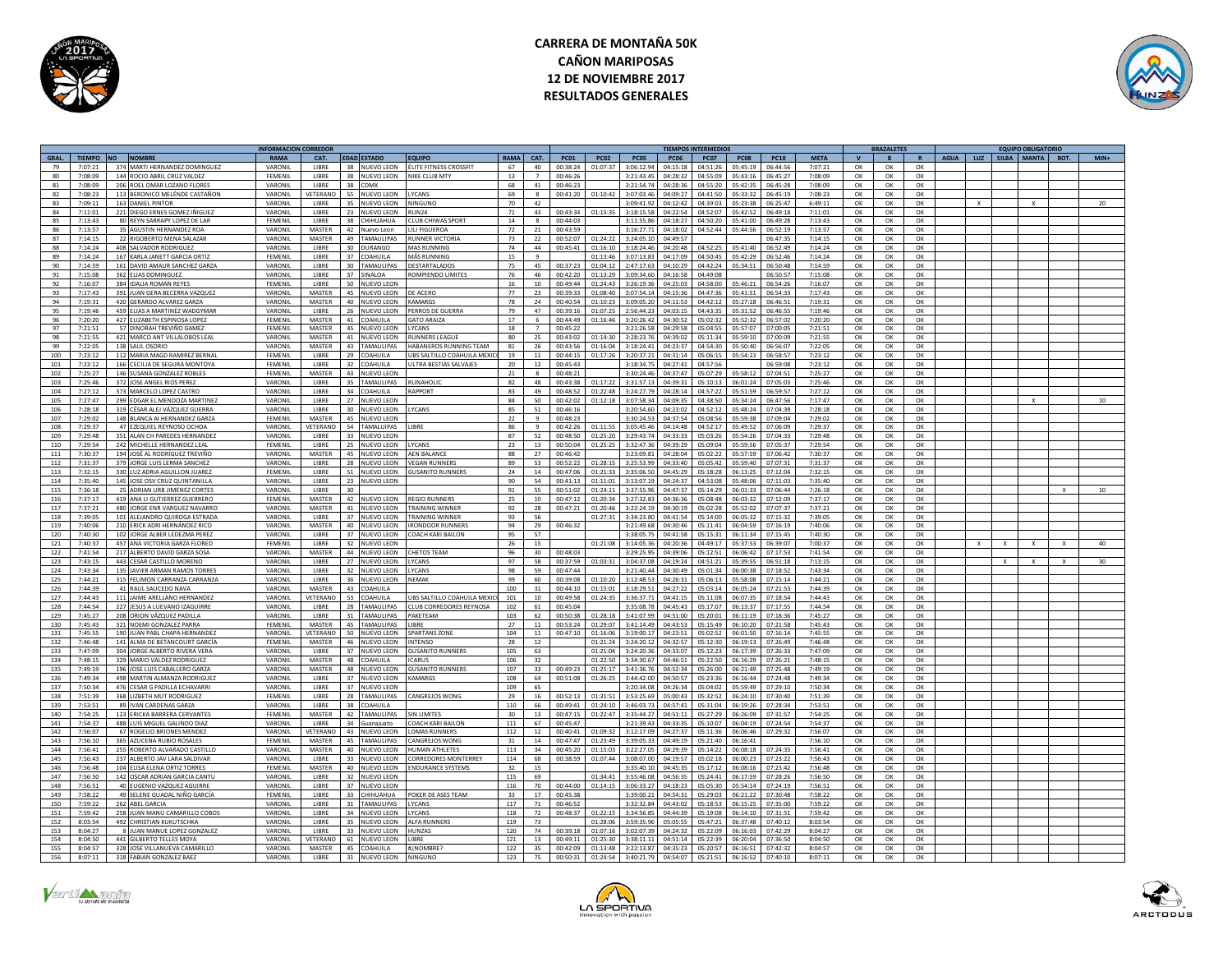# CARRERA DE MONTAÑA 50K
## CAÑON MARIPOSAS
## 12 DE NOVIEMBRE 2017
## RESULTADOS GENERALES

| INFORMACION CORREDOR | | | | | | | | | | | TIEMPOS INTERMEDIOS | | | | | | | | BRAZALETES | | | EQUIPO OBLIGATORIO | | | | | |
|---|---|---|---|---|---|---|---|---|---|---|---|---|---|---|---|---|---|---|---|---|---|---|---|---|---|---|---|
| GRAL. | TIEMPO | NO | NOMBRE | RAMA | CAT. | EDAD | ESTADO | EQUIPO | RAMA | CAT. | PC01 | PC02 | PC05 | PC06 | PC07 | PC08 | PC10 | META | V | B | R | AGUA | LUZ | SILBA | MANTA | BOT. | MIN+ |
| 79 | 7:07:21 | 374 | MARTI HERNANDEZ DOMINGUEZ | VARONIL | LIBRE | 38 | NUEVO LEON | ÉLITE FITNESS CROSSFIT | 67 | 40 | 00:38:24 | 01:07:37 | 3:06:12.94 | 04:15:18 | 04:51:26 | 05:45:19 | 06:44:56 | 7:07:21 | OK | OK | OK | | | | | | |
| 80 | 7:08:09 | 144 | ROCIO ABRIL CRUZ VALDEZ | FEMENIL | LIBRE | 38 | NUEVO LEON | NIKE CLUB MTY | 13 | 7 | 00:46:26 | | 3:21:43.45 | 04:28:32 | 04:55:09 | 05:43:16 | 06:45:27 | 7:08:09 | OK | OK | OK | | | | | | |
| 81 | 7:08:09 | 206 | ROEL OMAR LOZANO FLORES | VARONIL | LIBRE | 38 | CDMX | | 68 | 41 | 00:46:23 | | 3:21:54.74 | 04:28:36 | 04:55:20 | 05:42:35 | 06:45:28 | 7:08:09 | OK | OK | OK | | | | | | |
| 82 | 7:08:23 | 113 | BERONICO MELÉNDE CASTAÑON | VARONIL | VETERANO | 55 | NUEVO LEON | LYCANS | 69 | 8 | 00:41:20 | 01:10:42 | 3:07:03.46 | 04:09:27 | 04:41:50 | 05:33:32 | 06:45:19 | 7:08:23 | OK | OK | OK | | | | | | |
| 83 | 7:09:11 | 163 | DANIEL PINTOR | VARONIL | LIBRE | 35 | NUEVO LEON | NINGUNO | 70 | 42 | | | 3:09:41.92 | 04:12:42 | 04:39:03 | 05:23:38 | 06:25:47 | 6:49:11 | OK | OK | OK | | X | | X | | 20 |
| 84 | 7:11:01 | 221 | DIEGO ERNES GOMEZ IÑIGUEZ | VARONIL | LIBRE | 23 | NUEVO LEON | RUN24 | 71 | 43 | 00:43:34 | 01:15:35 | 3:18:15.58 | 04:22:54 | 04:52:07 | 05:42:52 | 06:49:18 | 7:11:01 | OK | OK | OK | | | | | | |
| 85 | 7:13:43 | 80 | REYN SARRAPY LOPEZ DE LAR | FEMENIL | LIBRE | 38 | CHIHUAHUA | CLUB CHIWAS SPORT | 14 | 8 | 00:44:03 | | 3:11:55.86 | 04:18:27 | 04:50:20 | 05:41:00 | 06:49:28 | 7:13:43 | OK | OK | OK | | | | | | |
| 86 | 7:13:57 | 35 | AGUSTIN HERNANDEZ ROA | VARONIL | MASTER | 42 | Nuevo Leon | LILI FIGUEROA | 72 | 21 | 00:43:59 | | 3:16:27.71 | 04:18:02 | 04:52:44 | 05:44:56 | 06:52:19 | 7:13:57 | OK | OK | OK | | | | | | |
| 87 | 7:14:15 | 22 | RIGOBERTO MENA SALAZAR | VARONIL | MASTER | 49 | TAMAULIPAS | RUNNER VICTORIA | 73 | 22 | 00:52:07 | 01:24:22 | 3:24:05.10 | 04:49:57 | | | 06:47:35 | 7:14:15 | OK | OK | OK | | | | | | |
| 88 | 7:14:24 | 408 | SALVADOR RODRIGUEZ | VARONIL | LIBRE | 30 | DURANGO | MAS RUNNING | 74 | 44 | 00:45:41 | 01:16:10 | 3:18:24.46 | 04:20:48 | 04:52:25 | 05:41:40 | 06:52:49 | 7:14:24 | OK | OK | OK | | | | | | |
| 89 | 7:14:24 | 167 | KARLA JANETT GARCIA ORTIZ | FEMENIL | LIBRE | 37 | COAHUILA | MÁS RUNNING | 15 | 9 | | 01:13:46 | 3:07:13.83 | 04:17:09 | 04:50:45 | 05:42:29 | 06:52:46 | 7:14:24 | OK | OK | OK | | | | | | |
| 90 | 7:14:59 | 161 | DAVID AMAUR SANCHEZ GARZA | VARONIL | LIBRE | 30 | TAMAULIPAS | DESTARTALADOS | 75 | 45 | 00:37:23 | 01:04:12 | 2:47:17.63 | 04:10:29 | 04:42:24 | 05:34:51 | 06:50:48 | 7:14:59 | OK | OK | OK | | | | | | |
| 91 | 7:15:08 | 362 | ELIAS DOMINGUEZ | VARONIL | LIBRE | 37 | SINALOA | ROMPIENDO LIMITES | 76 | 46 | 00:42:20 | 01:13:29 | 3:09:34.60 | 04:16:58 | 04:49:08 | | 06:50:57 | 7:15:08 | OK | OK | OK | | | | | | |
| 92 | 7:16:07 | 384 | IDALIA ROMAN REYES | FEMENIL | LIBRE | 50 | NUEVO LEON | | 16 | 10 | 00:49:44 | 01:24:43 | 3:26:19.36 | 04:25:03 | 04:58:00 | 05:46:21 | 06:54:26 | 7:16:07 | OK | OK | OK | | | | | | |
| 93 | 7:17:43 | 391 | JUAN GERA BECERRA VAZQUEZ | VARONIL | MASTER | 45 | NUEVO LEON | DE ACERO | 77 | 23 | 00:39:33 | 01:08:40 | 3:07:54.14 | 04:15:36 | 04:47:36 | 05:41:51 | 06:54:33 | 7:17:43 | OK | OK | OK | | | | | | |
| 94 | 7:19:31 | 420 | GERARDO ALVAREZ GARZA | VARONIL | MASTER | 40 | NUEVO LEON | KAMARGS | 78 | 24 | 00:40:54 | 01:10:23 | 3:09:05.20 | 04:11:53 | 04:42:12 | 05:27:18 | 06:46:51 | 7:19:31 | OK | OK | OK | | | | | | |
| 95 | 7:19:46 | 459 | ELIAS A MARTINEZ WADGYMAR | VARONIL | LIBRE | 26 | NUEVO LEON | PERROS DE GUERRA | 79 | 47 | 00:39:16 | 01:07:25 | 2:56:44.23 | 04:03:15 | 04:43:35 | 05:31:52 | 06:46:55 | 7:19:46 | OK | OK | OK | | | | | | |
| 96 | 7:20:20 | 427 | ELIZABETH ESPINOSA LOPEZ | FEMENIL | MASTER | 41 | COAHUILA | GATO ARAIZA | 17 | 6 | 00:44:49 | 01:16:46 | 3:20:26.42 | 04:30:52 | 05:02:32 | 05:52:32 | 06:57:02 | 7:20:20 | OK | OK | OK | | | | | | |
| 97 | 7:21:51 | 57 | DINORAH TREVIÑO GAMEZ | FEMENIL | MASTER | 45 | NUEVO LEON | LYCANS | 18 | 7 | 00:45:22 | | 3:21:26.58 | 04:29:58 | 05:04:55 | 05:57:07 | 07:00:05 | 7:21:51 | OK | OK | OK | | | | | | |
| 98 | 7:21:55 | 421 | MARCO ANT VILLALOBOS LEAL | VARONIL | MASTER | 41 | NUEVO LEON | RUNNERS LEAGUE | 80 | 25 | 00:43:02 | 01:14:30 | 3:28:23.76 | 04:39:02 | 05:11:34 | 05:59:10 | 07:00:09 | 7:21:55 | OK | OK | OK | | | | | | |
| 99 | 7:22:05 | 138 | SAUL OSORIO | VARONIL | MASTER | 43 | TAMAULIPAS | HABANEROS RUNNING TEAM | 81 | 26 | 00:43:56 | 01:16:04 | 3:18:24.41 | 04:23:37 | 04:54:30 | 05:50:40 | 06:56:07 | 7:22:05 | OK | OK | OK | | | | | | |
| 100 | 7:23:12 | 112 | MARIA MAGD RAMIREZ BERNAL | FEMENIL | LIBRE | 29 | COAHUILA | UBS SALTILLO COAHUILA MEXICO | 19 | 11 | 00:44:15 | 01:17:26 | 3:20:37.21 | 04:31:14 | 05:06:15 | 05:54:23 | 06:58:57 | 7:23:12 | OK | OK | OK | | | | | | |
| 101 | 7:23:12 | 166 | CECILIA DE SEGURA MONTOYA | FEMENIL | LIBRE | 32 | COAHUILA | ULTRA BESTIAS SALVAJES | 20 | 12 | 00:45:43 | | 3:18:34.75 | 04:27:41 | 04:57:56 | | 06:59:08 | 7:23:12 | OK | OK | OK | | | | | | |
| 102 | 7:25:27 | 146 | SUSANA GONZALEZ ROBLES | FEMENIL | MASTER | 43 | NUEVO LEON | | 21 | 8 | 00:48:21 | | 3:30:24.46 | 04:37:47 | 05:07:29 | 05:58:12 | 07:04:51 | 7:25:27 | OK | OK | OK | | | | | | |
| 103 | 7:25:46 | 372 | JOSE ANGEL RIOS PEREZ | VARONIL | LIBRE | 35 | TAMAULIPAS | RUNAHOLIC | 82 | 48 | 00:43:38 | 01:17:22 | 3:31:57.13 | 04:39:31 | 05:10:13 | 06:01:24 | 07:05:03 | 7:25:46 | OK | OK | OK | | | | | | |
| 104 | 7:27:12 | 373 | MARCELO LOPEZ CASTRO | VARONIL | LIBRE | 34 | COAHUILA | RAPPORT | 83 | 49 | 00:48:52 | 01:22:48 | 3:24:27.79 | 04:28:14 | 04:57:22 | 05:51:59 | 06:59:57 | 7:27:12 | OK | OK | OK | | | | | | |
| 105 | 7:27:47 | 299 | EDGAR EL MENDOZA MARTINEZ | VARONIL | LIBRE | 27 | NUEVO LEON | | 84 | 50 | 00:42:02 | 01:12:18 | 3:07:58.34 | 04:09:35 | 04:38:50 | 05:34:24 | 06:47:56 | 7:17:47 | OK | OK | OK | | | | X | | 10 |
| 106 | 7:28:18 | 319 | CÉSAR ALEJ VÁZQUEZ GUERRA | VARONIL | LIBRE | 30 | NUEVO LEON | LYCANS | 85 | 51 | 00:46:16 | | 3:20:54.60 | 04:23:02 | 04:52:12 | 05:48:24 | 07:04:39 | 7:28:18 | OK | OK | OK | | | | | | |
| 107 | 7:29:02 | 148 | BLANCA AI HERNANDEZ GARZA | FEMENIL | MASTER | 45 | NUEVO LEON | | 22 | 9 | 00:48:23 | | 3:30:24.53 | 04:37:54 | 05:08:56 | 05:59:38 | 07:09:04 | 7:29:02 | OK | OK | OK | | | | | | |
| 108 | 7:29:37 | 47 | EZEQUIEL REYNOSO OCHOA | VARONIL | VETERANO | 54 | TAMAULIPAS | LIBRE | 86 | 9 | 00:42:26 | 01:11:55 | 3:05:45.46 | 04:14:48 | 04:52:17 | 05:49:52 | 07:06:09 | 7:29:37 | OK | OK | OK | | | | | | |
| 109 | 7:29:48 | 351 | ALAN CH PAREDES HERNANDEZ | VARONIL | LIBRE | 33 | NUEVO LEON | | 87 | 52 | 00:48:50 | 01:25:20 | 3:29:43.74 | 04:33:33 | 05:03:26 | 05:54:26 | 07:04:33 | 7:29:48 | OK | OK | OK | | | | | | |
| 110 | 7:29:54 | 242 | MICHELLE HERNANDEZ LEAL | FEMENIL | LIBRE | 25 | NUEVO LEON | LYCANS | 23 | 13 | 00:50:04 | 01:25:25 | 3:32:47.36 | 04:39:29 | 05:09:04 | 05:59:56 | 07:05:37 | 7:29:54 | OK | OK | OK | | | | | | |
| 111 | 7:30:37 | 194 | JOSÉ AL RODRÍGUEZ TREVIÑO | VARONIL | MASTER | 45 | NUEVO LEON | AEN BALANCE | 88 | 27 | 00:46:42 | | 3:23:09.81 | 04:28:04 | 05:02:22 | 05:57:59 | 07:06:42 | 7:30:37 | OK | OK | OK | | | | | | |
| 112 | 7:31:37 | 379 | JORGE LUIS LERMA SANCHEZ | VARONIL | LIBRE | 28 | NUEVO LEON | VEGAN RUNNERS | 89 | 53 | 00:52:22 | 01:28:15 | 3:25:53.99 | 04:33:40 | 05:05:42 | 05:59:40 | 07:07:31 | 7:31:37 | OK | OK | OK | | | | | | |
| 113 | 7:32:15 | 330 | LUZ ADRIA AGUILLON JUAREZ | FEMENIL | LIBRE | 51 | NUEVO LEON | GUSANITO RUNNERS | 24 | 14 | 00:47:06 | 01:21:33 | 3:35:06.50 | 04:45:29 | 05:18:28 | 06:13:25 | 07:12:04 | 7:32:15 | OK | OK | OK | | | | | | |
| 114 | 7:35:40 | 145 | JOSE OSV CRUZ QUINTANILLA | VARONIL | LIBRE | 23 | NUEVO LEON | | 90 | 54 | 00:41:13 | 01:11:01 | 3:13:07.19 | 04:24:37 | 04:53:08 | 05:48:06 | 07:11:03 | 7:35:40 | OK | OK | OK | | | | | | |
| 115 | 7:36:18 | 25 | ADRIAN URB JIMENEZ CORTES | VARONIL | LIBRE | 30 | | | 91 | 55 | 00:51:02 | 01:24:11 | 3:37:55.96 | 04:47:37 | 05:14:29 | 06:01:33 | 07:06:44 | 7:26:18 | OK | OK | OK | | | | | X | 10 |
| 116 | 7:37:17 | 419 | ANA LI GUTIERREZ GUERRERO | FEMENIL | MASTER | 42 | NUEVO LEON | REGIO RUNNERS | 25 | 10 | 00:47:12 | 01:20:34 | 3:27:32.83 | 04:36:36 | 05:08:48 | 06:03:32 | 07:12:09 | 7:37:17 | OK | OK | OK | | | | | | |
| 117 | 7:37:21 | 480 | JORGE ENR VARGUEZ NAVARRO | VARONIL | MASTER | 41 | NUEVO LEON | TRAINING WINNER | 92 | 28 | 00:47:21 | 01:20:46 | 3:22:24.19 | 04:30:19 | 05:02:28 | 05:52:02 | 07:07:37 | 7:37:21 | OK | OK | OK | | | | | | |
| 118 | 7:39:05 | 101 | ALEJANDRO QUIROGA ESTRADA | VARONIL | LIBRE | 37 | NUEVO LEON | TRAINING WINNER | 93 | 56 | | 01:27:31 | 3:34:23.80 | 04:41:54 | 05:14:00 | 06:05:32 | 07:15:32 | 7:39:05 | OK | OK | OK | | | | | | |
| 119 | 7:40:06 | 210 | ERICK ADRI HERNÁNDEZ RICO | VARONIL | MASTER | 40 | NUEVO LEON | IRONDOOR RUNNERS | 94 | 29 | 00:46:32 | | 3:21:49.68 | 04:30:46 | 05:11:41 | 06:04:59 | 07:16:19 | 7:40:06 | OK | OK | OK | | | | | | |
| 120 | 7:40:30 | 102 | JORGE ALBER LEDEZMA PEREZ | VARONIL | LIBRE | 37 | NUEVO LEON | COACH KARI BAILON | 95 | 57 | | | 3:38:05.75 | 04:41:58 | 05:15:31 | 06:11:34 | 07:15:45 | 7:40:30 | OK | OK | OK | | | | | | |
| 121 | 7:40:37 | 457 | ANA VICTORIA GARZA FLORED | FEMENIL | LIBRE | 32 | NUEVO LEON | | 26 | 15 | | 01:21:08 | 3:14:05.36 | 04:20:36 | 04:49:17 | 05:37:53 | 06:39:07 | 7:00:37 | OK | OK | OK | | X | X | X | X | 40 |
| 122 | 7:41:54 | 217 | ALBERTO DAVID GARZA SOSA | VARONIL | MASTER | 44 | NUEVO LEON | CHETOS TEAM | 96 | 30 | 00:48:03 | | 3:29:25.95 | 04:39:06 | 05:12:51 | 06:06:42 | 07:17:53 | 7:41:54 | OK | OK | OK | | | | | | |
| 123 | 7:43:15 | 443 | CESAR CASTILLO MORENO | VARONIL | LIBRE | 27 | NUEVO LEON | LYCANS | 97 | 58 | 00:37:59 | 01:03:31 | 3:04:37.08 | 04:19:24 | 04:51:21 | 05:39:55 | 06:51:18 | 7:13:15 | OK | OK | OK | | | X | X | X | 30 |
| 124 | 7:43:34 | 135 | JAVIER ARMAN RAMOS TORRES | VARONIL | LIBRE | 32 | NUEVO LEON | LYCANS | 98 | 59 | 00:47:44 | | 3:21:40.44 | 04:30:49 | 05:01:34 | 06:00:38 | 07:18:52 | 7:43:34 | OK | OK | OK | | | | | | |
| 125 | 7:44:21 | 315 | FELIMON CARRANZA CARRANZA | VARONIL | LIBRE | 36 | NUEVO LEON | NEMAK | 99 | 60 | 00:39:08 | 01:10:20 | 3:12:48.53 | 04:26:31 | 05:06:13 | 05:58:08 | 07:15:14 | 7:44:21 | OK | OK | OK | | | | | | |
| 126 | 7:44:39 | 41 | RAUL SAUCEDO NAVA | VARONIL | MASTER | 43 | COAHUILA | | 100 | 31 | 00:44:10 | 01:15:01 | 3:18:29.51 | 04:27:22 | 05:03:14 | 06:05:24 | 07:21:53 | 7:44:39 | OK | OK | OK | | | | | | |
| 127 | 7:44:43 | 111 | JAIME ARELLANO HERNANDEZ | VARONIL | VETERANO | 53 | COAHUILA | UBS SALTILLO COAHUILA MEXICO | 101 | 10 | 00:49:58 | 01:24:35 | 3:36:37.71 | 04:41:15 | 05:11:08 | 06:07:35 | 07:18:54 | 7:44:43 | OK | OK | OK | | | | | | |
| 128 | 7:44:54 | 227 | JESUS A LUEVANO IZAGUIRRE | VARONIL | LIBRE | 28 | TAMAULIPAS | CLUB CORREDORES REYNOSA | 102 | 61 | 00:45:04 | | 3:35:08.78 | 04:45:43 | 05:17:07 | 06:13:37 | 07:17:55 | 7:44:54 | OK | OK | OK | | | | | | |
| 129 | 7:45:27 | 208 | ORION VÁZQUEZ PADILLA | VARONIL | LIBRE | 31 | TAMAULIPAS | PAKETEAM | 103 | 62 | 00:50:38 | 01:28:18 | 3:41:07.99 | 04:51:00 | 05:20:01 | 06:11:19 | 07:18:36 | 7:45:27 | OK | OK | OK | | | | | | |
| 130 | 7:45:43 | 321 | NOEMI GONZALEZ PARRA | FEMENIL | MASTER | 45 | TAMAULIPAS | LIBRE | 27 | 11 | 00:53:24 | 01:29:07 | 3:41:14.49 | 04:43:53 | 05:15:49 | 06:10:20 | 07:21:58 | 7:45:43 | OK | OK | OK | | | | | | |
| 131 | 7:45:55 | 190 | JUAN PABL CHAPA HERNANDEZ | VARONIL | VETERANO | 50 | NUEVO LEON | SPARTANS ZONE | 104 | 11 | 00:47:10 | 01:16:06 | 3:19:00.17 | 04:23:51 | 05:02:52 | 06:01:50 | 07:16:14 | 7:45:55 | OK | OK | OK | | | | | | |
| 132 | 7:46:48 | 141 | ALMA DE BETANCOURT GARCÍA | FEMENIL | MASTER | 46 | NUEVO LEON | INTENSO | 28 | 12 | | 01:21:24 | 3:24:20.12 | 04:32:57 | 05:12:30 | 06:19:13 | 07:26:49 | 7:46:48 | OK | OK | OK | | | | | | |
| 133 | 7:47:09 | 304 | JORGE ALBERTO RIVERA VERA | VARONIL | LIBRE | 37 | NUEVO LEON | GUSANITO RUNNERS | 105 | 63 | | 01:21:04 | 3:24:20.36 | 04:33:07 | 05:12:23 | 06:17:39 | 07:26:33 | 7:47:09 | OK | OK | OK | | | | | | |
| 134 | 7:48:15 | 329 | MARIO VALDEZ RODRIGUEZ | VARONIL | MASTER | 48 | COAHUILA | ICARUS | 106 | 32 | | 01:22:50 | 3:34:30.67 | 04:46:51 | 05:22:50 | 06:16:29 | 07:26:21 | 7:48:15 | OK | OK | OK | | | | | | |
| 135 | 7:49:19 | 196 | JOSE LUIS CABALLERO GARZA | VARONIL | MASTER | 48 | NUEVO LEON | GUSANITO RUNNERS | 107 | 33 | 00:49:23 | 01:25:17 | 3:41:36.76 | 04:52:34 | 05:26:00 | 06:21:49 | 07:25:48 | 7:49:19 | OK | OK | OK | | | | | | |
| 136 | 7:49:34 | 498 | MARTIN ALMANZA RODRIGUEZ | VARONIL | LIBRE | 37 | NUEVO LEON | KAMARGS | 108 | 64 | 00:51:08 | 01:26:25 | 3:44:42.00 | 04:50:57 | 05:23:36 | 06:16:44 | 07:24:48 | 7:49:34 | OK | OK | OK | | | | | | |
| 137 | 7:50:34 | 476 | CESAR G PADILLA ECHAVARRI | VARONIL | LIBRE | 37 | NUEVO LEON | | 109 | 65 | | | 3:20:34.08 | 04:26:34 | 05:04:02 | 05:59:49 | 07:29:10 | 7:50:34 | OK | OK | OK | | | | | | |
| 138 | 7:51:39 | 368 | LIZBETH MUT RODRIGUEZ | FEMENIL | LIBRE | 28 | TAMAULIPAS | CANGREJOS WONG | 29 | 16 | 00:52:13 | 01:31:51 | 3:53:25.69 | 05:00:43 | 05:32:52 | 06:24:10 | 07:30:40 | 7:51:39 | OK | OK | OK | | | | | | |
| 139 | 7:53:51 | 89 | IVAN CARDENAS GARZA | VARONIL | LIBRE | 38 | COAHUILA | | 110 | 66 | 00:49:41 | 01:24:10 | 3:46:03.73 | 04:57:41 | 05:31:04 | 06:19:26 | 07:28:34 | 7:53:51 | OK | OK | OK | | | | | | |
| 140 | 7:54:25 | 123 | ERICKA BARRERA CERVANTES | FEMENIL | MASTER | 42 | TAMAULIPAS | SIN LIMITES | 30 | 13 | 00:47:15 | 01:22:47 | 3:35:44.27 | 04:51:11 | 05:27:29 | 06:26:09 | 07:31:57 | 7:54:25 | OK | OK | OK | | | | | | |
| 141 | 7:54:37 | 488 | LUIS MIGUEL GALINDO DIAZ | VARONIL | LIBRE | 34 | Guanajuato | COACH KARI BAILON | 111 | 67 | 00:45:47 | | 3:21:39.43 | 04:33:35 | 05:10:07 | 06:04:19 | 07:24:54 | 7:54:37 | OK | OK | OK | | | | | | |
| 142 | 7:56:07 | 67 | ROGELIO BRIONES MENDEZ | VARONIL | VETERANO | 43 | NUEVO LEON | LOMAS RUNNERS | 112 | 12 | 00:40:41 | 01:09:32 | 3:12:17.09 | 04:27:37 | 05:11:36 | 06:06:46 | 07:29:32 | 7:56:07 | OK | OK | OK | | | | | | |
| 143 | 7:56:10 | 365 | AZUCENA RUBIO ROSALES | FEMENIL | MASTER | 45 | TAMAULIPAS | CANGREJOS WONG | 31 | 14 | 00:47:47 | 01:23:49 | 3:39:05.33 | 04:49:19 | 05:21:40 | 06:16:41 | | 7:56:10 | OK | OK | OK | | | | | | |
| 144 | 7:56:41 | 255 | ROBERTO ALVARADO CASTILLO | VARONIL | MASTER | 40 | NUEVO LEON | HUMAN ATHLETES | 113 | 34 | 00:45:20 | 01:15:03 | 3:22:27.05 | 04:29:39 | 05:14:22 | 06:08:18 | 07:24:35 | 7:56:41 | OK | OK | OK | | | | | | |
| 145 | 7:56:43 | 237 | ALBERTO JAV LARA SALDIVAR | VARONIL | LIBRE | 33 | NUEVO LEON | CORREDORES MONTERREY | 114 | 68 | 00:38:59 | 01:07:44 | 3:08:07.00 | 04:19:57 | 05:02:18 | 06:00:23 | 07:23:22 | 7:56:43 | OK | OK | OK | | | | | | |
| 146 | 7:56:48 | 104 | ELISA ELENA ORTIZ TORRES | FEMENIL | MASTER | 40 | NUEVO LEON | ENDURANCE SYSTEMS | 32 | 15 | | | 3:35:40.10 | 04:45:35 | 05:17:12 | 06:08:16 | 07:23:42 | 7:56:48 | OK | OK | OK | | | | | | |
| 147 | 7:56:50 | 142 | OSCAR ADRIAN GARCIA CANTU | VARONIL | LIBRE | 32 | NUEVO LEON | | 115 | 69 | | 01:34:41 | 3:55:46.08 | 04:56:35 | 05:24:41 | 06:17:59 | 07:28:26 | 7:56:50 | OK | OK | OK | | | | | | |
| 148 | 7:56:51 | 40 | EUGENIO VAZQUEZ AGUIRRE | VARONIL | LIBRE | 37 | NUEVO LEON | | 116 | 70 | 00:44:00 | 01:14:15 | 3:06:33.27 | 04:18:23 | 05:05:30 | 05:54:14 | 07:24:19 | 7:56:51 | OK | OK | OK | | | | | | |
| 149 | 7:58:22 | 49 | SELENE GUADAL NIÑO GARCÍA | FEMENIL | LIBRE | 33 | CHIHUAHUA | POKER DE ASES TEAM | 33 | 17 | 00:45:38 | | 3:39:00.21 | 04:54:31 | 05:29:03 | 06:21:22 | 07:30:48 | 7:58:22 | OK | OK | OK | | | | | | |
| 150 | 7:59:22 | 262 | ABEL GARCIA | VARONIL | LIBRE | 31 | TAMAULIPAS | LYCANS | 117 | 71 | 00:46:52 | | 3:32:32.84 | 04:43:02 | 05:18:53 | 06:15:25 | 07:35:00 | 7:59:22 | OK | OK | OK | | | | | | |
| 151 | 7:59:42 | 258 | JUAN MANU CAMARILLO COBOS | VARONIL | LIBRE | 34 | NUEVO LEON | LYCANS | 118 | 72 | 00:48:37 | 01:22:15 | 3:34:56.85 | 04:44:39 | 05:19:08 | 06:14:10 | 07:31:51 | 7:59:42 | OK | OK | OK | | | | | | |
| 152 | 8:03:54 | 492 | CHRISTIAN KUKUTSCHKA | VARONIL | LIBRE | 35 | NUEVO LEON | ALFA RUNNERS | 119 | 73 | | 01:28:06 | 3:59:35.96 | 05:05:55 | 05:47:21 | 06:37:48 | 07:40:12 | 8:03:54 | OK | OK | OK | | | | | | |
| 153 | 8:04:27 | 8 | JUAN MANUE LOPEZ GONZALEZ | VARONIL | LIBRE | 33 | NUEVO LEON | HUNZAS | 120 | 74 | 00:39:18 | 01:07:16 | 3:02:07.39 | 04:24:32 | 05:22:09 | 06:16:03 | 07:42:29 | 8:04:27 | OK | OK | OK | | | | | | |
| 154 | 8:04:50 | 441 | GILBERTO TELLES MOYA | VARONIL | VETERANO | 61 | NUEVO LEON | LIBRE | 121 | 13 | 00:49:11 | 01:25:30 | 3:38:11.11 | 04:51:14 | 05:22:39 | 06:20:04 | 07:36:50 | 8:04:50 | OK | OK | OK | | | | | | |
| 155 | 8:04:57 | 328 | JOSE VILLANUEVA CAMARILLO | VARONIL | MASTER | 45 | COAHUILA | #¿NOMBRE? | 122 | 35 | 00:42:09 | 01:13:48 | 3:22:13.87 | 04:35:23 | 05:20:57 | 06:16:51 | 07:42:32 | 8:04:57 | OK | OK | OK | | | | | | |
| 156 | 8:07:11 | 318 | FABIAN GONZALEZ BAEZ | VARONIL | LIBRE | 31 | NUEVO LEON | NINGUNO | 123 | 75 | 00:50:31 | 01:24:54 | 3:40:21.79 | 04:54:07 | 05:21:51 | 06:16:52 | 07:40:10 | 8:07:11 | OK | OK | OK | | | | | | |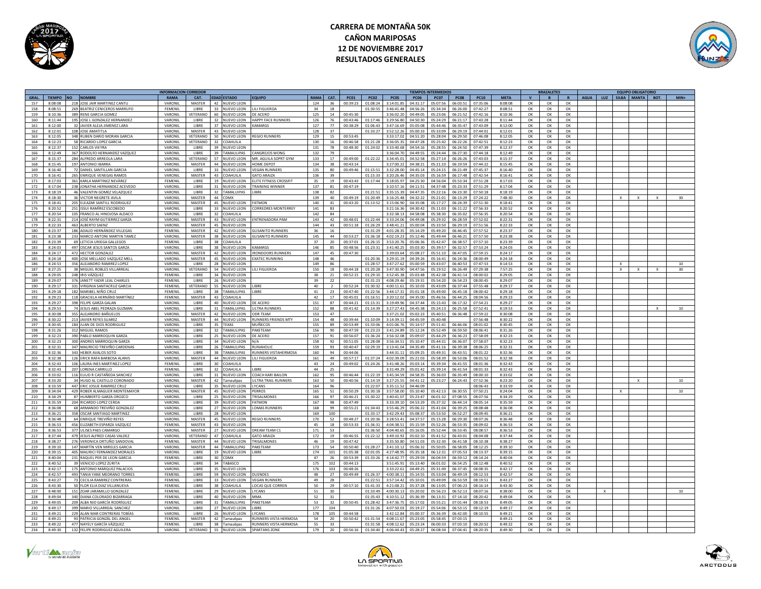# CARRERA DE MONTAÑA 50K
## CAÑON MARIPOSAS
## 12 DE NOVIEMBRE 2017
## RESULTADOS GENERALES

| | INFORMACION CORREDOR | | | | | | | | | | TIEMPOS INTERMEDIOS | | | | | | | | BRAZALETES | | | EQUIPO OBLIGATORIO | | | | | |
|---|---|---|---|---|---|---|---|---|---|---|---|---|---|---|---|---|---|---|---|---|---|---|---|---|---|---|---|
| GRAL. | TIEMPO | NO | NOMBRE | RAMA | CAT. | EDAD | ESTADO | EQUIPO | RAMA | CAT. | PC01 | PC02 | PC05 | PC06 | PC07 | PC08 | PC10 | META | V | B | R | AGUA | LUZ | SILBA | MANTA | BOT. | MIN+ |
| 157 | 8:08:08 | 218 | JOSE JAIR MARTINEZ CANTU | VARONIL | MASTER | 42 | NUEVO LEON | | 124 | 36 | 00:39:23 | 01:08:24 | 3:14:01.85 | 04:31:17 | 05:07:56 | 06:03:51 | 07:35:06 | 8:08:08 | OK | OK | OK | | | | | | |
| 158 | 8:08:51 | 269 | BEATRIZ CENICEROS MARRUFO | FEMENIL | LIBRE | 33 | NUEVO LEON | LILI FIGUEROA | 34 | 18 | | 01:30:55 | 3:46:41.48 | 04:56:26 | 05:34:34 | 06:26:00 | 07:42:27 | 8:08:51 | OK | OK | OK | | | | | | |
| 159 | 8:10:36 | 389 | RENE GARCIA GOMEZ | VARONIL | VETERANO | 60 | NUEVO LEON | DE ACERO | 125 | 14 | 00:45:30 | | 3:36:02.20 | 04:49:05 | 05:23:06 | 06:21:52 | 07:42:16 | 8:10:36 | OK | OK | OK | | | | | | |
| 160 | 8:11:44 | 195 | JOSE L GONZALEZ HERNANDEZ | VARONIL | LIBRE | 32 | NUEVO LEON | HAPPY FACE RUNNERS | 126 | 76 | 00:43:46 | 01:17:46 | 3:29:56.80 | 04:50:30 | 05:24:29 | 06:21:17 | 07:43:28 | 8:11:44 | OK | OK | OK | | | | | | |
| 161 | 8:12:00 | 32 | JAVIER ALEJA JIMENEZ LARA | VARONIL | LIBRE | 37 | NUEVO LEON | KAMARGS | 127 | 77 | 00:38:29 | 01:06:43 | 3:47:16.69 | 05:05:08 | 05:44:46 | 06:35:47 | 07:43:09 | 8:12:00 | OK | OK | OK | | | | | | |
| 162 | 8:12:01 | 108 | JOSE AMATITLA | VARONIL | MASTER | 43 | NUEVO LEON | | 128 | 37 | | 01:33:27 | 3:52:12.26 | 05:00:33 | 05:33:09 | 06:29:19 | 07:44:01 | 8:12:01 | OK | OK | OK | | | | | | |
| 163 | 8:12:05 | 348 | RUBEN DARIO MORAN GARCIA | VARONIL | VETERANO | 50 | NUEVO LEON | REGIO RUNNERS | 129 | 15 | 00:53:45 | | 3:33:17.02 | 04:51:20 | 05:28:04 | 06:29:50 | 07:46:08 | 8:12:05 | OK | OK | OK | | | | | | |
| 164 | 8:12:23 | 58 | RICARDO LOPEZ GARCIA | VARONIL | VETERANO | 32 | COAHUILA | | 130 | 16 | 00:46:58 | 01:21:28 | 3:36:05.35 | 04:47:28 | 05:25:42 | 06:22:26 | 07:42:51 | 8:12:23 | OK | OK | OK | | | | | | |
| 165 | 8:12:37 | 152 | CARLOS VIEYRA | VARONIL | LIBRE | 39 | NUEVO LEON | | 131 | 78 | 00:48:30 | 01:24:02 | 3:33:40.68 | 04:54:16 | 05:28:55 | 06:24:50 | 07:47:39 | 8:12:37 | OK | OK | OK | | | | | | |
| 166 | 8:12:49 | 367 | RODOLFO HERNANDEZ VAZQUEZ | VARONIL | LIBRE | 39 | TAMAULIPAS | CANGREJOS WONG | 132 | 79 | | | 3:36:04.70 | 04:49:55 | 05:24:44 | 06:27:30 | 07:44:18 | 8:12:49 | OK | OK | OK | | | | | | |
| 167 | 8:15:37 | 284 | ALFREDO ARREOLA LARA | VARONIL | VETERANO | 57 | NUEVO LEON | MR. AGUILA SOPRT GYM | 133 | 17 | 00:49:00 | 01:22:22 | 3:34:45.01 | 04:52:58 | 05:27:14 | 06:26:26 | 07:43:03 | 8:15:37 | OK | OK | OK | | | | | | |
| 168 | 8:15:45 | 197 | ANTONIO IBARRA | VARONIL | MASTER | 44 | NUEVO LEON | HOME DEPOT | 134 | 38 | 00:43:14 | | 3:27:00.22 | 04:38:21 | 05:21:10 | 06:19:59 | 07:44:22 | 8:15:45 | OK | OK | OK | | | | | | |
| 169 | 8:16:40 | 72 | DANIEL SANTILLAN GARCIA | VARONIL | LIBRE | 33 | NUEVO LEON | VEGAN RUNNERS | 135 | 80 | 00:49:46 | 01:15:51 | 3:32:28.00 | 04:45:14 | 05:24:15 | 06:21:49 | 07:45:37 | 8:16:40 | OK | OK | OK | | | | | | |
| 170 | 8:16:41 | 265 | ENRIQUE VENEGAS RAMOS | VARONIL | MASTER | 43 | COAHUILA | GATO ARAIZA | 136 | 39 | | 01:15:33 | 3:20:26.46 | 04:35:03 | 05:16:59 | 06:17:48 | 07:42:54 | 8:16:41 | OK | OK | OK | | | | | | |
| 171 | 8:17:03 | 361 | KARLA MARTINEZ NEVÁREZ | FEMENIL | LIBRE | 19 | NUEVO LEON | ELITE FITNESS CROSSFIT | 35 | 19 | 00:43:43 | 01:17:44 | 3:18:05.97 | 04:25:30 | 04:56:04 | 05:53:34 | 07:51:28 | 8:17:03 | OK | OK | OK | | | | | | |
| 172 | 8:17:04 | 238 | JONATHA HERNANDEZ ACEVEDO | VARONIL | LIBRE | 31 | NUEVO LEON | TRAINING WINNER | 137 | 81 | 00:47:19 | | 3:10:57.16 | 04:11:51 | 04:37:48 | 05:23:33 | 07:51:29 | 8:17:04 | OK | OK | OK | | | | | | |
| 173 | 8:18:19 | 46 | VALENTIN GOMEZ VELAZQUEZ | VARONIL | LIBRE | 32 | TAMAULIPAS | LIBRE | 138 | 82 | | 01:21:51 | 3:35:15.39 | 04:47:35 | 05:22:16 | 06:23:30 | 07:50:18 | 8:18:19 | OK | OK | OK | | | | | | |
| 174 | 8:18:30 | 36 | VICTOR NEGRETE AVILA | VARONIL | MASTER | 44 | CDMX | | 139 | 40 | 00:49:19 | 01:20:49 | 3:16:25.48 | 04:32:22 | 05:21:01 | 06:13:29 | 07:24:22 | 7:48:30 | OK | OK | OK | | | X | X | X | 30 |
| 175 | 8:18:41 | 205 | ELEAZAR SANTILL RODRIGUEZ | VARONIL | MASTER | 45 | NUEVO LEON | FATMON | 140 | 41 | 00:43:20 | 01:13:52 | 3:15:06.90 | 04:35:08 | 05:17:27 | 06:24:39 | 07:51:30 | 8:18:41 | OK | OK | OK | | | | | | |
| 176 | 8:20:52 | 251 | ISSUI RAMÍREZ ESCOBEDO | VARONIL | LIBRE | 33 | NUEVO LEON | CORREDRES MONTERREY | 141 | 83 | | | 3:21:16.36 | 04:30:42 | 05:11:03 | 06:11:22 | 07:56:33 | 8:20:52 | OK | OK | OK | | | | | | |
| 177 | 8:20:54 | 105 | FRANCO AL HINOJOSA ALDACO | VARONIL | LIBRE | 32 | COAHUILA | | 142 | 84 | | | 3:32:38.13 | 04:58:08 | 05:38:30 | 06:35:02 | 07:56:35 | 8:20:54 | OK | OK | OK | | | | | | |
| 178 | 8:22:31 | 214 | JOSÉ RAYM GUTIERREZ GARZA | VARONIL | MASTER | 43 | NUEVO LEON | ENTRENADORA PAM | 143 | 42 | 00:48:01 | 01:22:44 | 3:33:24.06 | 04:49:08 | 05:29:32 | 06:28:59 | 07:52:02 | 8:22:31 | OK | OK | OK | | | | | | |
| 179 | 8:22:33 | 463 | ALBERTO SAENZ | VARONIL | MASTER | 45 | NUEVO LEON | | 144 | 43 | 00:51:18 | 01:26:29 | 3:48:41.21 | 05:00:04 | 05:33:50 | 06:29:19 | 07:51:56 | 8:22:33 | OK | OK | OK | | | | | | |
| 180 | 8:23:37 | 186 | ADALID HERNÁNDEZ VILLEGAS | FEMENIL | MASTER | 42 | NUEVO LEON | GUSANITO RUNNERS | 36 | 16 | | 01:31:29 | 4:01:28.35 | 05:14:29 | 05:49:20 | 06:46:45 | 07:57:52 | 8:23:37 | OK | OK | OK | | | | | | |
| 181 | 8:23:38 | 233 | MARCO ANTONI MARTIN TAMEZ | VARONIL | MASTER | 38 | NUEVO LEON | GUSANITO RUNNERS | 145 | 44 | 00:53:27 | 01:36:18 | 4:02:19.23 | 05:12:46 | 05:49:44 | 06:46:21 | 07:57:50 | 8:23:38 | OK | OK | OK | | | | | | |
| 182 | 8:23:39 | 69 | LETICIA URIEGA GALLEGOS | FEMENIL | LIBRE | 38 | COAHUILA | | 37 | 20 | 00:37:01 | 01:26:15 | 3:53:20.76 | 05:06:36 | 05:42:47 | 06:38:57 | 07:57:10 | 8:23:39 | OK | OK | OK | | | | | | |
| 183 | 8:24:03 | 497 | OSCAR JESUS SANTOS GARZA | VARONIL | LIBRE | 38 | NUEVO LEON | KAMARGS | 146 | 85 | 00:48:56 | 01:23:31 | 3:41:40.25 | 05:03:30 | 05:39:57 | 06:32:57 | 07:53:24 | 8:24:03 | OK | OK | OK | | | | | | |
| 184 | 8:24:17 | 472 | HECTOR GONZALEZ | VARONIL | MASTER | 42 | NUEVO LEON | IRONDOORS RUNNERS | 147 | 45 | 00:47:30 | | 3:39:03.64 | 05:08:27 | 05:51:10 | 06:47:05 | 07:59:15 | 8:24:17 | OK | OK | OK | | | | | | |
| 185 | 8:24:18 | 400 | JOSE MELLADO VAZQUEZ MELL | VARONIL | MASTER | 45 | NUEVO LEON | EXATEC RUNNING | 148 | 46 | | 01:20:36 | 3:29:31.19 | 04:39:26 | 05:16:41 | 06:24:36 | 08:00:49 | 8:24:18 | OK | OK | OK | | | | | | |
| 186 | 8:24:53 | 356 | ALEJANDRO RAMIREZ LOPEZ | VARONIL | LIBRE | 28 | NUEVO LEON | | 149 | 86 | | 01:28:57 | 3:47:27.62 | 05:00:59 | 05:43:07 | 06:40:53 | 07:47:53 | 8:14:53 | OK | OK | OK | | | X | | | 10 |
| 187 | 8:27:25 | 38 | MIGUEL ROBLES VILLARREAL | VARONIL | VETERANO | 54 | NUEVO LEON | LILI FIGUEROA | 150 | 18 | 00:44:18 | 01:20:28 | 3:47:30.90 | 04:47:56 | 05:19:52 | 06:26:49 | 07:29:38 | 7:57:25 | OK | OK | OK | | | X | X | X | 30 |
| 188 | 8:29:05 | 248 | IRIS VÁZQUEZ | FEMENIL | LIBRE | 34 | NUEVO LEON | | 38 | 21 | 00:52:15 | 01:29:10 | 3:52:45.38 | 05:03:48 | 05:42:38 | 06:41:14 | 08:00:02 | 8:29:05 | OK | OK | OK | | | | | | |
| 189 | 8:29:07 | 376 | JANETT YADIR LEAL CHARLES | FEMENIL | LIBRE | 26 | NUEVO LEON | | 39 | 22 | | 01:31:23 | 4:08:29.46 | 05:19:31 | 05:54:20 | 06:54:23 | 08:00:45 | 8:29:07 | OK | OK | OK | | | | | | |
| 190 | 8:29:17 | 331 | VIRGINIA SANTACRUZ GARCIA | FEMENIL | VETERANO | 55 | NUEVO LEON | LIBRE | 40 | 2 | 00:52:24 | 01:30:32 | 4:00:11.61 | 05:10:03 | 05:43:09 | 06:37:44 | 07:55:48 | 8:29:17 | OK | OK | OK | | | | | | |
| 191 | 8:29:18 | 182 | MARIBEL NIÑO CRUZ | FEMENIL | LIBRE | 38 | TAMAULIPAS | LIBRE | 41 | 23 | 00:47:40 | 01:22:56 | 3:44:17.31 | 05:01:18 | 05:49:00 | 06:45:18 | 08:00:42 | 8:29:18 | OK | OK | OK | | | | | | |
| 192 | 8:29:23 | 118 | GRACIELA HERNÁND MARTÍNEZ | FEMENIL | MASTER | 43 | COAHUILA | | 42 | 17 | 00:45:01 | 01:16:51 | 3:20:12.02 | 04:35:00 | 05:46:56 | 06:44:25 | 08:04:56 | 8:29:23 | OK | OK | OK | | | | | | |
| 193 | 8:29:27 | 398 | FELIPE GARZA GALAN | VARONIL | LIBRE | 40 | NUEVO LEON | DE ACERO | 151 | 87 | 00:44:21 | 01:15:31 | 3:19:49.96 | 04:37:44 | 05:15:43 | 06:17:32 | 07:54:21 | 8:29:27 | OK | OK | OK | | | | | | |
| 194 | 8:29:53 | 74 | JESUS ABEL PEDRAZA GUZMAN | VARONIL | LIBRE | 31 | TAMAULIPAS | ULTRA RUNNERS | 152 | 88 | 00:41:42 | 01:14:39 | 3:27:27.43 | 04:45:38 | 05:24:13 | 06:25:58 | 07:52:41 | 8:19:53 | OK | OK | OK | | | | | X | 10 |
| 195 | 8:30:08 | 355 | ALEJANDRO BAÑUELOS | VARONIL | MASTER | 42 | NUEVO LEON | ODR TEAM | 153 | 47 | | | 3:37:21.02 | 05:02:23 | 05:40:51 | 06:36:48 | 07:59:22 | 8:30:08 | OK | OK | OK | | | | | | |
| 196 | 8:30:22 | 213 | JAVIER REYES SUAREZ | VARONIL | MASTER | 44 | NUEVO LEON | RUNNERS FRIENDS MTY | 154 | 48 | 00:39:44 | 01:10:09 | 3:14:39.11 | 04:45:59 | 05:40:48 | | 07:56:48 | 8:30:22 | OK | OK | OK | | | | | | |
| 197 | 8:30:45 | 184 | JUAN DE DIOS RODRIGUEZ | VARONIL | LIBRE | 35 | TEXAS | MUÑECOS | 155 | 89 | 00:53:49 | 01:33:06 | 4:01:06.76 | 05:14:57 | 05:51:41 | 06:46:06 | 08:01:02 | 8:30:45 | OK | OK | OK | | | | | | |
| 198 | 8:31:26 | 312 | MIGUEL RAMOS | VARONIL | LIBRE | 32 | TAMAULIPAS | PAKETEAM | 156 | 90 | 00:47:59 | 01:23:23 | 3:41:24.89 | 05:12:24 | 05:52:49 | 06:59:50 | 08:06:41 | 8:31:26 | OK | OK | OK | | | | | | |
| 199 | 8:32:23 | 390 | PABLO MARROQUIN GARZA | VARONIL | LIBRE | 25 | NUEVO LEON | DE ACERO | 157 | 91 | 00:56:07 | 01:36:24 | 3:56:32.08 | 05:09:07 | 05:44:29 | 06:36:23 | 07:58:09 | 8:32:23 | OK | OK | OK | | | | | | |
| 200 | 8:32:23 | 300 | ANDRES MARROQUIN GARZA | VARONIL | LIBRE | 34 | NUEVO LEON | N/A | 158 | 92 | 00:51:05 | 01:28:08 | 3:56:34.51 | 05:10:47 | 05:44:31 | 06:36:07 | 07:58:07 | 8:32:23 | OK | OK | OK | | | | | | |
| 201 | 8:32:31 | 347 | MAURICIO TREVIÑO CARDENAS | VARONIL | LIBRE | 26 | TAMAULIPAS | RUNAHOLIC | 159 | 93 | 00:40:47 | 02:29:19 | 3:13:41.04 | 04:35:49 | 05:41:16 | 06:39:38 | 08:06:25 | 8:32:31 | OK | OK | OK | | | | | | |
| 202 | 8:32:36 | 343 | HEBER AVALOS SOTO | VARONIL | LIBRE | 38 | TAMAULIPAS | RUNNERS VISTAHERMOSA | 160 | 94 | 00:44:06 | | 3:44:31.11 | 05:09:25 | 05:49:31 | 06:43:51 | 08:01:22 | 8:32:36 | OK | OK | OK | | | | | | |
| 203 | 8:32:38 | 126 | ERICK RAFA BARBOSA ALANIS | VARONIL | MASTER | 44 | NUEVO LEON | LILI FIGUEROA | 161 | 49 | 00:57:17 | 01:37:24 | 4:02:39.09 | 05:21:03 | 05:58:39 | 06:53:06 | 08:01:52 | 8:32:38 | OK | OK | OK | | | | | | |
| 204 | 8:32:43 | 106 | LAURA INES MARTINEZ LOPEZ | FEMENIL | LIBRE | 30 | COAHUILA | | 43 | 24 | 00:49:02 | 01:24:26 | 3:41:48.26 | 05:03:14 | 05:39:34 | 06:41:55 | 08:01:36 | 8:32:43 | OK | OK | OK | | | | | | |
| 205 | 8:32:43 | 207 | LORENA CARRILLO | FEMENIL | LIBRE | 32 | COAHUILA | LIBRE | 44 | 25 | | | 3:31:49.29 | 05:01:42 | 05:39:14 | 06:41:54 | 08:01:33 | 8:32:43 | OK | OK | OK | | | | | | |
| 206 | 8:33:02 | 116 | ELIUD R CASTAÑEDA SANCHEZ | VARONIL | LIBRE | 31 | NUEVO LEON | COACH KARI BAILON | 162 | 95 | 00:46:44 | 01:22:19 | 3:45:34.59 | 04:58:35 | 05:36:03 | 06:35:49 | 08:00:10 | 8:33:02 | OK | OK | OK | | | | | | |
| 207 | 8:33:20 | 34 | HUGO AL CASTILLO CORONADO | VARONIL | MASTER | 42 | Tamaulipas | ULTRA TRAIL RUNNERS | 163 | 50 | 00:40:56 | 01:14:19 | 3:27:25.55 | 04:41:12 | 05:23:27 | 06:24:43 | 07:52:36 | 8:23:20 | OK | OK | OK | | | | X | | 10 |
| 208 | 8:33:59 | 447 | ERIC JOSUE RAMIREZ CRUZ | VARONIL | LIBRE | 35 | NUEVO LEON | LYCANS | 164 | 96 | | 01:22:07 | 3:35:11.52 | 04:46:09 | | | 08:06:43 | 8:33:59 | OK | OK | OK | | | | | | |
| 209 | 8:34:04 | 429 | ROBER ALMAGUER MONTEMAYOR | VARONIL | MASTER | 45 | NUEVO LEON | PERROS | 165 | 51 | 00:50:29 | 01:30:18 | 3:57:58.00 | 05:10:40 | 05:42:13 | 06:30:55 | 07:50:21 | 8:24:04 | OK | OK | OK | | | X | | | 10 |
| 210 | 8:34:29 | 87 | HUMBERTO GARZA OROZCO | VARONIL | LIBRE | 25 | NUEVO LEON | TRISALMONES | 166 | 97 | 00:46:21 | 01:30:22 | 3:40:41.07 | 05:23:47 | 06:01:32 | 07:08:55 | 08:07:56 | 8:34:29 | OK | OK | OK | | | | | | |
| 211 | 8:35:59 | 204 | RICARDO LOPEZ CERDA | VARONIL | LIBRE | 39 | NUEVO LEON | FATMON | 167 | 98 | 00:47:49 | | 3:33:39.10 | 04:53:29 | 05:37:32 | 06:44:14 | 08:05:14 | 8:35:59 | OK | OK | OK | | | | | | |
| 212 | 8:36:08 | 68 | ARMANDO TREVIÑO GONZALEZ | VARONIL | LIBRE | 27 | NUEVO LEON | LOMAS RUNNERS | 168 | 99 | 00:55:21 | 01:34:43 | 3:55:46.29 | 05:06:22 | 05:41:04 | 06:39:25 | 08:08:48 | 8:36:08 | OK | OK | OK | | | | | | |
| 213 | 8:36:21 | 358 | OSCAR SANTIAGO MARTINEZ | VARONIL | LIBRE | 28 | NUEVO LEON | | 169 | 100 | | 01:33:17 | 3:42:29.43 | 05:08:37 | 05:53:50 | 06:52:27 | 08:09:45 | 8:36:21 | OK | OK | OK | | | | | | |
| 214 | 8:36:48 | 64 | ENRIQUE TREVIÑO REYES | VARONIL | MASTER | 45 | NUEVO LEON | REGIO RUNNERS | 170 | 52 | 00:48:27 | 01:20:36 | 3:28:53.41 | 04:37:57 | 05:15:28 | 06:29:30 | 08:07:26 | 8:36:48 | OK | OK | OK | | | | | | |
| 215 | 8:36:53 | 456 | ELIZABETH ESPARZA VAZQUEZ | FEMENIL | MASTER | 43 | NUEVO LEON | | 45 | 18 | 00:53:33 | 01:36:31 | 4:04:38.51 | 05:15:59 | 05:52:26 | 06:53:35 | 08:09:02 | 8:36:53 | OK | OK | OK | | | | | | |
| 216 | 8:36:53 | 377 | ULISES PAES CAMARGO | VARONIL | MASTER | 27 | NUEVO LEON | DREAM TEAM C1 | 171 | 53 | | 01:36:50 | 4:04:40.65 | 05:16:05 | 05:52:44 | 06:53:45 | 08:08:57 | 8:36:53 | OK | OK | OK | | | | | | |
| 217 | 8:37:44 | 479 | JESUS ALFRED CASAS VALDEZ | VARONIL | VETERANO | 47 | COAHUILA | GATO ARAIZA | 172 | 19 | 00:46:55 | 01:22:12 | 3:49:10.92 | 05:02:10 | 05:41:52 | 06:43:01 | 08:04:08 | 8:37:44 | OK | OK | OK | | | | | | |
| 218 | 8:38:27 | 276 | VERONICA ORTUÑO SANDOVAL | FEMENIL | MASTER | 44 | NUEVO LEON | TRISALMONES | 46 | 19 | 00:47:42 | | 3:35:50.80 | 04:51:03 | 05:32:30 | 06:41:58 | 08:10:38 | 8:38:27 | OK | OK | OK | | | | | | |
| 219 | 8:39:10 | 147 | MARTÍN VEN MIRELES GARCIA | VARONIL | MASTER | 44 | TAMAULIPAS | PAKETEAM | 173 | 54 | 00:50:40 | 01:28:27 | 3:41:10.12 | 05:06:32 | 05:50:05 | 06:58:05 | 08:12:25 | 8:39:10 | OK | OK | OK | | | | | | |
| 220 | 8:39:15 | 405 | MAURICI FERNANDEZ MORALES | VARONIL | LIBRE | 19 | NUEVO LEON | LIBRE | 174 | 101 | 01:05:38 | 02:01:05 | 4:27:48.95 | 05:35:18 | 06:12:31 | 07:05:53 | 08:13:37 | 8:39:15 | OK | OK | OK | | | | | | |
| 221 | 8:40:04 | 231 | RAQUEL PER DE LEON GARCIA | FEMENIL | LIBRE | 30 | CDMX | | 47 | 26 | 00:53:39 | 01:33:26 | 4:14:42.77 | 05:29:59 | 06:04:59 | 06:59:12 | 08:14:24 | 8:40:04 | OK | OK | OK | | | | | | |
| 222 | 8:40:52 | 39 | VENICIO LOPEZ ZURITA | VARONIL | LIBRE | 34 | TABASCO | | 175 | 102 | 00:44:13 | | 3:51:45.91 | 05:13:40 | 06:01:02 | 06:54:25 | 08:12:48 | 8:40:52 | OK | OK | OK | | | | | | |
| 223 | 8:42:17 | 175 | ANTONIO MARQUEZ PALACIOS | VARONIL | LIBRE | 35 | NUEVO LEON | | 176 | 103 | 00:48:26 | | 3:33:22.61 | 04:49:25 | 05:31:49 | 06:37:45 | 08:08:35 | 8:42:17 | OK | OK | OK | | | | | | |
| 224 | 8:42:57 | 493 | TANIA YANE MEDRANO TORRES | FEMENIL | LIBRE | 59 | NUEVO LEON | DUENDES | 48 | 27 | 00:49:49 | 01:26:37 | 4:00:38.11 | 05:14:55 | 05:53:04 | 06:49:19 | 08:12:53 | 8:42:57 | OK | OK | OK | | | | | | |
| 225 | 8:43:27 | 73 | CECILIA RAMIREZ CONTRERAS | FEMENIL | LIBRE | 33 | NUEVO LEON | VEGAN RUNNERS | 49 | 28 | | 01:22:51 | 3:57:14.42 | 05:10:01 | 05:49:09 | 06:53:59 | 08:19:51 | 8:43:27 | OK | OK | OK | | | | | | |
| 226 | 8:43:30 | 50 | FLOR ELIA DIAZ VILLANUEVA | FEMENIL | LIBRE | 38 | COAHUILA | LOCAS QUE CORREN | 50 | 29 | 00:57:10 | 01:41:33 | 4:21:08.21 | 05:37:28 | 06:13:05 | 07:06:23 | 08:16:14 | 8:43:30 | OK | OK | OK | | | | | | |
| 227 | 8:48:00 | 151 | ZOAR JARAMILLO GONZALEZ | FEMENIL | LIBRE | 29 | NUEVO LEON | LYCANS | 51 | 30 | | 01:33:49 | 4:00:30.13 | 05:20:02 | 05:56:23 | 06:52:13 | 08:07:16 | 8:38:00 | OK | OK | OK | | X | | | | 10 |
| 228 | 8:49:04 | 340 | DIANA COLORADO BIZARRAGA | FEMENIL | LIBRE | 40 | NUEVO LEON | MMA | 52 | 31 | | 01:35:43 | 4:10:51.12 | 05:36:39 | 06:13:31 | 07:14:10 | 08:20:42 | 8:49:04 | OK | OK | OK | | | | | | |
| 229 | 8:49:05 | 209 | ALBA NID GARCÍA RODRÍGUEZ | FEMENIL | LIBRE | 31 | TAMAULIPAS | PAKETEAM | 53 | 32 | 00:50:45 | 01:28:42 | 3:47:36.75 | 05:17:02 | 05:55:21 | 07:01:44 | 08:18:53 | 8:49:05 | OK | OK | OK | | | | | | |
| 230 | 8:49:17 | 399 | MARIO VILLARREAL SANCHEZ | VARONIL | LIBRE | 27 | NUEVO LEON | LIBRE | 177 | 104 | | 01:31:26 | 4:07:50.03 | 05:19:27 | 05:54:06 | 06:53:15 | 08:12:19 | 8:49:17 | OK | OK | OK | | | | | | |
| 231 | 8:49:21 | 229 | ALAN MAR CONTRERAS TOBÍAS | VARONIL | LIBRE | 26 | NUEVO LEON | LYCANS | 178 | 105 | 00:44:58 | | 3:42:12.84 | 05:00:37 | 05:36:39 | 06:42:00 | 08:10:55 | 8:49:21 | OK | OK | OK | | | | | | |
| 232 | 8:49:21 | 93 | PATRICIA GONZAL DEL ANGEL | FEMENIL | MASTER | 42 | Tamaulipas | RUNNERS VISTA HERMOSA | 54 | 20 | 00:50:42 | 01:31:54 | 4:08:11.67 | 05:23:05 | 05:58:45 | 07:03:15 | | 8:49:21 | OK | OK | OK | | | | | | |
| 233 | 8:49:22 | 477 | NAYELY GARCÍA VÁZQUEZ | FEMENIL | LIBRE | 38 | Tamaulipas | RUNNERS VISTA HERMOSA | 55 | 33 | | 01:31:58 | 4:08:12.62 | 05:23:24 | 06:00:33 | 07:03:10 | 08:20:52 | 8:49:22 | OK | OK | OK | | | | | | |
| 234 | 8:49:30 | 132 | FELIPE RODRIGUEZ AGUILERA | VARONIL | VETERANO | 55 | NUEVO LEON | SPARTANS ZONE | 179 | 20 | 00:56:16 | 01:34:40 | 4:06:44.43 | 05:28:27 | 06:08:34 | 07:04:41 | 08:20:35 | 8:49:30 | OK | OK | OK | | | | | | |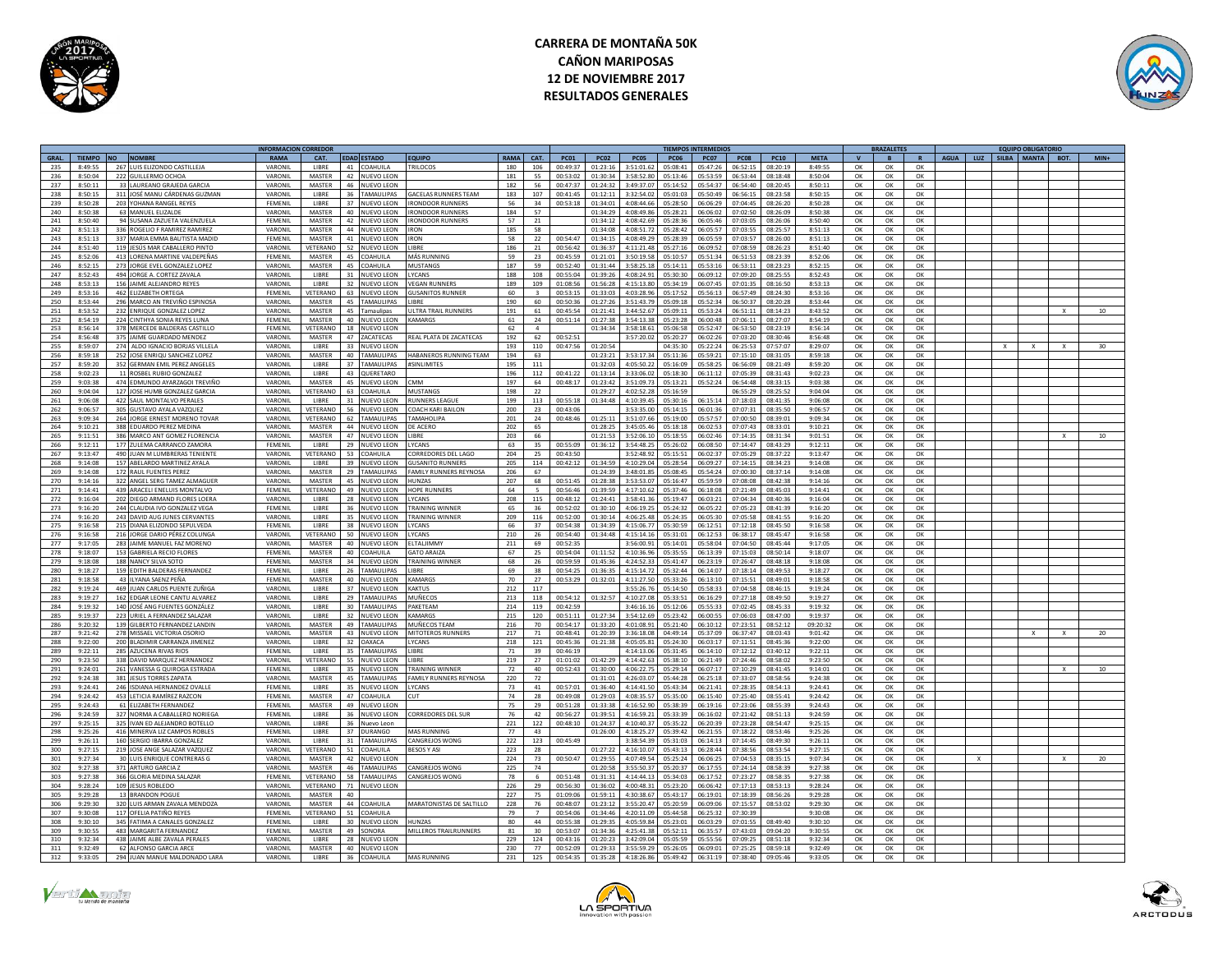# CARRERA DE MONTAÑA 50K
## CAÑON MARIPOSAS
## 12 DE NOVIEMBRE 2017
## RESULTADOS GENERALES

| GRAL. | TIEMPO | NO | NOMBRE | RAMA | CAT. | EDAD | ESTADO | EQUIPO | RAMA | CAT. | PC01 | PC02 | PC05 | PC06 | PC07 | PC08 | PC10 | META | V | B | R | AGUA | LUZ | SILBA | MANTA | BOT. | MIN+ |
|---|---|---|---|---|---|---|---|---|---|---|---|---|---|---|---|---|---|---|---|---|---|---|---|---|---|---|---|
| | | | INFORMACION CORREDOR | | | | | | | | TIEMPOS INTERMEDIOS | | | | | | | | BRAZALETES | | | EQUIPO OBLIGATORIO | | | | | |
| 235 | 8:49:55 | 267 | LUIS ELIZONDO CASTILLEJA | VARONIL | LIBRE | 41 | COAHUILA | TRILOCOS | 180 | 106 | 00:49:37 | 01:23:16 | 3:51:01.62 | 05:08:41 | 05:47:26 | 06:52:15 | 08:20:19 | 8:49:55 | OK | OK | OK | | | | | | |
| 236 | 8:50:04 | 222 | GUILLERMO OCHOA | VARONIL | MASTER | 42 | NUEVO LEON | | 181 | 55 | 00:53:02 | 01:30:34 | 3:58:52.80 | 05:13:46 | 05:53:59 | 06:53:44 | 08:18:48 | 8:50:04 | OK | OK | OK | | | | | | |
| 237 | 8:50:11 | 33 | LAUREANO GRAJEDA GARCIA | VARONIL | MASTER | 46 | NUEVO LEON | | 182 | 56 | 00:47:37 | 01:24:32 | 3:49:37.07 | 05:14:52 | 05:54:37 | 06:54:40 | 08:20:45 | 8:50:11 | OK | OK | OK | | | | | | |
| 238 | 8:50:15 | 311 | JOSÉ MANU CÁRDENAS GUZMAN | VARONIL | LIBRE | 36 | TAMAULIPAS | GACELAS RUNNERS TEAM | 183 | 107 | 00:41:45 | 01:12:11 | 3:32:54.02 | 05:01:03 | 05:50:49 | 06:56:15 | 08:23:58 | 8:50:15 | OK | OK | OK | | | | | | |
| 239 | 8:50:28 | 203 | YOHANA RANGEL REYES | FEMENIL | LIBRE | 37 | NUEVO LEON | IRONDOOR RUNNERS | 56 | 34 | 00:53:18 | 01:34:01 | 4:08:44.66 | 05:28:50 | 06:06:29 | 07:04:45 | 08:26:20 | 8:50:28 | OK | OK | OK | | | | | | |
| 240 | 8:50:38 | 63 | MANUEL ELIZALDE | VARONIL | MASTER | 40 | NUEVO LEON | IRONDOOR RUNNERS | 184 | 57 | | 01:34:29 | 4:08:49.86 | 05:28:21 | 06:06:02 | 07:02:50 | 08:26:09 | 8:50:38 | OK | OK | OK | | | | | | |
| 241 | 8:50:40 | 94 | SUSANA ZAZUETA VALENZUELA | FEMENIL | MASTER | 42 | NUEVO LEON | IRONDOOR RUNNERS | 57 | 21 | | 01:34:12 | 4:08:42.69 | 05:28:36 | 06:05:46 | 07:03:05 | 08:26:06 | 8:50:40 | OK | OK | OK | | | | | | |
| 242 | 8:51:13 | 336 | ROGELIO F RAMIREZ RAMIREZ | VARONIL | MASTER | 44 | NUEVO LEON | IRON | 185 | 58 | | 01:34:08 | 4:08:51.72 | 05:28:42 | 06:05:57 | 07:03:55 | 08:25:57 | 8:51:13 | OK | OK | OK | | | | | | |
| 243 | 8:51:13 | 337 | MARIA EMMA BAUTISTA MADID | FEMENIL | MASTER | 41 | NUEVO LEON | IRON | 58 | 22 | 00:54:47 | 01:34:15 | 4:08:49.29 | 05:28:39 | 06:05:59 | 07:03:57 | 08:26:00 | 8:51:13 | OK | OK | OK | | | | | | |
| 244 | 8:51:40 | 119 | JESÚS MAR CABALLERO PINTO | VARONIL | VETERANO | 52 | NUEVO LEON | LIBRE | 186 | 21 | 00:56:42 | 01:36:37 | 4:11:21.48 | 05:27:16 | 06:09:52 | 07:08:59 | 08:26:23 | 8:51:40 | OK | OK | OK | | | | | | |
| 245 | 8:52:06 | 413 | LORENA MARTINE VALDEPEÑAS | FEMENIL | MASTER | 45 | COAHUILA | MÁS RUNNING | 59 | 23 | 00:45:59 | 01:21:01 | 3:50:19.58 | 05:10:57 | 05:51:34 | 06:51:53 | 08:23:39 | 8:52:06 | OK | OK | OK | | | | | | |
| 246 | 8:52:15 | 273 | JORGE EVEL GONZALEZ LOPEZ | VARONIL | MASTER | 45 | COAHUILA | MUSTANGS | 187 | 59 | 00:52:40 | 01:31:44 | 3:58:25.18 | 05:14:11 | 05:53:16 | 06:53:11 | 08:23:23 | 8:52:15 | OK | OK | OK | | | | | | |
| 247 | 8:52:43 | 494 | JORGE A. CORTEZ ZAVALA | VARONIL | LIBRE | 31 | NUEVO LEON | LYCANS | 188 | 108 | 00:55:04 | 01:39:26 | 4:08:24.91 | 05:30:30 | 06:09:12 | 07:09:20 | 08:25:55 | 8:52:43 | OK | OK | OK | | | | | | |
| 248 | 8:53:13 | 156 | JAIME ALEJANDRO REYES | VARONIL | LIBRE | 32 | NUEVO LEON | VEGAN RUNNERS | 189 | 109 | 01:08:56 | 01:56:28 | 4:15:13.80 | 05:34:19 | 06:07:45 | 07:01:35 | 08:16:50 | 8:53:13 | OK | OK | OK | | | | | | |
| 249 | 8:53:16 | 462 | ELIZABETH ORTEGA | FEMENIL | VETERANO | 63 | NUEVO LEON | GUSANITOS RUNNER | 60 | 3 | 00:53:15 | 01:33:03 | 4:03:28.96 | 05:17:52 | 05:56:13 | 06:57:49 | 08:24:30 | 8:53:16 | OK | OK | OK | | | | | | |
| 250 | 8:53:44 | 296 | MARCO AN TREVIÑO ESPINOSA | VARONIL | MASTER | 45 | TAMAULIPAS | LIBRE | 190 | 60 | 00:50:36 | 01:27:26 | 3:51:43.79 | 05:09:18 | 05:52:34 | 06:50:37 | 08:20:28 | 8:53:44 | OK | OK | OK | | | | | | |
| 251 | 8:53:52 | 232 | ENRIQUE GONZALEZ LOPEZ | VARONIL | MASTER | 45 | Tamaulipas | ULTRA TRAIL RUNNERS | 191 | 61 | 00:45:54 | 01:21:41 | 3:44:52.67 | 05:09:11 | 05:53:24 | 06:51:11 | 08:14:23 | 8:43:52 | OK | OK | OK | | | | | X | 10 |
| 252 | 8:54:19 | 224 | CINTHYA SONIA REYES LUNA | FEMENIL | MASTER | 40 | NUEVO LEON | KAMARGS | 61 | 24 | 00:51:14 | 01:27:38 | 3:54:13.38 | 05:23:28 | 06:00:48 | 07:06:11 | 08:27:07 | 8:54:19 | OK | OK | OK | | | | | | |
| 253 | 8:56:14 | 378 | MERCEDE BALDERAS CASTILLO | FEMENIL | VETERANO | 18 | NUEVO LEON | | 62 | 4 | | 01:34:34 | 3:58:18.61 | 05:06:58 | 05:52:47 | 06:53:50 | 08:23:19 | 8:56:14 | OK | OK | OK | | | | | | |
| 254 | 8:56:48 | 375 | JAIME GUARDADO MENDEZ | VARONIL | MASTER | 47 | ZACATECAS | REAL PLATA DE ZACATECAS | 192 | 62 | 00:52:51 | | 3:57:20.02 | 05:20:27 | 06:02:26 | 07:03:20 | 08:30:46 | 8:56:48 | OK | OK | OK | | | | | | |
| 255 | 8:59:07 | 274 | ALDO IGNACIO BORJAS VILLELA | VARONIL | LIBRE | 33 | NUEVO LEON | | 193 | 110 | 00:47:56 | 01:20:54 | | 04:35:30 | 05:22:24 | 06:25:53 | 07:57:07 | 8:29:07 | OK | OK | OK | | X | X | X | | 30 |
| 256 | 8:59:18 | 252 | JOSE ENRIQU SANCHEZ LOPEZ | VARONIL | MASTER | 40 | TAMAULIPAS | HABANEROS RUNNING TEAM | 194 | 63 | | 01:23:21 | 3:53:17.34 | 05:11:36 | 05:59:21 | 07:15:10 | 08:31:05 | 8:59:18 | OK | OK | OK | | | | | | |
| 257 | 8:59:20 | 352 | GERMAN EMIL PEREZ ANGELES | VARONIL | LIBRE | 37 | TAMAULIPAS | #SINLIMITES | 195 | 111 | | 01:32:03 | 4:05:50.22 | 05:16:09 | 05:58:25 | 06:56:09 | 08:21:49 | 8:59:20 | OK | OK | OK | | | | | | |
| 258 | 9:02:23 | 11 | ROSBEL RUBIO GONZALEZ | VARONIL | LIBRE | 43 | QUERETARO | | 196 | 112 | 00:41:22 | 01:13:14 | 3:33:06.02 | 05:18:30 | 06:11:12 | 07:05:39 | 08:31:43 | 9:02:23 | OK | OK | OK | | | | | | |
| 259 | 9:03:38 | 474 | EDMUNDO AYARZAGOI TREVIÑO | VARONIL | MASTER | 45 | NUEVO LEON | CMM | 197 | 64 | 00:48:17 | 01:23:42 | 3:51:09.73 | 05:13:21 | 05:52:24 | 06:54:48 | 08:33:15 | 9:03:38 | OK | OK | OK | | | | | | |
| 260 | 9:04:04 | 127 | JOSE HUMB GONZALEZ GARCIA | VARONIL | VETERANO | 63 | COAHUILA | MUSTANGS | 198 | 22 | | 01:29:27 | 4:02:52.28 | 05:16:59 | | 06:55:29 | 08:25:52 | 9:04:04 | OK | OK | OK | | | | | | |
| 261 | 9:06:08 | 422 | SAUL MONTALVO PERALES | VARONIL | LIBRE | 31 | NUEVO LEON | RUNNERS LEAGUE | 199 | 113 | 00:55:18 | 01:34:48 | 4:10:39.45 | 05:30:16 | 06:15:14 | 07:18:03 | 08:41:35 | 9:06:08 | OK | OK | OK | | | | | | |
| 262 | 9:06:57 | 305 | GUSTAVO AYALA VAZQUEZ | VARONIL | VETERANO | 56 | NUEVO LEON | COACH KARI BAILON | 200 | 23 | 00:43:06 | | 3:53:35.00 | 05:14:15 | 06:01:36 | 07:07:31 | 08:35:50 | 9:06:57 | OK | OK | OK | | | | | | |
| 263 | 9:09:34 | 264 | JORGE ERNEST MORENO TOVAR | VARONIL | VETERANO | 62 | TAMAULIPAS | TAMAHOLIPA | 201 | 24 | 00:48:46 | 01:25:11 | 3:51:07.66 | 05:19:00 | 05:57:57 | 07:00:50 | 08:39:01 | 9:09:34 | OK | OK | OK | | | | | | |
| 264 | 9:10:21 | 388 | EDUARDO PEREZ MEDINA | VARONIL | MASTER | 44 | NUEVO LEON | DE ACERO | 202 | 65 | | 01:28:25 | 3:45:05.46 | 05:18:18 | 06:02:53 | 07:07:43 | 08:33:01 | 9:10:21 | OK | OK | OK | | | | | | |
| 265 | 9:11:51 | 386 | MARCO ANT GOMEZ FLORENCIA | VARONIL | MASTER | 47 | NUEVO LEON | LIBRE | 203 | 66 | | 01:21:53 | 3:52:06.10 | 05:18:55 | 06:02:46 | 07:14:35 | 08:31:34 | 9:01:51 | OK | OK | OK | | | | | X | 10 |
| 266 | 9:12:11 | 177 | ZULEMA CARRANCO ZAMORA | FEMENIL | LIBRE | 29 | NUEVO LEON | LYCANS | 63 | 35 | 00:55:09 | 01:36:12 | 3:54:48.25 | 05:26:02 | 06:08:50 | 07:14:47 | 08:43:29 | 9:12:11 | OK | OK | OK | | | | | | |
| 267 | 9:13:47 | 490 | JUAN M LUMBRERAS TENIENTE | VARONIL | VETERANO | 53 | COAHUILA | CORREDORES DEL LAGO | 204 | 25 | 00:43:50 | | 3:52:48.92 | 05:15:51 | 06:02:37 | 07:05:29 | 08:37:22 | 9:13:47 | OK | OK | OK | | | | | | |
| 268 | 9:14:08 | 157 | ABELARDO MARTINEZ AYALA | VARONIL | LIBRE | 39 | NUEVO LEON | GUSANITO RUNNERS | 205 | 114 | 00:42:12 | 01:34:59 | 4:10:29.04 | 05:28:54 | 06:09:27 | 07:14:15 | 08:34:23 | 9:14:08 | OK | OK | OK | | | | | | |
| 269 | 9:14:08 | 172 | RAUL FUENTES PEREZ | VARONIL | MASTER | 29 | TAMAULIPAS | FAMILY RUNNERS REYNOSA | 206 | 67 | | 01:24:39 | 3:48:01.85 | 05:08:45 | 05:54:24 | 07:00:30 | 08:37:14 | 9:14:08 | OK | OK | OK | | | | | | |
| 270 | 9:14:16 | 322 | ANGEL SERG TAMEZ ALMAGUER | VARONIL | MASTER | 45 | NUEVO LEON | HUNZAS | 207 | 68 | 00:51:45 | 01:28:38 | 3:53:53.07 | 05:16:47 | 05:59:59 | 07:08:08 | 08:42:38 | 9:14:16 | OK | OK | OK | | | | | | |
| 271 | 9:14:41 | 439 | ARACELI ENELUIS MONTALVO | FEMENIL | VETERANO | 49 | NUEVO LEON | HOPE RUNNERS | 64 | 5 | 00:56:46 | 01:39:59 | 4:17:10.62 | 05:37:46 | 06:18:08 | 07:21:49 | 08:45:03 | 9:14:41 | OK | OK | OK | | | | | | |
| 272 | 9:16:04 | 202 | DIEGO ARMAND FLORES LOERA | VARONIL | LIBRE | 28 | NUEVO LEON | LYCANS | 208 | 115 | 00:48:12 | 01:24:41 | 3:58:41.36 | 05:19:47 | 06:03:21 | 07:04:34 | 08:40:36 | 9:16:04 | OK | OK | OK | | | | | | |
| 273 | 9:16:20 | 244 | CLAUDIA IVO GONZALEZ VEGA | FEMENIL | LIBRE | 36 | NUEVO LEON | TRAINING WINNER | 65 | 36 | 00:52:02 | 01:30:10 | 4:06:19.25 | 05:24:32 | 06:05:22 | 07:05:23 | 08:41:39 | 9:16:20 | OK | OK | OK | | | | | | |
| 274 | 9:16:20 | 243 | DAVID AUG JUNES CERVANTES | VARONIL | LIBRE | 35 | NUEVO LEON | TRAINING WINNER | 209 | 116 | 00:52:00 | 01:30:14 | 4:06:25.48 | 05:24:35 | 06:05:30 | 07:05:58 | 08:41:55 | 9:16:20 | OK | OK | OK | | | | | | |
| 275 | 9:16:58 | 215 | DIANA ELIZONDO SEPULVEDA | FEMENIL | LIBRE | 38 | NUEVO LEON | LYCANS | 66 | 37 | 00:54:38 | 01:34:39 | 4:15:06.77 | 05:30:59 | 06:12:51 | 07:12:18 | 08:45:50 | 9:16:58 | OK | OK | OK | | | | | | |
| 276 | 9:16:58 | 216 | JORGE DARIO PÉREZ COLUNGA | VARONIL | VETERANO | 50 | NUEVO LEON | LYCANS | 210 | 26 | 00:54:40 | 01:34:48 | 4:15:14.16 | 05:31:01 | 06:12:53 | 06:38:17 | 08:45:47 | 9:16:58 | OK | OK | OK | | | | | | |
| 277 | 9:17:05 | 283 | JAIME MANUEL FAZ MORENO | VARONIL | MASTER | 40 | NUEVO LEON | ELTALIIMMY | 211 | 69 | 00:52:35 | | 3:56:00.91 | 05:14:01 | 05:58:04 | 07:04:50 | 08:45:44 | 9:17:05 | OK | OK | OK | | | | | | |
| 278 | 9:18:07 | 153 | GABRIELA RECIO FLORES | FEMENIL | MASTER | 40 | COAHUILA | GATO ARAIZA | 67 | 25 | 00:54:04 | 01:11:52 | 4:10:36.96 | 05:35:55 | 06:13:39 | 07:15:03 | 08:50:14 | 9:18:07 | OK | OK | OK | | | | | | |
| 279 | 9:18:08 | 188 | NANCY SILVA SOTO | FEMENIL | MASTER | 34 | NUEVO LEON | TRAINING WINNER | 68 | 26 | 00:59:59 | 01:45:36 | 4:24:52.33 | 05:41:47 | 06:23:19 | 07:26:47 | 08:48:18 | 9:18:08 | OK | OK | OK | | | | | | |
| 280 | 9:18:27 | 159 | EDITH BALDERAS FERNANDEZ | FEMENIL | LIBRE | 26 | TAMAULIPAS | LIBRE | 69 | 38 | 00:54:25 | 01:36:35 | 4:15:14.72 | 05:32:44 | 06:14:07 | 07:18:14 | 08:49:53 | 9:18:27 | OK | OK | OK | | | | | | |
| 281 | 9:18:58 | 43 | ILYANA SAENZ PEÑA | FEMENIL | MASTER | 40 | NUEVO LEON | KAMARGS | 70 | 27 | 00:53:29 | 01:32:01 | 4:11:27.50 | 05:33:26 | 06:13:10 | 07:15:51 | 08:49:01 | 9:18:58 | OK | OK | OK | | | | | | |
| 282 | 9:19:24 | 469 | JUAN CARLOS PUENTE ZUÑIGA | VARONIL | LIBRE | 37 | NUEVO LEON | KAKTUS | 212 | 117 | | | 3:55:26.76 | 05:14:50 | 05:58:33 | 07:04:58 | 08:46:15 | 9:19:24 | OK | OK | OK | | | | | | |
| 283 | 9:19:27 | 162 | EDGAR LEONE CANTU ALVAREZ | VARONIL | LIBRE | 29 | TAMAULIPAS | MUÑECOS | 213 | 118 | 00:54:12 | 01:32:57 | 4:10:27.08 | 05:33:51 | 06:16:29 | 07:27:18 | 08:49:50 | 9:19:27 | OK | OK | OK | | | | | | |
| 284 | 9:19:32 | 140 | JOSÉ ANG FUENTES GONZÁLEZ | VARONIL | LIBRE | 30 | TAMAULIPAS | PAKETEAM | 214 | 119 | 00:42:59 | | 3:46:16.16 | 05:12:06 | 05:55:33 | 07:02:45 | 08:45:33 | 9:19:32 | OK | OK | OK | | | | | | |
| 285 | 9:19:37 | 223 | URIEL A FERNANDEZ SALAZAR | VARONIL | LIBRE | 32 | NUEVO LEON | KAMARGS | 215 | 120 | 00:51:11 | 01:27:34 | 3:54:12.69 | 05:23:42 | 06:00:55 | 07:06:03 | 08:47:00 | 9:19:37 | OK | OK | OK | | | | | | |
| 286 | 9:20:32 | 139 | GILBERTO FERNANDEZ LANDIN | VARONIL | MASTER | 49 | TAMAULIPAS | MUÑECOS TEAM | 216 | 70 | 00:54:17 | 01:33:20 | 4:01:08.91 | 05:21:40 | 06:10:12 | 07:23:51 | 08:52:12 | 09:20:32 | OK | OK | OK | | | | | | |
| 287 | 9:21:42 | 278 | MISSAEL VICTORIA OSORIO | VARONIL | MASTER | 43 | NUEVO LEON | MITOTEROS RUNNERS | 217 | 71 | 00:48:41 | 01:20:39 | 3:36:18.08 | 04:49:14 | 05:37:09 | 06:37:47 | 08:03:43 | 9:01:42 | OK | OK | OK | | | | X | X | 20 |
| 288 | 9:22:00 | 200 | BLADIMIR CARRANZA JIMENEZ | VARONIL | LIBRE | 32 | OAXACA | LYCANS | 218 | 121 | 00:45:36 | 01:21:38 | 4:05:05.81 | 05:24:30 | 06:06:37 | 07:11:51 | 08:45:36 | 9:22:00 | OK | OK | OK | | | | | | |
| 289 | 9:22:11 | 285 | AZUCENA RIVAS RIOS | FEMENIL | LIBRE | 35 | TAMAULIPAS | LIBRE | 71 | 39 | 00:46:19 | | 4:14:13.06 | 05:31:45 | 06:14:10 | 07:12:12 | 03:40:12 | 9:22:11 | OK | OK | OK | | | | | | |
| 290 | 9:23:50 | 338 | DAVID MARQUEZ HERNANDEZ | VARONIL | VETERANO | 55 | NUEVO LEON | LIBRE | 219 | 27 | 01:01:02 | 01:42:29 | 4:14:42.63 | 05:38:10 | 06:21:49 | 07:24:46 | 08:58:02 | 9:23:50 | OK | OK | OK | | | | | | |
| 291 | 9:24:01 | 261 | VANESSA G QUIROGA ESTRADA | FEMENIL | LIBRE | 35 | NUEVO LEON | TRAINING WINNER | 72 | 40 | 00:52:43 | 01:30:00 | 4:06:22.75 | 05:29:14 | 06:07:17 | 07:10:29 | 08:41:45 | 9:14:01 | OK | OK | OK | | | | | X | 10 |
| 292 | 9:24:38 | 381 | JESUS TORRES ZAPATA | VARONIL | MASTER | 45 | TAMAULIPAS | FAMILY RUNNERS REYNOSA | 220 | 72 | | 01:31:01 | 4:26:03.07 | 05:44:28 | 06:25:18 | 07:33:07 | 08:58:56 | 9:24:38 | OK | OK | OK | | | | | | |
| 293 | 9:24:41 | 246 | ISDIANA HERNANDEZ OVALLE | FEMENIL | LIBRE | 35 | NUEVO LEON | LYCANS | 73 | 41 | 00:57:01 | 01:36:40 | 4:14:41.50 | 05:43:34 | 06:21:41 | 07:28:35 | 08:54:13 | 9:24:41 | OK | OK | OK | | | | | | |
| 294 | 9:24:42 | 453 | LETICIA RAMÍREZ RAZCON | FEMENIL | MASTER | 47 | COAHUILA | CUT | 74 | 28 | 00:49:08 | 01:29:03 | 4:08:35.57 | 05:35:00 | 06:15:40 | 07:25:40 | 08:55:41 | 9:24:42 | OK | OK | OK | | | | | | |
| 295 | 9:24:43 | 61 | ELIZABETH FERNANDEZ | FEMENIL | MASTER | 49 | NUEVO LEON | | 75 | 29 | 00:51:28 | 01:33:38 | 4:16:52.90 | 05:38:39 | 06:19:16 | 07:23:06 | 08:55:39 | 9:24:43 | OK | OK | OK | | | | | | |
| 296 | 9:24:59 | 327 | NORMA A CABALLERO NORIEGA | FEMENIL | LIBRE | 36 | NUEVO LEON | CORREDORES DEL SUR | 76 | 42 | 00:56:27 | 01:39:51 | 4:16:59.21 | 05:33:39 | 06:16:02 | 07:21:42 | 08:51:13 | 9:24:59 | OK | OK | OK | | | | | | |
| 297 | 9:25:15 | 325 | IVAN ED ALEJANDRO BOTELLO | VARONIL | LIBRE | 36 | Nuevo Leon | | 221 | 122 | 00:48:10 | 01:24:37 | 4:10:40.37 | 05:35:22 | 06:20:39 | 07:23:28 | 08:54:47 | 9:25:15 | OK | OK | OK | | | | | | |
| 298 | 9:25:26 | 416 | MINERVA LIZ CAMPOS ROBLES | FEMENIL | LIBRE | 37 | DURANGO | MAS RUNNING | 77 | 43 | | 01:26:00 | 4:18:25.27 | 05:39:42 | 06:21:55 | 07:18:22 | 08:53:46 | 9:25:26 | OK | OK | OK | | | | | | |
| 299 | 9:26:11 | 160 | SERGIO IBARRA GONZALEZ | VARONIL | LIBRE | 31 | TAMAULIPAS | CANGREJOS WONG | 222 | 123 | 00:45:49 | | 3:38:54.39 | 05:31:03 | 06:14:13 | 07:14:45 | 08:49:30 | 9:26:11 | OK | OK | OK | | | | | | |
| 300 | 9:27:15 | 219 | JOSE ANGE SALAZAR VAZQUEZ | VARONIL | VETERANO | 51 | COAHUILA | BESOS Y ASI | 223 | 28 | | 01:27:22 | 4:16:10.07 | 05:43:13 | 06:28:44 | 07:38:56 | 08:53:54 | 9:27:15 | OK | OK | OK | | | | | | |
| 301 | 9:27:34 | 30 | LUIS ENRIQUE CONTRERAS G | VARONIL | MASTER | 42 | NUEVO LEON | | 224 | 73 | 00:50:47 | 01:29:55 | 4:07:49.54 | 05:25:24 | 06:06:25 | 07:04:53 | 08:35:15 | 9:07:34 | OK | OK | OK | X | | | | X | 20 |
| 302 | 9:27:38 | 371 | ARTURO GARCIA Z | VARONIL | MASTER | 46 | TAMAULIPAS | CANGREJOS WONG | 225 | 74 | | 01:20:58 | 3:55:50.37 | 05:20:37 | 06:17:55 | 07:24:14 | 08:58:39 | 9:27:38 | OK | OK | OK | | | | | | |
| 303 | 9:27:38 | 366 | GLORIA MEDINA SALAZAR | FEMENIL | VETERANO | 58 | TAMAULIPAS | CANGREJOS WONG | 78 | 6 | 00:51:48 | 01:31:31 | 4:14:44.13 | 05:34:03 | 06:17:52 | 07:23:27 | 08:58:35 | 9:27:38 | OK | OK | OK | | | | | | |
| 304 | 9:28:24 | 109 | JESUS ROBLEDO | VARONIL | VETERANO | 71 | NUEVO LEON | | 226 | 29 | 00:56:30 | 01:36:02 | 4:00:48.31 | 05:23:20 | 06:06:42 | 07:17:13 | 08:53:13 | 9:28:24 | OK | OK | OK | | | | | | |
| 305 | 9:29:28 | 13 | BRANDON POGUE | VARONIL | MASTER | 40 | | | 227 | 75 | 01:09:06 | 01:59:11 | 4:30:38.67 | 05:43:17 | 06:19:01 | 07:18:39 | 08:56:26 | 9:29:28 | OK | OK | OK | | | | | | |
| 306 | 9:29:30 | 320 | LUIS ARMAN ZAVALA MENDOZA | VARONIL | MASTER | 44 | COAHUILA | MARATONISTAS DE SALTILLO | 228 | 76 | 00:48:07 | 01:23:12 | 3:55:20.47 | 05:20:59 | 06:09:06 | 07:15:57 | 08:53:02 | 9:29:30 | OK | OK | OK | | | | | | |
| 307 | 9:30:08 | 117 | OFELIA PATIÑO REYES | FEMENIL | VETERANO | 51 | COAHUILA | | 79 | 7 | 00:54:06 | 01:34:46 | 4:20:11.09 | 05:44:58 | 06:25:32 | 07:30:39 | | 9:30:08 | OK | OK | OK | | | | | | |
| 308 | 9:30:10 | 345 | FATIMA A CANALES GONZALEZ | FEMENIL | LIBRE | 30 | NUEVO LEON | HUNZAS | 80 | 44 | 00:55:38 | 01:29:35 | 4:05:59.84 | 05:23:01 | 06:03:29 | 07:01:55 | 08:49:40 | 9:30:10 | OK | OK | OK | | | | | | |
| 309 | 9:30:55 | 483 | MARGARITA FERNANDEZ | FEMENIL | MASTER | 49 | SONORA | MILLEROS TRAILRUNNERS | 81 | 30 | 00:53:07 | 01:34:36 | 4:25:41.38 | 05:52:11 | 06:35:57 | 07:43:03 | 09:04:20 | 9:30:55 | OK | OK | OK | | | | | | |
| 310 | 9:32:34 | 438 | JAIME ALBE ZAVALA PERALES | VARONIL | LIBRE | 28 | NUEVO LEON | | 229 | 124 | 00:43:16 | 01:20:23 | 3:42:09.04 | 05:05:59 | 05:55:56 | 07:09:25 | 08:51:18 | 9:32:34 | OK | OK | OK | | | | | | |
| 311 | 9:32:49 | 62 | ALFONSO GARCIA ARCE | VARONIL | MASTER | 40 | NUEVO LEON | | 230 | 77 | 00:52:09 | 01:29:33 | 3:55:59.29 | 05:26:05 | 06:09:01 | 07:25:25 | 08:59:18 | 9:32:49 | OK | OK | OK | | | | | | |
| 312 | 9:33:05 | 294 | JUAN MANUE MALDONADO LARA | VARONIL | LIBRE | 36 | COAHUILA | MAS RUNNING | 231 | 125 | 00:54:35 | 01:35:28 | 4:18:26.86 | 05:49:42 | 06:31:19 | 07:38:40 | 09:05:46 | 9:33:05 | OK | OK | OK | | | | | | |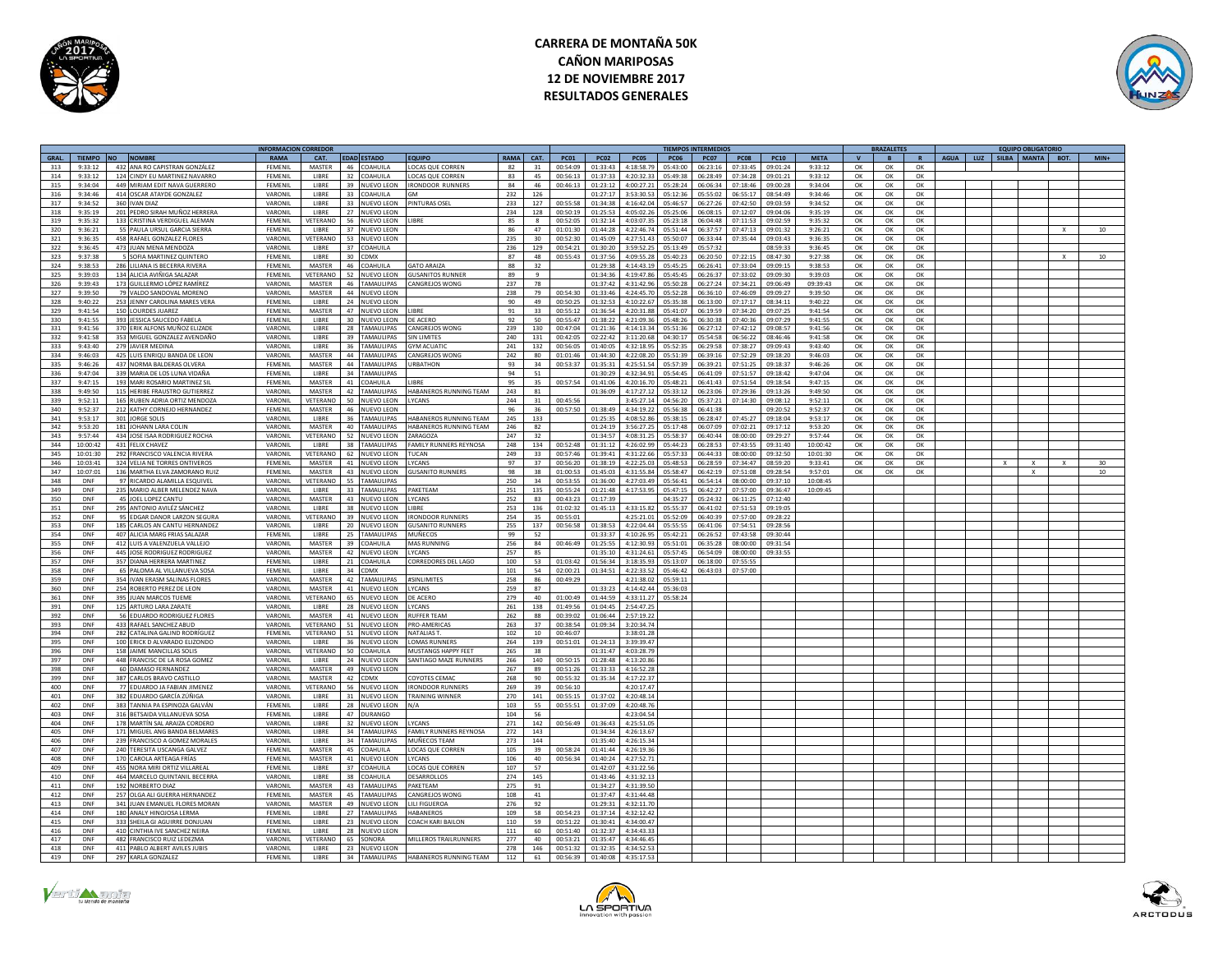# CARRERA DE MONTAÑA 50K
## CAÑON MARIPOSAS
## 12 DE NOVIEMBRE 2017
## RESULTADOS GENERALES

| | | INFORMACION CORREDOR | | | | | | | | | TIEMPOS INTERMEDIOS | | | | | | | | BRAZALETES | | | EQUIPO OBLIGATORIO | | | | | |
|---|---|---|---|---|---|---|---|---|---|---|---|---|---|---|---|---|---|---|---|---|---|---|---|---|---|---|---|
| GRAL. | TIEMPO | NO | NOMBRE | RAMA | CAT. | EDAD | ESTADO | EQUIPO | RAMA | CAT. | PC01 | PC02 | PC05 | PC06 | PC07 | PC08 | PC10 | META | V | B | R | AGUA | LUZ | SILBA | MANTA | BOT. | MIN+ |
| 313 | 9:33:12 | 432 | ANA RO CAPISTRAN GONZÁLEZ | FEMENIL | MASTER | 46 | COAHUILA | LOCAS QUE CORREN | 82 | 31 | 00:54:09 | 01:33:43 | 4:18:58.79 | 05:43:00 | 06:23:16 | 07:33:45 | 09:01:24 | 9:33:12 | OK | OK | OK | | | | | | |
| 314 | 9:33:12 | 124 | CINDY EU MARTINEZ NAVARRO | FEMENIL | LIBRE | 32 | COAHUILA | LOCAS QUE CORREN | 83 | 45 | 00:56:13 | 01:37:33 | 4:20:32.33 | 05:49:38 | 06:28:49 | 07:34:28 | 09:01:21 | 9:33:12 | OK | OK | OK | | | | | | |
| 315 | 9:34:04 | 449 | MIRIAM EDIT NAVA GUERRERO | FEMENIL | LIBRE | 39 | NUEVO LEON | IRONDOOR RUNNERS | 84 | 46 | 00:46:13 | 01:23:12 | 4:00:27.21 | 05:28:24 | 06:06:34 | 07:18:46 | 09:00:28 | 9:34:04 | OK | OK | OK | | | | | | |
| 316 | 9:34:46 | 414 | OSCAR ATAYDE GONZALEZ | VARONIL | LIBRE | 33 | COAHUILA | GM | 232 | 126 | | 01:27:17 | 3:53:30.53 | 05:12:36 | 05:55:02 | 06:55:17 | 08:54:49 | 9:34:46 | OK | OK | OK | | | | | | |
| 317 | 9:34:52 | 360 | IVAN DIAZ | VARONIL | LIBRE | 33 | NUEVO LEON | PINTURAS OSEL | 233 | 127 | 00:55:58 | 01:34:38 | 4:16:42.04 | 05:46:57 | 06:27:26 | 07:42:50 | 09:03:59 | 9:34:52 | OK | OK | OK | | | | | | |
| 318 | 9:35:19 | 201 | PEDRO SIRAH MUÑOZ HERRERA | VARONIL | LIBRE | 27 | NUEVO LEON | | 234 | 128 | 00:50:19 | 01:25:53 | 4:05:02.26 | 05:25:06 | 06:08:15 | 07:12:07 | 09:04:06 | 9:35:19 | OK | OK | OK | | | | | | |
| 319 | 9:35:32 | 133 | CRISTINA VERDIGUEL ALEMAN | FEMENIL | VETERANO | 56 | NUEVO LEON | LIBRE | 85 | 8 | 00:52:05 | 01:32:14 | 4:03:07.35 | 05:23:18 | 06:04:48 | 07:11:53 | 09:02:59 | 9:35:32 | OK | OK | OK | | | | | | |
| 320 | 9:36:21 | 55 | PAULA URSUL GARCIA SIERRA | FEMENIL | LIBRE | 37 | NUEVO LEON | | 86 | 47 | 01:01:30 | 01:44:28 | 4:22:46.74 | 05:51:44 | 06:37:57 | 07:47:13 | 09:01:32 | 9:26:21 | OK | OK | OK | | | | X | | 10 |
| 321 | 9:36:35 | 458 | RAFAEL GONZALEZ FLORES | VARONIL | VETERANO | 53 | NUEVO LEON | | 235 | 30 | 00:52:30 | 01:45:09 | 4:27:51.43 | 05:50:07 | 06:33:44 | 07:35:44 | 09:03:43 | 9:36:35 | OK | OK | OK | | | | | | |
| 322 | 9:36:45 | 473 | JUAN MENA MENDOZA | VARONIL | LIBRE | 37 | COAHUILA | | 236 | 129 | 00:54:21 | 01:30:20 | 3:59:52.25 | 05:13:49 | 05:57:32 | | 08:59:33 | 9:36:45 | OK | OK | OK | | | | | | |
| 323 | 9:37:38 | 5 | SOFIA MARTINEZ QUINTERO | FEMENIL | LIBRE | 30 | CDMX | | 87 | 48 | 00:55:43 | 01:37:56 | 4:09:55.28 | 05:40:23 | 06:20:50 | 07:22:15 | 08:47:30 | 9:27:38 | OK | OK | OK | | | | X | | 10 |
| 324 | 9:38:53 | 286 | LILIANA IS BECERRA RIVERA | FEMENIL | MASTER | 46 | COAHUILA | GATO ARAIZA | 88 | 32 | | 01:29:38 | 4:14:43.19 | 05:45:25 | 06:26:41 | 07:33:04 | 09:09:15 | 9:38:53 | OK | OK | OK | | | | | | |
| 325 | 9:39:03 | 134 | ALICIA AVIÑIGA SALAZAR | FEMENIL | VETERANO | 52 | NUEVO LEON | GUSANITOS RUNNER | 89 | 9 | | 01:34:36 | 4:19:47.86 | 05:45:45 | 06:26:37 | 07:33:02 | 09:09:30 | 9:39:03 | OK | OK | OK | | | | | | |
| 326 | 9:39:43 | 173 | GUILLERMO LÓPEZ RAMÍREZ | VARONIL | MASTER | 46 | TAMAULIPAS | CANGREJOS WONG | 237 | 78 | | 01:37:42 | 4:31:42.96 | 05:50:28 | 06:27:24 | 07:34:21 | 09:06:49 | 09:39:43 | OK | OK | OK | | | | | | |
| 327 | 9:39:50 | 79 | VALDO SANDOVAL MORENO | VARONIL | MASTER | 44 | NUEVO LEON | | 238 | 79 | 00:54:30 | 01:33:46 | 4:24:45.70 | 05:52:28 | 06:36:10 | 07:46:09 | 09:09:27 | 9:39:50 | OK | OK | OK | | | | | | |
| 328 | 9:40:22 | 253 | JENNY CAROLINA MARES VERA | FEMENIL | LIBRE | 24 | NUEVO LEON | | 90 | 49 | 00:50:25 | 01:32:53 | 4:10:22.67 | 05:35:38 | 06:13:00 | 07:17:17 | 08:34:11 | 9:40:22 | OK | OK | OK | | | | | | |
| 329 | 9:41:54 | 150 | LOURDES JUAREZ | FEMENIL | MASTER | 47 | NUEVO LEON | LIBRE | 91 | 33 | 00:55:12 | 01:36:54 | 4:20:31.88 | 05:41:07 | 06:19:59 | 07:34:20 | 09:07:25 | 9:41:54 | OK | OK | OK | | | | | | |
| 330 | 9:41:55 | 393 | JESSICA SAUCEDO FABELA | FEMENIL | LIBRE | 30 | NUEVO LEON | DE ACERO | 92 | 50 | 00:55:47 | 01:38:22 | 4:21:09.36 | 05:48:26 | 06:30:38 | 07:40:36 | 09:07:29 | 9:41:55 | OK | OK | OK | | | | | | |
| 331 | 9:41:56 | 370 | ERIK ALFONS MUÑOZ ELIZADE | VARONIL | LIBRE | 28 | TAMAULIPAS | CANGREJOS WONG | 239 | 130 | 00:47:04 | 01:21:36 | 4:14:13.34 | 05:51:36 | 06:27:12 | 07:42:12 | 09:08:57 | 9:41:56 | OK | OK | OK | | | | | | |
| 332 | 9:41:58 | 353 | MIGUEL GONZALEZ AVENDAÑO | VARONIL | LIBRE | 39 | TAMAULIPAS | SIN LIMITES | 240 | 131 | 00:42:05 | 02:22:42 | 3:11:20.68 | 04:30:17 | 05:54:58 | 06:56:22 | 08:46:46 | 9:41:58 | OK | OK | OK | | | | | | |
| 333 | 9:43:40 | 279 | JAVIER MEDINA | VARONIL | LIBRE | 36 | TAMAULIPAS | GYM ACUATIC | 241 | 132 | 00:56:05 | 01:40:05 | 4:32:18.95 | 05:52:35 | 06:29:58 | 07:38:27 | 09:09:43 | 9:43:40 | OK | OK | OK | | | | | | |
| 334 | 9:46:03 | 425 | LUIS ENRIQU BANDA DE LEON | VARONIL | MASTER | 44 | TAMAULIPAS | CANGREJOS WONG | 242 | 80 | 01:01:46 | 01:44:30 | 4:22:08.20 | 05:51:39 | 06:39:16 | 07:52:29 | 09:18:20 | 9:46:03 | OK | OK | OK | | | | | | |
| 335 | 9:46:26 | 437 | NORMA BALDERAS OLVERA | FEMENIL | MASTER | 44 | TAMAULIPAS | URBATHON | 93 | 34 | 00:53:37 | 01:35:31 | 4:25:51.54 | 05:57:39 | 06:39:21 | 07:51:25 | 09:18:37 | 9:46:26 | OK | OK | OK | | | | | | |
| 336 | 9:47:04 | 339 | MARIA DE LOS LUNA VIDAÑA | FEMENIL | LIBRE | 34 | TAMAULIPAS | | 94 | 51 | | 01:30:29 | 4:32:34.91 | 05:54:45 | 06:41:09 | 07:51:57 | 09:18:42 | 9:47:04 | OK | OK | OK | | | | | | |
| 337 | 9:47:15 | 193 | MARI ROSARIO MARTINEZ SIL | FEMENIL | MASTER | 41 | COAHUILA | LIBRE | 95 | 35 | 00:57:54 | 01:41:06 | 4:20:16.70 | 05:48:21 | 06:41:43 | 07:51:54 | 09:18:54 | 9:47:15 | OK | OK | OK | | | | | | |
| 338 | 9:49:50 | 115 | HERIBE FRAUSTRO GUTIERREZ | VARONIL | MASTER | 42 | TAMAULIPAS | HABANEROS RUNNING TEAM | 243 | 81 | | 01:36:09 | 4:17:27.12 | 05:33:12 | 06:23:06 | 07:29:36 | 09:13:26 | 9:49:50 | OK | OK | OK | | | | | | |
| 339 | 9:52:11 | 165 | RUBEN ADRIA ORTIZ MENDOZA | VARONIL | VETERANO | 50 | NUEVO LEON | LYCANS | 244 | 31 | 00:45:56 | | 3:45:27.14 | 04:56:20 | 05:37:21 | 07:14:30 | 09:08:12 | 9:52:11 | OK | OK | OK | | | | | | |
| 340 | 9:52:37 | 212 | KATHY CORNEJO HERNANDEZ | FEMENIL | MASTER | 46 | NUEVO LEON | | 96 | 36 | 00:57:50 | 01:38:49 | 4:34:19.22 | 05:56:38 | 06:41:38 | | 09:20:52 | 9:52:37 | OK | OK | OK | | | | | | |
| 341 | 9:53:17 | 301 | JORGE SOLIS | VARONIL | LIBRE | 36 | TAMAULIPAS | HABANEROS RUNNING TEAM | 245 | 133 | | 01:25:35 | 4:08:52.86 | 05:38:15 | 06:28:47 | 07:45:27 | 09:18:04 | 9:53:17 | OK | OK | OK | | | | | | |
| 342 | 9:53:20 | 181 | JOHANN LARA COLIN | VARONIL | MASTER | 40 | TAMAULIPAS | HABANEROS RUNNING TEAM | 246 | 82 | | 01:24:19 | 3:56:27.25 | 05:17:48 | 06:07:09 | 07:02:21 | 09:17:12 | 9:53:20 | OK | OK | OK | | | | | | |
| 343 | 9:57:44 | 434 | JOSE ISAA RODRIGUEZ ROCHA | VARONIL | VETERANO | 52 | NUEVO LEON | ZARAGOZA | 247 | 32 | | 01:34:57 | 4:08:31.25 | 05:58:37 | 06:40:44 | 08:00:00 | 09:29:27 | 9:57:44 | OK | OK | OK | | | | | | |
| 344 | 10:00:42 | 431 | FELIX CHAVEZ | VARONIL | LIBRE | 38 | TAMAULIPAS | FAMILY RUNNERS REYNOSA | 248 | 134 | 00:52:48 | 01:31:12 | 4:26:02.99 | 05:44:23 | 06:28:53 | 07:43:55 | 09:31:40 | 10:00:42 | OK | OK | OK | | | | | | |
| 345 | 10:01:30 | 292 | FRANCISCO VALENCIA RIVERA | VARONIL | VETERANO | 62 | NUEVO LEON | TUCAN | 249 | 33 | 00:57:46 | 01:39:41 | 4:31:22.66 | 05:57:33 | 06:44:33 | 08:00:00 | 09:32:50 | 10:01:30 | OK | OK | OK | | | | | | |
| 346 | 10:03:41 | 324 | VELIA NE TORRES ONTIVEROS | FEMENIL | MASTER | 41 | NUEVO LEON | LYCANS | 97 | 37 | 00:56:20 | 01:38:19 | 4:22:25.03 | 05:48:53 | 06:28:59 | 07:34:47 | 08:59:20 | 9:33:41 | OK | OK | OK | | | X | X | X | 30 |
| 347 | 10:07:01 | 136 | MARTHA ELVA ZAMORANO RUIZ | FEMENIL | MASTER | 43 | NUEVO LEON | GUSANITO RUNNERS | 98 | 38 | 01:00:53 | 01:45:03 | 4:31:55.84 | 05:58:47 | 06:42:19 | 07:51:08 | 09:28:54 | 9:57:01 | OK | OK | OK | | | | X | | 10 |
| 348 | DNF | 97 | RICARDO ALAMILLA ESQUIVEL | VARONIL | VETERANO | 55 | TAMAULIPAS | | 250 | 34 | 00:53:55 | 01:36:00 | 4:27:03.49 | 05:56:41 | 06:54:14 | 08:00:00 | 09:37:10 | 10:08:45 | | | | | | | | | |
| 349 | DNF | 235 | MARIO ALBER MELENDEZ NAVA | VARONIL | LIBRE | 33 | TAMAULIPAS | PAKETEAM | 251 | 135 | 00:55:24 | 01:21:48 | 4:17:53.95 | 05:47:15 | 06:42:27 | 07:57:00 | 09:36:47 | 10:09:45 | | | | | | | | | |
| 350 | DNF | 45 | JOEL LOPEZ CANTU | VARONIL | MASTER | 43 | NUEVO LEON | LYCANS | 252 | 83 | 00:43:23 | 01:17:39 | | 04:35:27 | 05:24:32 | 06:11:25 | 07:12:40 | | | | | | | | | | |
| 351 | DNF | 295 | ANTONIO AVILÉZ SÁNCHEZ | VARONIL | LIBRE | 38 | NUEVO LEON | LIBRE | 253 | 136 | 01:02:32 | 01:45:13 | 4:33:15.82 | 05:55:37 | 06:41:02 | 07:51:53 | 09:19:05 | | | | | | | | | | |
| 352 | DNF | 95 | EDGAR DANOR LARZON SEGURA | VARONIL | VETERANO | 39 | NUEVO LEON | IRONDOOR RUNNERS | 254 | 35 | 00:55:01 | | 4:25:21.01 | 05:52:09 | 06:40:39 | 07:57:00 | 09:28:22 | | | | | | | | | | |
| 353 | DNF | 185 | CARLOS AN CANTU HERNANDEZ | VARONIL | LIBRE | 20 | NUEVO LEON | GUSANITO RUNNERS | 255 | 137 | 00:56:58 | 01:38:53 | 4:22:04.44 | 05:55:55 | 06:41:06 | 07:54:51 | 09:28:56 | | | | | | | | | | |
| 354 | DNF | 407 | ALICIA MARG FRIAS SALAZAR | FEMENIL | LIBRE | 25 | TAMAULIPAS | MUÑECOS | 99 | 52 | | 01:33:37 | 4:10:26.95 | 05:42:21 | 06:26:52 | 07:43:58 | 09:30:44 | | | | | | | | | | |
| 355 | DNF | 412 | LUIS A VALENZUELA VALLEJO | VARONIL | MASTER | 39 | COAHUILA | MAS RUNNING | 256 | 84 | 00:46:49 | 01:25:55 | 4:12:30.93 | 05:51:01 | 06:35:28 | 08:00:00 | 09:31:54 | | | | | | | | | | |
| 356 | DNF | 445 | JOSE RODRIGUEZ RODRIGUEZ | VARONIL | MASTER | 42 | NUEVO LEON | LYCANS | 257 | 85 | | 01:35:10 | 4:31:24.61 | 05:57:45 | 06:54:09 | 08:00:00 | 09:33:55 | | | | | | | | | | |
| 357 | DNF | 357 | DIANA HERRERA MARTINEZ | FEMENIL | LIBRE | 21 | COAHUILA | CORREDORES DEL LAGO | 100 | 53 | 01:03:42 | 01:56:34 | 3:18:35.93 | 05:13:07 | 06:18:00 | 07:55:55 | | | | | | | | | | | |
| 358 | DNF | 65 | PALOMA AL VILLANUEVA SOSA | FEMENIL | LIBRE | 34 | CDMX | | 101 | 54 | 02:00:21 | 01:34:51 | 4:22:33.52 | 05:46:42 | 06:43:03 | 07:57:00 | | | | | | | | | | | |
| 359 | DNF | 354 | IVAN ERASM SALINAS FLORES | VARONIL | MASTER | 42 | TAMAULIPAS | #SINLIMITES | 258 | 86 | 00:49:29 | | 4:21:38.02 | 05:59:11 | | | | | | | | | | | | | |
| 360 | DNF | 254 | ROBERTO PEREZ DE LEON | VARONIL | MASTER | 41 | NUEVO LEON | LYCANS | 259 | 87 | | 01:33:23 | 4:14:42.44 | 05:36:03 | | | | | | | | | | | | | |
| 361 | DNF | 395 | JUAN MARCOS TUEME | VARONIL | VETERANO | 65 | NUEVO LEON | DE ACERO | 279 | 40 | 01:00:49 | 01:44:59 | 4:33:11.27 | 05:58:24 | | | | | | | | | | | | | |
| 391 | DNF | 125 | ARTURO LARA ZARATE | VARONIL | LIBRE | 28 | NUEVO LEON | LYCANS | 261 | 138 | 01:49:56 | 01:04:45 | 2:54:47.25 | | | | | | | | | | | | | | |
| 392 | DNF | 56 | EDUARDO RODRIGUEZ FLORES | VARONIL | MASTER | 41 | NUEVO LEON | RUFFER TEAM | 262 | 88 | 00:39:02 | 01:06:44 | 2:57:19.22 | | | | | | | | | | | | | | |
| 393 | DNF | 433 | RAFAEL SANCHEZ ABUD | VARONIL | VETERANO | 51 | NUEVO LEON | PRO-AMERICAS | 263 | 37 | 00:38:54 | 01:09:34 | 3:20:34.74 | | | | | | | | | | | | | | |
| 394 | DNF | 282 | CATALINA GALIND RODRÍGUEZ | FEMENIL | VETERANO | 51 | NUEVO LEON | NATALIAS T. | 102 | 10 | 00:46:07 | | 3:38:01.28 | | | | | | | | | | | | | | |
| 395 | DNF | 100 | ERICK D ALVARADO ELIZONDO | VARONIL | LIBRE | 36 | NUEVO LEON | LOMAS RUNNERS | 264 | 139 | 00:51:01 | 01:24:13 | 3:39:39.47 | | | | | | | | | | | | | | |
| 396 | DNF | 158 | JAIME MANCILLAS SOLIS | VARONIL | VETERANO | 50 | COAHUILA | MUSTANGS HAPPY FEET | 265 | 38 | | 01:31:47 | 4:03:28.79 | | | | | | | | | | | | | | |
| 397 | DNF | 448 | FRANCISC DE LA ROSA GOMEZ | VARONIL | LIBRE | 24 | NUEVO LEON | SANTIAGO MAZE RUNNERS | 266 | 140 | 00:50:15 | 01:28:48 | 4:13:20.86 | | | | | | | | | | | | | | |
| 398 | DNF | 60 | DAMASO FERNANDEZ | VARONIL | MASTER | 49 | NUEVO LEON | | 267 | 89 | 00:51:26 | 01:33:33 | 4:16:52.28 | | | | | | | | | | | | | | |
| 399 | DNF | 387 | CARLOS BRAVO CASTILLO | VARONIL | MASTER | 42 | CDMX | COYOTES CEMAC | 268 | 90 | 00:55:32 | 01:35:34 | 4:17:22.37 | | | | | | | | | | | | | | |
| 400 | DNF | 77 | EDUARDO JA FABIAN JIMENEZ | VARONIL | VETERANO | 56 | NUEVO LEON | IRONDOOR RUNNERS | 269 | 39 | 00:56:10 | | 4:20:17.47 | | | | | | | | | | | | | | |
| 401 | DNF | 382 | EDUARDO GARCÍA ZÚÑIGA | VARONIL | LIBRE | 31 | NUEVO LEON | TRAINING WINNER | 270 | 141 | 00:55:15 | 01:37:02 | 4:20:48.14 | | | | | | | | | | | | | | |
| 402 | DNF | 383 | TANNIA PA ESPINOZA GALVÁN | FEMENIL | LIBRE | 28 | NUEVO LEON | N/A | 103 | 55 | 00:55:51 | 01:37:09 | 4:20:48.76 | | | | | | | | | | | | | | |
| 403 | DNF | 316 | BETSAIDA VILLANUEVA SOSA | FEMENIL | LIBRE | 47 | DURANGO | | 104 | 56 | | | 4:23:04.54 | | | | | | | | | | | | | | |
| 404 | DNF | 178 | MARTÍN SAL ARAIZA CORDERO | VARONIL | LIBRE | 32 | NUEVO LEON | LYCANS | 271 | 142 | 00:56:49 | 01:36:43 | 4:25:51.05 | | | | | | | | | | | | | | |
| 405 | DNF | 171 | MIGUEL ANG BANDA BELMARES | VARONIL | LIBRE | 34 | TAMAULIPAS | FAMILY RUNNERS REYNOSA | 272 | 143 | | 01:34:34 | 4:26:13.67 | | | | | | | | | | | | | | |
| 406 | DNF | 239 | FRANCISCO A GOMEZ MORALES | VARONIL | LIBRE | 34 | TAMAULIPAS | MUÑECOS TEAM | 273 | 144 | | 01:35:40 | 4:26:15.34 | | | | | | | | | | | | | | |
| 407 | DNF | 240 | TERESITA USCANGA GALVEZ | FEMENIL | MASTER | 45 | COAHUILA | LOCAS QUE CORREN | 105 | 39 | 00:58:24 | 01:41:44 | 4:26:19.36 | | | | | | | | | | | | | | |
| 408 | DNF | 170 | CAROLA ARTEAGA FRÍAS | FEMENIL | MASTER | 41 | NUEVO LEON | LYCANS | 106 | 40 | 00:56:34 | 01:40:24 | 4:27:52.71 | | | | | | | | | | | | | | |
| 409 | DNF | 455 | NORA MIRI ORTIZ VILLAREAL | FEMENIL | LIBRE | 37 | COAHUILA | LOCAS QUE CORREN | 107 | 57 | | 01:42:07 | 4:31:22.56 | | | | | | | | | | | | | | |
| 410 | DNF | 464 | MARCELO QUINTANIL BECERRA | VARONIL | LIBRE | 38 | COAHUILA | DESARROLLOS | 274 | 145 | | 01:43:46 | 4:31:32.13 | | | | | | | | | | | | | | |
| 411 | DNF | 192 | NORBERTO DIAZ | VARONIL | MASTER | 43 | TAMAULIPAS | PAKETEAM | 275 | 91 | | 01:34:27 | 4:31:39.50 | | | | | | | | | | | | | | |
| 412 | DNF | 257 | OLGA ALI GUERRA HERNANDEZ | FEMENIL | MASTER | 45 | TAMAULIPAS | CANGREJOS WONG | 108 | 41 | | 01:37:47 | 4:31:44.48 | | | | | | | | | | | | | | |
| 413 | DNF | 341 | JUAN EMANUEL FLORES MORAN | VARONIL | MASTER | 49 | NUEVO LEON | LILI FIGUEROA | 276 | 92 | | 01:29:31 | 4:32:11.70 | | | | | | | | | | | | | | |
| 414 | DNF | 180 | ANALY HINOJOSA LERMA | FEMENIL | LIBRE | 27 | TAMAULIPAS | HABANEROS | 109 | 58 | 00:54:23 | 01:37:14 | 4:32:12.42 | | | | | | | | | | | | | | |
| 415 | DNF | 333 | SHEILA GI AGUIRRE DONJUAN | FEMENIL | LIBRE | 23 | NUEVO LEON | COACH KARI BAILON | 110 | 59 | 00:51:22 | 01:30:41 | 4:34:00.47 | | | | | | | | | | | | | | |
| 416 | DNF | 410 | CINTHIA IVE SANCHEZ NEIRA | FEMENIL | LIBRE | 28 | NUEVO LEON | | 111 | 60 | 00:51:40 | 01:32:37 | 4:34:43.33 | | | | | | | | | | | | | | |
| 417 | DNF | 482 | FRANCISCO RUIZ LEDEZMA | VARONIL | VETERANO | 65 | SONORA | MILLEROS TRAILRUNNERS | 277 | 40 | 00:53:21 | 01:35:47 | 4:34:46.45 | | | | | | | | | | | | | | |
| 418 | DNF | 411 | PABLO ALBERT AVILES JUBIS | VARONIL | LIBRE | 23 | NUEVO LEON | | 278 | 146 | 00:51:32 | 01:32:35 | 4:34:52.53 | | | | | | | | | | | | | | |
| 419 | DNF | 297 | KARLA GONZALEZ | FEMENIL | LIBRE | 34 | TAMAULIPAS | HABANEROS RUNNING TEAM | 112 | 61 | 00:56:39 | 01:40:08 | 4:35:17.53 | | | | | | | | | | | | | | |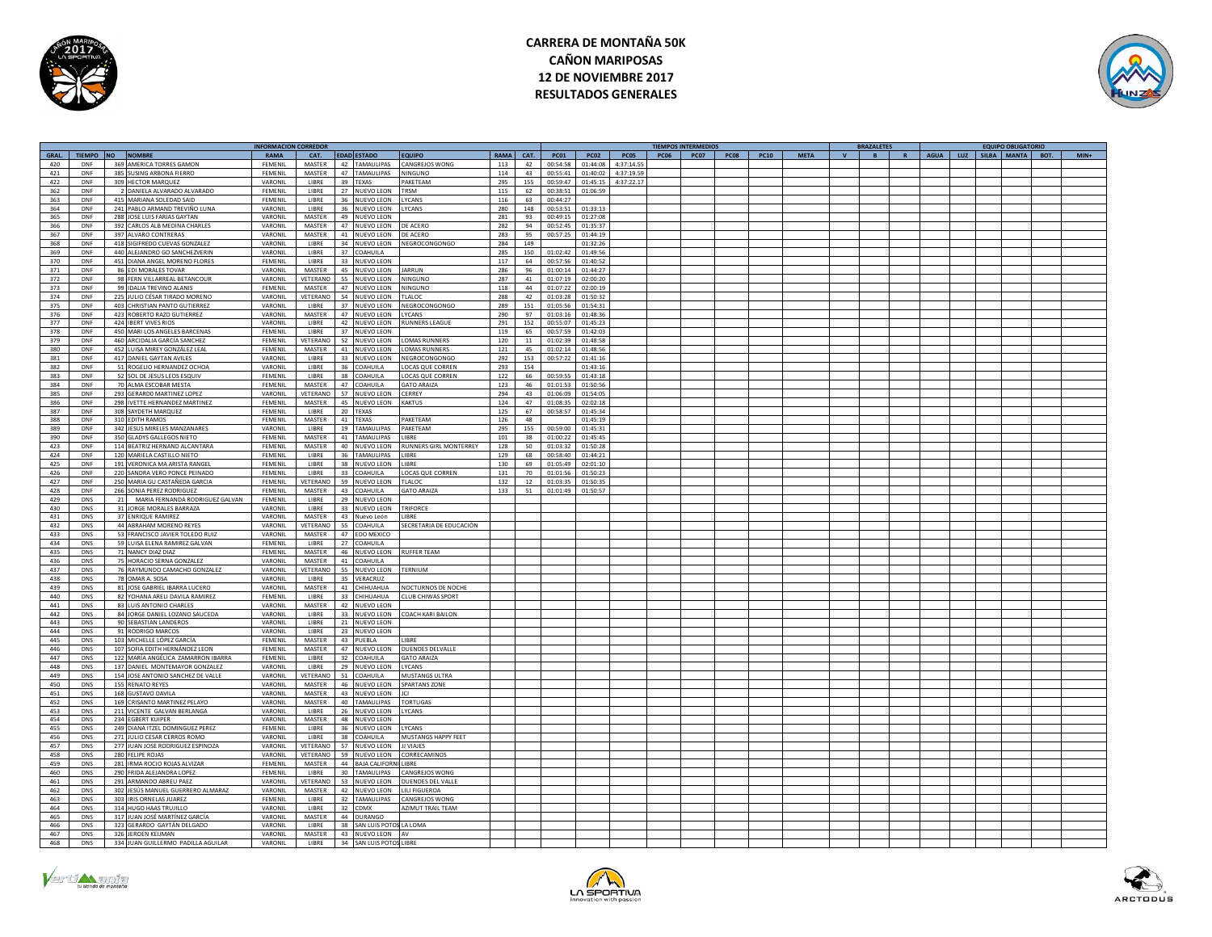# CARRERA DE MONTAÑA 50K
## CAÑON MARIPOSAS
## 12 DE NOVIEMBRE 2017
## RESULTADOS GENERALES

| GRAL. | TIEMPO | NO | NOMBRE | RAMA | CAT. | EDAD | ESTADO | EQUIPO | RAMA | CAT. | PC01 | PC02 | PC05 | PC06 | PC07 | PC08 | PC10 | META | V | B | R | AGUA | LUZ | SILBA | MANTA | BOT. | MIN+ |
|---|---|---|---|---|---|---|---|---|---|---|---|---|---|---|---|---|---|---|---|---|---|---|---|---|---|---|---|
| 420 | DNF | 369 | AMERICA TORRES GAMON | FEMENIL | MASTER | 42 | TAMAULIPAS | CANGREJOS WONG | 113 | 42 | 00:54:58 | 01:44:08 | 4:37:14.55 | | | | | | | | | | | | | | |
| 421 | DNF | 385 | SUSING ARBONA FIERRO | FEMENIL | MASTER | 47 | TAMAULIPAS | NINGUNO | 114 | 43 | 00:55:41 | 01:40:02 | 4:37:19.59 | | | | | | | | | | | | | | |
| 422 | DNF | 309 | HECTOR MARQUEZ | VARONIL | LIBRE | 39 | TEXAS | PAKETEAM | 295 | 155 | 00:59:47 | 01:45:15 | 4:37:22.17 | | | | | | | | | | | | | | |
| 362 | DNF | 2 | DANIELA ALVARADO ALVARADO | FEMENIL | LIBRE | 27 | NUEVO LEON | TRSM | 115 | 62 | 00:38:51 | 01:06:59 | | | | | | | | | | | | | | | |
| 363 | DNF | 415 | MARIANA SOLEDAD SAID | FEMENIL | LIBRE | 36 | NUEVO LEON | LYCANS | 116 | 63 | 00:44:27 | | | | | | | | | | | | | | | | |
| 364 | DNF | 241 | PABLO ARMAND TREVIÑO LUNA | VARONIL | LIBRE | 36 | NUEVO LEON | LYCANS | 280 | 148 | 00:53:51 | 01:33:13 | | | | | | | | | | | | | | | |
| 365 | DNF | 288 | JOSE LUIS FARIAS GAYTAN | VARONIL | MASTER | 49 | NUEVO LEON | | 281 | 93 | 00:49:15 | 01:27:08 | | | | | | | | | | | | | | | |
| 366 | DNF | 392 | CARLOS ALB MEDINA CHARLES | VARONIL | MASTER | 47 | NUEVO LEON | DE ACERO | 282 | 94 | 00:52:45 | 01:35:37 | | | | | | | | | | | | | | | |
| 367 | DNF | 397 | ALVARO CONTRERAS | VARONIL | MASTER | 41 | NUEVO LEON | DE ACERO | 283 | 95 | 00:57:25 | 01:44:19 | | | | | | | | | | | | | | | |
| 368 | DNF | 418 | SIGIFREDO CUEVAS GONZALEZ | VARONIL | LIBRE | 34 | NUEVO LEON | NEGROCONGONGO | 284 | 149 | | 01:32:26 | | | | | | | | | | | | | | | |
| 369 | DNF | 440 | ALEJANDRO GO SANCHEZVERIN | VARONIL | LIBRE | 37 | COAHUILA | | 285 | 150 | 01:02:42 | 01:49:56 | | | | | | | | | | | | | | | |
| 370 | DNF | 451 | DIANA ANGEL MORENO FLORES | FEMENIL | LIBRE | 33 | NUEVO LEON | | 117 | 64 | 00:57:56 | 01:40:52 | | | | | | | | | | | | | | | |
| 371 | DNF | 86 | EDI MORALES TOVAR | VARONIL | MASTER | 45 | NUEVO LEON | JARRUN | 286 | 96 | 01:00:14 | 01:44:27 | | | | | | | | | | | | | | | |
| 372 | DNF | 98 | FERN VILLARREAL BETANCOUR | VARONIL | VETERANO | 55 | NUEVO LEON | NINGUNO | 287 | 41 | 01:07:19 | 02:00:20 | | | | | | | | | | | | | | | |
| 373 | DNF | 99 | IDALIA TREVINO ALANIS | FEMENIL | MASTER | 47 | NUEVO LEON | NINGUNO | 118 | 44 | 01:07:22 | 02:00:19 | | | | | | | | | | | | | | | |
| 374 | DNF | 225 | JULIO CÉSAR TIRADO MORENO | VARONIL | VETERANO | 54 | NUEVO LEON | TLALOC | 288 | 42 | 01:03:28 | 01:50:32 | | | | | | | | | | | | | | | |
| 375 | DNF | 403 | CHRISTIAN PANTO GUTIERREZ | VARONIL | LIBRE | 37 | NUEVO LEON | NEGROCONGONGO | 289 | 151 | 01:05:56 | 01:54:31 | | | | | | | | | | | | | | | |
| 376 | DNF | 423 | ROBERTO RAZO GUTIERREZ | VARONIL | MASTER | 47 | NUEVO LEON | LYCANS | 290 | 97 | 01:03:16 | 01:48:36 | | | | | | | | | | | | | | | |
| 377 | DNF | 424 | IBERT VIVES RIOS | VARONIL | LIBRE | 42 | NUEVO LEON | RUNNERS LEAGUE | 291 | 152 | 00:55:07 | 01:45:23 | | | | | | | | | | | | | | | |
| 378 | DNF | 450 | MARI LOS ANGELES BARCENAS | FEMENIL | LIBRE | 37 | NUEVO LEON | | 119 | 65 | 00:57:59 | 01:42:03 | | | | | | | | | | | | | | | |
| 379 | DNF | 460 | ARCIDALIA GARCÍA SANCHEZ | FEMENIL | VETERANO | 52 | NUEVO LEON | LOMAS RUNNERS | 120 | 11 | 01:02:39 | 01:48:58 | | | | | | | | | | | | | | | |
| 380 | DNF | 452 | LUISA MIREY GONZÁLEZ LEAL | FEMENIL | MASTER | 41 | NUEVO LEON | LOMAS RUNNERS | 121 | 45 | 01:02:14 | 01:48:56 | | | | | | | | | | | | | | | |
| 381 | DNF | 417 | DANIEL GAYTAN AVILES | VARONIL | LIBRE | 33 | NUEVO LEON | NEGROCONGONGO | 292 | 153 | 00:57:22 | 01:41:16 | | | | | | | | | | | | | | | |
| 382 | DNF | 51 | ROGELIO HERNANDEZ OCHOA | VARONIL | LIBRE | 36 | COAHUILA | LOCAS QUE CORREN | 293 | 154 | | 01:43:16 | | | | | | | | | | | | | | | |
| 383 | DNF | 52 | SOL DE JESUS LEOS ESQUIV | FEMENIL | LIBRE | 38 | COAHUILA | LOCAS QUE CORREN | 122 | 66 | 00:59:55 | 01:43:18 | | | | | | | | | | | | | | | |
| 384 | DNF | 70 | ALMA ESCOBAR MESTA | FEMENIL | MASTER | 47 | COAHUILA | GATO ARAIZA | 123 | 46 | 01:01:53 | 01:50:56 | | | | | | | | | | | | | | | |
| 385 | DNF | 293 | GERARDO MARTINEZ LOPEZ | VARONIL | VETERANO | 57 | NUEVO LEON | CERREY | 294 | 43 | 01:06:09 | 01:54:05 | | | | | | | | | | | | | | | |
| 386 | DNF | 298 | IVETTE HERNANDEZ MARTINEZ | FEMENIL | MASTER | 45 | NUEVO LEON | KAKTUS | 124 | 47 | 01:08:35 | 02:02:18 | | | | | | | | | | | | | | | |
| 387 | DNF | 308 | SAYDETH MARQUEZ | FEMENIL | LIBRE | 20 | TEXAS | | 125 | 67 | 00:58:57 | 01:45:34 | | | | | | | | | | | | | | | |
| 388 | DNF | 310 | EDITH RAMOS | FEMENIL | MASTER | 41 | TEXAS | PAKETEAM | 126 | 48 | | 01:45:19 | | | | | | | | | | | | | | | |
| 389 | DNF | 342 | JESUS MIRELES MANZANARES | VARONIL | LIBRE | 19 | TAMAULIPAS | PAKETEAM | 295 | 155 | 00:59:00 | 01:45:31 | | | | | | | | | | | | | | | |
| 390 | DNF | 350 | GLADYS GALLEGOS NIETO | FEMENIL | MASTER | 41 | TAMAULIPAS | LIBRE | 101 | 38 | 01:00:22 | 01:45:45 | | | | | | | | | | | | | | | |
| 423 | DNF | 114 | BEATRIZ HERNAND ALCANTARA | FEMENIL | MASTER | 40 | NUEVO LEON | RUNNERS GIRL MONTERREY | 128 | 50 | 01:03:32 | 01:50:28 | | | | | | | | | | | | | | | |
| 424 | DNF | 120 | MARIELA CASTILLO NIETO | FEMENIL | LIBRE | 36 | TAMAULIPAS | LIBRE | 129 | 68 | 00:58:40 | 01:44:21 | | | | | | | | | | | | | | | |
| 425 | DNF | 191 | VERONICA MA ARISTA RANGEL | FEMENIL | LIBRE | 38 | NUEVO LEON | LIBRE | 130 | 69 | 01:05:49 | 02:01:10 | | | | | | | | | | | | | | | |
| 426 | DNF | 220 | SANDRA VERO PONCE PEINADO | FEMENIL | LIBRE | 33 | COAHUILA | LOCAS QUE CORREN | 131 | 70 | 01:01:56 | 01:50:23 | | | | | | | | | | | | | | | |
| 427 | DNF | 250 | MARIA GU CASTAÑEDA GARCIA | FEMENIL | VETERANO | 59 | NUEVO LEON | TLALOC | 132 | 12 | 01:03:35 | 01:50:35 | | | | | | | | | | | | | | | |
| 428 | DNF | 266 | SONIA PEREZ RODRIGUEZ | FEMENIL | MASTER | 43 | COAHUILA | GATO ARAIZA | 133 | 51 | 01:01:49 | 01:50:57 | | | | | | | | | | | | | | | |
| 429 | DNS | 21 | MARIA FERNANDA RODRIGUEZ GALVAN | FEMENIL | LIBRE | 29 | NUEVO LEON | | | | | | | | | | | | | | | | | | | | |
| 430 | DNS | 31 | JORGE MORALES BARRAZA | VARONIL | LIBRE | 33 | NUEVO LEON | TRIFORCE | | | | | | | | | | | | | | | | | | | |
| 431 | DNS | 37 | ENRIQUE RAMIREZ | VARONIL | MASTER | 43 | Nuevo León | LIBRE | | | | | | | | | | | | | | | | | | | |
| 432 | DNS | 44 | ABRAHAM MORENO REYES | VARONIL | VETERANO | 55 | COAHUILA | SECRETARIA DE EDUCACIÓN | | | | | | | | | | | | | | | | | | | |
| 433 | DNS | 53 | FRANCISCO JAVIER TOLEDO RUIZ | VARONIL | MASTER | 47 | EDO MEXICO | | | | | | | | | | | | | | | | | | | | |
| 434 | DNS | 59 | LUISA ELENA RAMIREZ GALVAN | FEMENIL | LIBRE | 27 | COAHUILA | | | | | | | | | | | | | | | | | | | | |
| 435 | DNS | 71 | NANCY DIAZ DIAZ | FEMENIL | MASTER | 46 | NUEVO LEON | RUFFER TEAM | | | | | | | | | | | | | | | | | | | |
| 436 | DNS | 75 | HORACIO SERNA GONZALEZ | VARONIL | MASTER | 41 | COAHUILA | | | | | | | | | | | | | | | | | | | | |
| 437 | DNS | 76 | RAYMUNDO CAMACHO GONZALEZ | VARONIL | VETERANO | 55 | NUEVO LEON | TERNIUM | | | | | | | | | | | | | | | | | | | |
| 438 | DNS | 78 | OMAR A. SOSA | VARONIL | LIBRE | 35 | VERACRUZ | | | | | | | | | | | | | | | | | | | | |
| 439 | DNS | 81 | JOSE GABRIEL IBARRA LUCERO | VARONIL | MASTER | 41 | CHIHUAHUA | NOCTURNOS DE NOCHE | | | | | | | | | | | | | | | | | | | |
| 440 | DNS | 82 | YOHANA ARELI DAVILA RAMIREZ | FEMENIL | LIBRE | 33 | CHIHUAHUA | CLUB CHIWAS SPORT | | | | | | | | | | | | | | | | | | | |
| 441 | DNS | 83 | LUIS ANTONIO CHARLES | VARONIL | MASTER | 42 | NUEVO LEON | | | | | | | | | | | | | | | | | | | | |
| 442 | DNS | 84 | JORGE DANIEL LOZANO SAUCEDA | VARONIL | LIBRE | 33 | NUEVO LEON | COACH KARI BAILON | | | | | | | | | | | | | | | | | | | |
| 443 | DNS | 90 | SEBASTIAN LANDEROS | VARONIL | LIBRE | 21 | NUEVO LEON | | | | | | | | | | | | | | | | | | | | |
| 444 | DNS | 91 | RODRIGO MARCOS | VARONIL | LIBRE | 23 | NUEVO LEON | | | | | | | | | | | | | | | | | | | | |
| 445 | DNS | 103 | MICHELLE LÓPEZ GARCÍA | FEMENIL | MASTER | 43 | PUEBLA | LIBRE | | | | | | | | | | | | | | | | | | | |
| 446 | DNS | 107 | SOFIA EDITH HERNÁNDEZ LEON | FEMENIL | MASTER | 47 | NUEVO LEON | DUENDES DELVALLE | | | | | | | | | | | | | | | | | | | |
| 447 | DNS | 122 | MARÍA ANGÉLICA ZAMARRON IBARRA | FEMENIL | LIBRE | 32 | COAHUILA | GATO ARAIZA | | | | | | | | | | | | | | | | | | | |
| 448 | DNS | 137 | DANIEL MONTEMAYOR GONZALEZ | VARONIL | LIBRE | 29 | NUEVO LEON | LYCANS | | | | | | | | | | | | | | | | | | | |
| 449 | DNS | 154 | JOSE ANTONIO SANCHEZ DE VALLE | VARONIL | VETERANO | 51 | COAHUILA | MUSTANGS ULTRA | | | | | | | | | | | | | | | | | | | |
| 450 | DNS | 155 | RENATO REYES | VARONIL | MASTER | 46 | NUEVO LEON | SPARTANS ZONE | | | | | | | | | | | | | | | | | | | |
| 451 | DNS | 168 | GUSTAVO DAVILA | VARONIL | MASTER | 43 | NUEVO LEON | JCI | | | | | | | | | | | | | | | | | | | |
| 452 | DNS | 169 | CRISANTO MARTINEZ PELAYO | VARONIL | MASTER | 40 | TAMAULIPAS | TORTUGAS | | | | | | | | | | | | | | | | | | | |
| 453 | DNS | 211 | VICENTE GALVAN BERLANGA | VARONIL | LIBRE | 26 | NUEVO LEON | LYCANS | | | | | | | | | | | | | | | | | | | |
| 454 | DNS | 234 | EGBERT KUIPER | VARONIL | MASTER | 48 | NUEVO LEON | | | | | | | | | | | | | | | | | | | | |
| 455 | DNS | 249 | DIANA ITZEL DOMINGUEZ PEREZ | FEMENIL | LIBRE | 36 | NUEVO LEON | LYCANS | | | | | | | | | | | | | | | | | | | |
| 456 | DNS | 271 | JULIO CESAR CERROS ROMO | VARONIL | LIBRE | 38 | COAHUILA | MUSTANGS HAPPY FEET | | | | | | | | | | | | | | | | | | | |
| 457 | DNS | 277 | JUAN JOSE RODRIGUEZ ESPINOZA | VARONIL | VETERANO | 57 | NUEVO LEON | JJ VIAJES | | | | | | | | | | | | | | | | | | | |
| 458 | DNS | 280 | FELIPE ROJAS | VARONIL | VETERANO | 59 | NUEVO LEON | CORRECAMINOS | | | | | | | | | | | | | | | | | | | |
| 459 | DNS | 281 | IRMA ROCIO ROJAS ALVIZAR | FEMENIL | MASTER | 44 | BAJA CALIFORNI | LIBRE | | | | | | | | | | | | | | | | | | | |
| 460 | DNS | 290 | FRIDA ALEJANDRA LOPEZ | FEMENIL | LIBRE | 30 | TAMAULIPAS | CANGREJOS WONG | | | | | | | | | | | | | | | | | | | |
| 461 | DNS | 291 | ARMANDO ABREU PAEZ | VARONIL | VETERANO | 53 | NUEVO LEON | DUENDES DEL VALLE | | | | | | | | | | | | | | | | | | | |
| 462 | DNS | 302 | JESÚS MANUEL GUERRERO ALMARAZ | VARONIL | MASTER | 42 | NUEVO LEON | LILI FIGUEROA | | | | | | | | | | | | | | | | | | | |
| 463 | DNS | 303 | IRIS ORNELAS JUAREZ | FEMENIL | LIBRE | 32 | TAMAULIPAS | CANGREJOS WONG | | | | | | | | | | | | | | | | | | | |
| 464 | DNS | 314 | HUGO HAAS TRUJILLO | VARONIL | LIBRE | 32 | CDMX | AZIMUT TRAIL TEAM | | | | | | | | | | | | | | | | | | | |
| 465 | DNS | 317 | JUAN JOSÉ MARTÍNEZ GARCÍA | VARONIL | MASTER | 44 | DURANGO | | | | | | | | | | | | | | | | | | | | |
| 466 | DNS | 323 | GERARDO GAYTÁN DELGADO | VARONIL | LIBRE | 38 | SAN LUIS POTOS | LA LOMA | | | | | | | | | | | | | | | | | | | |
| 467 | DNS | 326 | JEROEN KEIJMAN | VARONIL | MASTER | 43 | NUEVO LEON | AV | | | | | | | | | | | | | | | | | | | |
| 468 | DNS | 334 | JUAN GUILLERMO PADILLA AGUILAR | VARONIL | LIBRE | 34 | SAN LUIS POTOS | LIBRE | | | | | | | | | | | | | | | | | | | |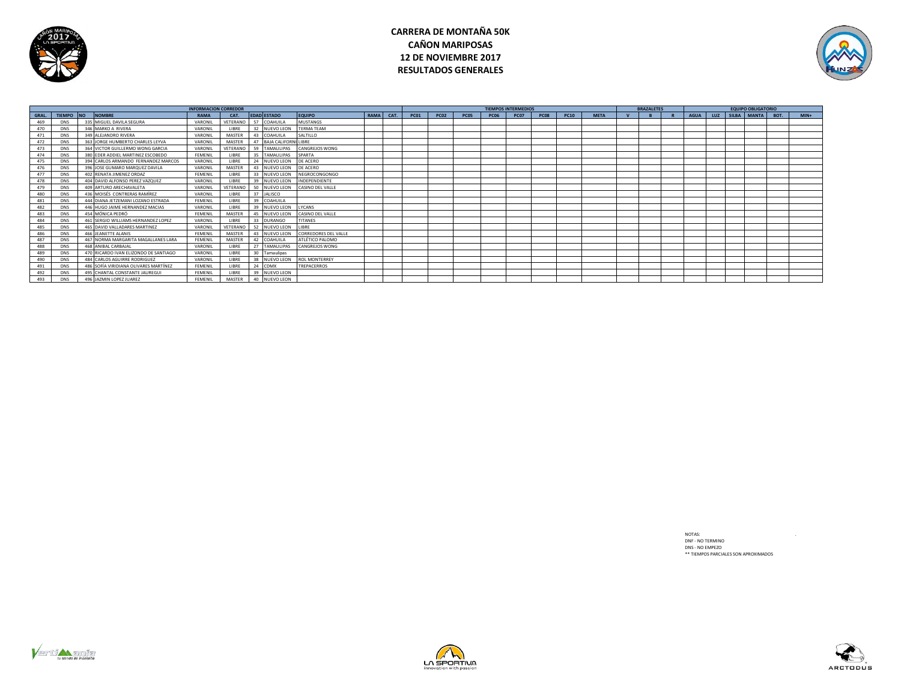# CARRERA DE MONTAÑA 50K
# CAÑON MARIPOSAS
# 12 DE NOVIEMBRE 2017
# RESULTADOS GENERALES

| | | INFORMACION CORREDOR | | | | | | | | | TIEMPOS INTERMEDIOS | | | | | | | | | BRAZALETES | | | EQUIPO OBLIGATORIO | | | | | | |
|---|---|---|---|---|---|---|---|---|---|---|---|---|---|---|---|---|---|---|---|---|---|---|---|---|---|---|---|---|---|
| GRAL. | TIEMPO | NO | NOMBRE | RAMA | CAT. | EDAD | ESTADO | EQUIPO | RAMA | CAT. | PC01 | PC02 | PC05 | PC06 | PC07 | PC08 | PC10 | META | V | B | R | AGUA | LUZ | SILBA | MANTA | BOT. | MIN+ |
| 469 | DNS | 335 | MIGUEL DAVILA SEGURA | VARONIL | VETERANO | 57 | COAHUILA | MUSTANGS | | | | | | | | | | | | | | | | | | | |
| 470 | DNS | 346 | MARKO A RIVERA | VARONIL | LIBRE | 32 | NUEVO LEON | TERMA TEAM | | | | | | | | | | | | | | | | | | | |
| 471 | DNS | 349 | ALEJANDRO RIVERA | VARONIL | MASTER | 43 | COAHUILA | SALTILLO | | | | | | | | | | | | | | | | | | | |
| 472 | DNS | 363 | JORGE HUMBERTO CHARLES LEYVA | VARONIL | MASTER | 47 | BAJA CALIFORNI | LIBRE | | | | | | | | | | | | | | | | | | | |
| 473 | DNS | 364 | VICTOR GUILLERMO WONG GARCIA | VARONIL | VETERANO | 59 | TAMAULIPAS | CANGREJOS WONG | | | | | | | | | | | | | | | | | | | |
| 474 | DNS | 380 | EDER ADDIEL MARTINEZ ESCOBEDO | FEMENIL | LIBRE | 35 | TAMAULIPAS | SPARTA | | | | | | | | | | | | | | | | | | | |
| 475 | DNS | 394 | CARLOS ARMANDO FERNANDEZ MARCOS | VARONIL | LIBRE | 24 | NUEVO LEON | DE ACERO | | | | | | | | | | | | | | | | | | | |
| 476 | DNS | 396 | JOSE GUMARO MARQUEZ DAVILA | VARONIL | MASTER | 43 | NUEVO LEON | DE ACERO | | | | | | | | | | | | | | | | | | | |
| 477 | DNS | 402 | RENATA JIMENEZ ORDAZ | FEMENIL | LIBRE | 33 | NUEVO LEON | NEGROCONGONGO | | | | | | | | | | | | | | | | | | | |
| 478 | DNS | 404 | DAVID ALFONSO PEREZ VAZQUEZ | VARONIL | LIBRE | 39 | NUEVO LEON | INDEPENDIENTE | | | | | | | | | | | | | | | | | | | |
| 479 | DNS | 409 | ARTURO ARECHAVALETA | VARONIL | VETERANO | 50 | NUEVO LEON | CASINO DEL VALLE | | | | | | | | | | | | | | | | | | | |
| 480 | DNS | 436 | MOISÉS CONTRERAS RAMÍREZ | VARONIL | LIBRE | 37 | JALISCO | | | | | | | | | | | | | | | | | | | | |
| 481 | DNS | 444 | DIANA JETZEMANI LOZANO ESTRADA | FEMENIL | LIBRE | 39 | COAHUILA | | | | | | | | | | | | | | | | | | | | |
| 482 | DNS | 446 | HUGO JAIME HERNANDEZ MACIAS | VARONIL | LIBRE | 39 | NUEVO LEON | LYCANS | | | | | | | | | | | | | | | | | | | |
| 483 | DNS | 454 | MÓNICA PEDRÓ | FEMENIL | MASTER | 45 | NUEVO LEON | CASINO DEL VALLE | | | | | | | | | | | | | | | | | | | |
| 484 | DNS | 461 | SERGIO WILLIAMS HERNANDEZ LOPEZ | VARONIL | LIBRE | 33 | DURANGO | TITANES | | | | | | | | | | | | | | | | | | | |
| 485 | DNS | 465 | DAVID VALLADARES MARTINEZ | VARONIL | VETERANO | 52 | NUEVO LEON | LIBRE | | | | | | | | | | | | | | | | | | | |
| 486 | DNS | 466 | JEANETTE ALANIS | FEMENIL | MASTER | 43 | NUEVO LEON | CORREDORES DEL VALLE | | | | | | | | | | | | | | | | | | | |
| 487 | DNS | 467 | NORMA MARGARITA MAGALLANES LARA | FEMENIL | MASTER | 42 | COAHUILA | ATLÉTICO PALOMO | | | | | | | | | | | | | | | | | | | |
| 488 | DNS | 468 | ANIBAL CARBAJAL | VARONIL | LIBRE | 27 | TAMAULIPAS | CANGREJOS WONG | | | | | | | | | | | | | | | | | | | |
| 489 | DNS | 470 | RICARDO IVAN ELIZONDO DE SANTIAGO | VARONIL | LIBRE | 30 | Tamaulipas | | | | | | | | | | | | | | | | | | | | |
| 490 | DNS | 484 | CARLOS AGUIRRE RODRIGUEZ | VARONIL | LIBRE | 38 | NUEVO LEON | ROL MONTERREY | | | | | | | | | | | | | | | | | | | |
| 491 | DNS | 486 | SOFÍA VIRIDIANA OLIVARES MARTÍNEZ | FEMENIL | LIBRE | 24 | CDMX | TREPACERROS | | | | | | | | | | | | | | | | | | | |
| 492 | DNS | 495 | CHANTAL CONSTANTE JAUREGUI | FEMENIL | LIBRE | 39 | NUEVO LEON | | | | | | | | | | | | | | | | | | | | |
| 493 | DNS | 496 | JAZMIN LOPEZ JUAREZ | FEMENIL | MASTER | 40 | NUEVO LEON | | | | | | | | | | | | | | | | | | | | |

NOTAS:
DNF - NO TERMINO
DNS - NO EMPEZO
** TIEMPOS PARCIALES SON APROXIMADOS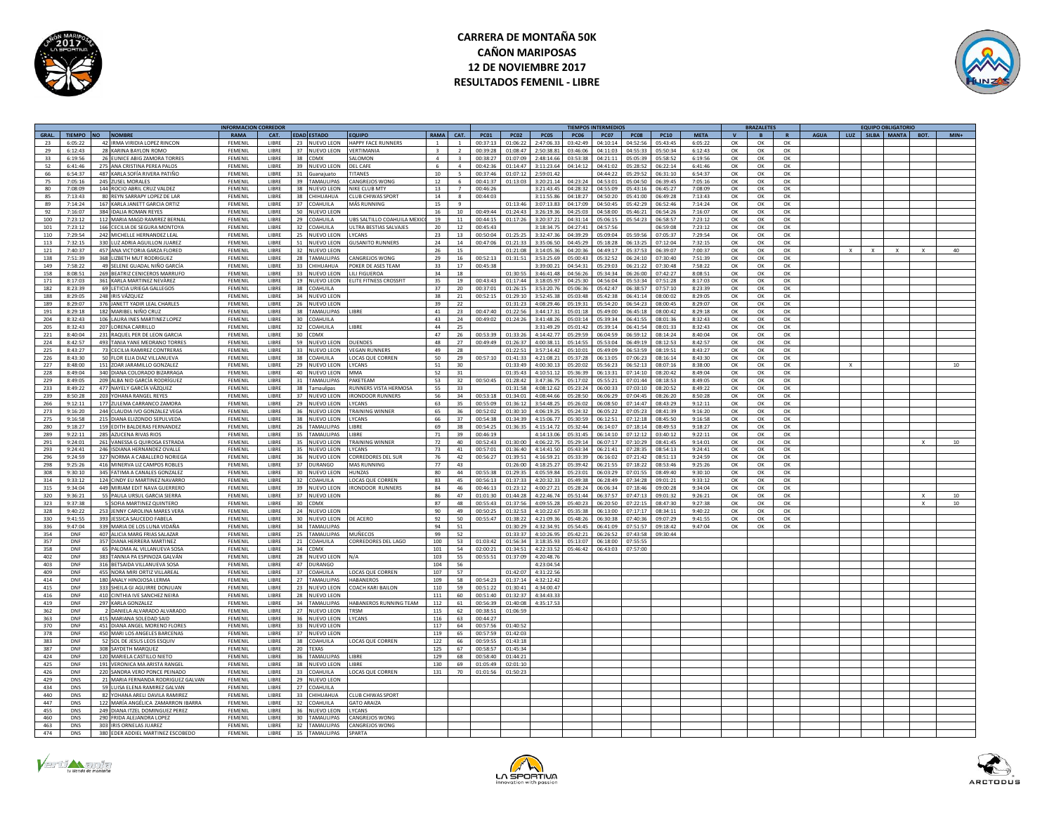# CARRERA DE MONTAÑA 50K
## CAÑON MARIPOSAS
## 12 DE NOVIEMBRE 2017
## RESULTADOS FEMENIL - LIBRE

| | INFORMACION CORREDOR | | | | | | | | | | TIEMPOS INTERMEDIOS | | | | | | | | BRAZALETES | | | EQUIPO OBLIGATORIO | | | | | |
|---|---|---|---|---|---|---|---|---|---|---|---|---|---|---|---|---|---|---|---|---|---|---|---|---|---|---|---|
| GRAL. | TIEMPO | NO | NOMBRE | RAMA | CAT. | EDAD | ESTADO | EQUIPO | RAMA | CAT. | PC01 | PC02 | PC05 | PC06 | PC07 | PC08 | PC10 | META | V | B | R | AGUA | LUZ | SILBA | MANTA | BOT. | MIN+ |
| 23 | 6:05:22 | 42 | IRMA VIRIDIA LOPEZ RINCON | FEMENIL | LIBRE | 23 | NUEVO LEON | HAPPY FACE RUNNERS | 1 | 1 | 00:37:13 | 01:06:22 | 2:47:06.33 | 03:42:49 | 04:10:14 | 04:52:56 | 05:43:45 | 6:05:22 | OK | OK | OK | | | | | | |
| 29 | 6:12:43 | 28 | KARINA BAYLON ROMO | FEMENIL | LIBRE | 37 | NUEVO LEON | VERTIMANIA | 3 | 2 | 00:39:28 | 01:08:47 | 2:50:38.81 | 03:46:06 | 04:11:03 | 04:55:33 | 05:50:34 | 6:12:43 | OK | OK | OK | | | | | | |
| 33 | 6:19:56 | 26 | EUNICE ABIG ZAMORA TORRES | FEMENIL | LIBRE | 38 | CDMX | SALOMON | 4 | 3 | 00:38:27 | 01:07:09 | 2:48:14.66 | 03:53:38 | 04:21:11 | 05:05:39 | 05:58:52 | 6:19:56 | OK | OK | OK | | | | | | |
| 52 | 6:41:46 | 275 | ANA CRISTINA PEREA PALOS | FEMENIL | LIBRE | 39 | NUEVO LEON | DEL CAFE | 6 | 4 | 00:42:36 | 01:14:47 | 3:11:23.64 | 04:14:12 | 04:41:02 | 05:28:52 | 06:22:14 | 6:41:46 | OK | OK | OK | | | | | | |
| 66 | 6:54:37 | 487 | KARLA SOFÍA RIVERA PATIÑO | FEMENIL | LIBRE | 31 | Guanajuato | TITANES | 10 | 5 | 00:37:46 | 01:07:12 | 2:59:01.42 | | 04:44:22 | 05:29:52 | 06:31:10 | 6:54:37 | OK | OK | OK | | | | | | |
| 75 | 7:05:16 | 245 | ZUSEL MORALES | FEMENIL | LIBRE | 39 | TAMAULIPAS | CANGREJOS WONG | 12 | 6 | 00:41:37 | 01:13:03 | 3:20:21.14 | 04:23:24 | 04:53:01 | 05:04:50 | 06:39:45 | 7:05:16 | OK | OK | OK | | | | | | |
| 80 | 7:08:09 | 144 | ROCIO ABRIL CRUZ VALDEZ | FEMENIL | LIBRE | 38 | NUEVO LEON | NIKE CLUB MTY | 13 | 7 | 00:46:26 | | 3:21:43.45 | 04:28:32 | 04:55:09 | 05:43:16 | 06:45:27 | 7:08:09 | OK | OK | OK | | | | | | |
| 85 | 7:13:43 | 80 | REYN SARRAPY LOPEZ DE LAR | FEMENIL | LIBRE | 38 | CHIHUAHUA | CLUB CHIWAS SPORT | 14 | 8 | 00:44:03 | | 3:11:55.86 | 04:18:27 | 04:50:20 | 05:41:00 | 06:49:28 | 7:13:43 | OK | OK | OK | | | | | | |
| 89 | 7:14:24 | 167 | KARLA JANETT GARCIA ORTIZ | FEMENIL | LIBRE | 37 | COAHUILA | MÁS RUNNING | 15 | 9 | | 01:13:46 | 3:07:13.83 | 04:17:09 | 04:50:45 | 05:42:29 | 06:52:46 | 7:14:24 | OK | OK | OK | | | | | | |
| 92 | 7:16:07 | 384 | IDALIA ROMAN REYES | FEMENIL | LIBRE | 50 | NUEVO LEON | | 16 | 10 | 00:49:44 | 01:24:43 | 3:26:19.36 | 04:25:03 | 04:58:00 | 05:46:21 | 06:54:26 | 7:16:07 | OK | OK | OK | | | | | | |
| 100 | 7:23:12 | 112 | MARIA MAGD RAMIREZ BERNAL | FEMENIL | LIBRE | 29 | COAHUILA | UBS SALTILLO COAHUILA MEXICO | 19 | 11 | 00:44:15 | 01:17:26 | 3:20:37.21 | 04:31:14 | 05:06:15 | 05:54:23 | 06:58:57 | 7:23:12 | OK | OK | OK | | | | | | |
| 101 | 7:23:12 | 166 | CECILIA DE SEGURA MONTOYA | FEMENIL | LIBRE | 32 | COAHUILA | ULTRA BESTIAS SALVAJES | 20 | 12 | 00:45:43 | | 3:18:34.75 | 04:27:41 | 04:57:56 | | 06:59:08 | 7:23:12 | OK | OK | OK | | | | | | |
| 110 | 7:29:54 | 242 | MICHELLE HERNANDEZ LEAL | FEMENIL | LIBRE | 25 | NUEVO LEON | LYCANS | 23 | 13 | 00:50:04 | 01:25:25 | 3:32:47.36 | 04:39:29 | 05:09:04 | 05:59:56 | 07:05:37 | 7:29:54 | OK | OK | OK | | | | | | |
| 113 | 7:32:15 | 330 | LUZ ADRIA AGUILLON JUAREZ | FEMENIL | LIBRE | 51 | NUEVO LEON | GUSANITO RUNNERS | 24 | 14 | 00:47:06 | 01:21:33 | 3:35:06.50 | 04:45:29 | 05:18:28 | 06:13:25 | 07:12:04 | 7:32:15 | OK | OK | OK | | | | | | |
| 121 | 7:40:37 | 457 | ANA VICTORIA GARZA FLORED | FEMENIL | LIBRE | 32 | NUEVO LEON | | 26 | 15 | | 01:21:08 | 3:14:05.36 | 04:20:36 | 04:49:17 | 05:37:53 | 06:39:07 | 7:00:37 | OK | OK | OK | | X | X | X | X | 40 |
| 138 | 7:51:39 | 368 | LIZBETH MUT RODRIGUEZ | FEMENIL | LIBRE | 28 | TAMAULIPAS | CANGREJOS WONG | 29 | 16 | 00:52:13 | 01:31:51 | 3:53:25.69 | 05:00:43 | 05:32:52 | 06:24:10 | 07:30:40 | 7:51:39 | OK | OK | OK | | | | | | |
| 149 | 7:58:22 | 49 | SELENE GUADAL NIÑO GARCÍA | FEMENIL | LIBRE | 33 | CHIHUAHUA | POKER DE ASES TEAM | 33 | 17 | 00:45:38 | | 3:39:00.21 | 04:54:31 | 05:29:03 | 06:21:22 | 07:30:48 | 7:58:22 | OK | OK | OK | | | | | | |
| 158 | 8:08:51 | 269 | BEATRIZ CENICEROS MARRUFO | FEMENIL | LIBRE | 33 | NUEVO LEON | LILI FIGUEROA | 34 | 18 | | 01:30:55 | 3:46:41.48 | 04:56:26 | 05:34:34 | 06:26:00 | 07:42:27 | 8:08:51 | OK | OK | OK | | | | | | |
| 171 | 8:17:03 | 361 | KARLA MARTINEZ NEVÁREZ | FEMENIL | LIBRE | 19 | NUEVO LEON | ELITE FITNESS CROSSFIT | 35 | 19 | 00:43:43 | 01:17:44 | 3:18:05.97 | 04:25:30 | 04:56:04 | 05:53:34 | 07:51:28 | 8:17:03 | OK | OK | OK | | | | | | |
| 182 | 8:23:39 | 69 | LETICIA URIEGA GALLEGOS | FEMENIL | LIBRE | 38 | COAHUILA | | 37 | 20 | 00:37:01 | 01:26:15 | 3:53:20.76 | 05:06:36 | 05:42:47 | 06:38:57 | 07:57:10 | 8:23:39 | OK | OK | OK | | | | | | |
| 188 | 8:29:05 | 248 | IRIS VÁZQUEZ | FEMENIL | LIBRE | 34 | NUEVO LEON | | 38 | 21 | 00:52:15 | 01:29:10 | 3:52:45.38 | 05:03:48 | 05:42:38 | 06:41:14 | 08:00:02 | 8:29:05 | OK | OK | OK | | | | | | |
| 189 | 8:29:07 | 376 | JANETT YADIR LEAL CHARLES | FEMENIL | LIBRE | 26 | NUEVO LEON | | 39 | 22 | | 01:31:23 | 4:08:29.46 | 05:19:31 | 05:54:20 | 06:54:23 | 08:00:45 | 8:29:07 | OK | OK | OK | | | | | | |
| 191 | 8:29:18 | 182 | MARIBEL NIÑO CRUZ | FEMENIL | LIBRE | 38 | TAMAULIPAS | LIBRE | 41 | 23 | 00:47:40 | 01:22:56 | 3:44:17.31 | 05:01:18 | 05:49:00 | 06:45:18 | 08:00:42 | 8:29:18 | OK | OK | OK | | | | | | |
| 204 | 8:32:43 | 106 | LAURA INES MARTINEZ LOPEZ | FEMENIL | LIBRE | 30 | COAHUILA | | 43 | 24 | 00:49:02 | 01:24:26 | 3:41:48.26 | 05:03:14 | 05:39:34 | 06:41:55 | 08:01:36 | 8:32:43 | OK | OK | OK | | | | | | |
| 205 | 8:32:43 | 207 | LORENA CARRILLO | FEMENIL | LIBRE | 32 | COAHUILA | LIBRE | 44 | 25 | | | 3:31:49.29 | 05:01:42 | 05:39:14 | 06:41:54 | 08:01:33 | 8:32:43 | OK | OK | OK | | | | | | |
| 221 | 8:40:04 | 231 | RAQUEL PER DE LEON GARCIA | FEMENIL | LIBRE | 30 | CDMX | | 47 | 26 | 00:53:39 | 01:33:26 | 4:14:42.77 | 05:29:59 | 06:04:59 | 06:59:12 | 08:14:24 | 8:40:04 | OK | OK | OK | | | | | | |
| 224 | 8:42:57 | 493 | TANIA YANE MEDRANO TORRES | FEMENIL | LIBRE | 59 | NUEVO LEON | DUENDES | 48 | 27 | 00:49:49 | 01:26:37 | 4:00:38.11 | 05:14:55 | 05:53:04 | 06:49:19 | 08:12:53 | 8:42:57 | OK | OK | OK | | | | | | |
| 225 | 8:43:27 | 73 | CECILIA RAMIREZ CONTRERAS | FEMENIL | LIBRE | 33 | NUEVO LEON | VEGAN RUNNERS | 49 | 28 | | 01:22:51 | 3:57:14.42 | 05:10:01 | 05:49:09 | 06:53:59 | 08:19:51 | 8:43:27 | OK | OK | OK | | | | | | |
| 226 | 8:43:30 | 50 | FLOR ELIA DIAZ VILLANUEVA | FEMENIL | LIBRE | 38 | COAHUILA | LOCAS QUE CORREN | 50 | 29 | 00:57:10 | 01:41:33 | 4:21:08.21 | 05:37:28 | 06:13:05 | 07:06:23 | 08:16:14 | 8:43:30 | OK | OK | OK | | | | | | |
| 227 | 8:48:00 | 151 | ZOAR JARAMILLO GONZALEZ | FEMENIL | LIBRE | 29 | NUEVO LEON | LYCANS | 51 | 30 | | 01:33:49 | 4:00:30.13 | 05:20:02 | 05:56:23 | 06:52:13 | 08:07:16 | 8:38:00 | OK | OK | OK | | X | | | | 10 |
| 228 | 8:49:04 | 340 | DIANA COLORADO BIZARRAGA | FEMENIL | LIBRE | 40 | NUEVO LEON | MMA | 52 | 31 | | 01:35:43 | 4:10:51.12 | 05:36:39 | 06:13:31 | 07:14:10 | 08:20:42 | 8:49:04 | OK | OK | OK | | | | | | |
| 229 | 8:49:05 | 209 | ALBA NID GARCÍA RODRÍGUEZ | FEMENIL | LIBRE | 31 | TAMAULIPAS | PAKETEAM | 53 | 32 | 00:50:45 | 01:28:42 | 3:47:36.75 | 05:17:02 | 05:55:21 | 07:01:44 | 08:18:53 | 8:49:05 | OK | OK | OK | | | | | | |
| 233 | 8:49:22 | 477 | NAYELY GARCÍA VÁZQUEZ | FEMENIL | LIBRE | 38 | Tamaulipas | RUNNERS VISTA HERMOSA | 55 | 33 | | 01:31:58 | 4:08:12.62 | 05:23:24 | 06:00:33 | 07:03:10 | 08:20:52 | 8:49:22 | OK | OK | OK | | | | | | |
| 239 | 8:50:28 | 203 | YOHANA RANGEL REYES | FEMENIL | LIBRE | 37 | NUEVO LEON | IRONDOOR RUNNERS | 56 | 34 | 00:53:18 | 01:34:01 | 4:08:44.66 | 05:28:50 | 06:06:29 | 07:04:45 | 08:26:20 | 8:50:28 | OK | OK | OK | | | | | | |
| 266 | 9:12:11 | 177 | ZULEMA CARRANCO ZAMORA | FEMENIL | LIBRE | 29 | NUEVO LEON | LYCANS | 63 | 35 | 00:55:09 | 01:36:12 | 3:54:48.25 | 05:26:02 | 06:08:50 | 07:14:47 | 08:43:29 | 9:12:11 | OK | OK | OK | | | | | | |
| 273 | 9:16:20 | 244 | CLAUDIA IVO GONZALEZ VEGA | FEMENIL | LIBRE | 36 | NUEVO LEON | TRAINING WINNER | 65 | 36 | 00:52:02 | 01:30:10 | 4:06:19.25 | 05:24:32 | 06:05:22 | 07:05:23 | 08:41:39 | 9:16:20 | OK | OK | OK | | | | | | |
| 275 | 9:16:58 | 215 | DIANA ELIZONDO SEPULVEDA | FEMENIL | LIBRE | 38 | NUEVO LEON | LYCANS | 66 | 37 | 00:54:38 | 01:34:39 | 4:15:06.77 | 05:30:59 | 06:12:51 | 07:12:18 | 08:45:50 | 9:16:58 | OK | OK | OK | | | | | | |
| 280 | 9:18:27 | 159 | EDITH BALDERAS FERNANDEZ | FEMENIL | LIBRE | 26 | TAMAULIPAS | LIBRE | 69 | 38 | 00:54:25 | 01:36:35 | 4:15:14.72 | 05:32:44 | 06:14:07 | 07:18:14 | 08:49:53 | 9:18:27 | OK | OK | OK | | | | | | |
| 289 | 9:22:11 | 285 | AZUCENA RIVAS RIOS | FEMENIL | LIBRE | 35 | TAMAULIPAS | LIBRE | 71 | 39 | 00:46:19 | | 4:14:13.06 | 05:31:45 | 06:14:10 | 07:12:12 | 03:40:12 | 9:22:11 | OK | OK | OK | | | | | | |
| 291 | 9:24:01 | 261 | VANESSA G QUIROGA ESTRADA | FEMENIL | LIBRE | 35 | NUEVO LEON | TRAINING WINNER | 72 | 40 | 00:52:43 | 01:30:00 | 4:06:22.75 | 05:29:14 | 06:07:17 | 07:10:29 | 08:41:45 | 9:14:01 | OK | OK | OK | | | | | X | 10 |
| 293 | 9:24:41 | 246 | ISDIANA HERNANDEZ OVALLE | FEMENIL | LIBRE | 35 | NUEVO LEON | LYCANS | 73 | 41 | 00:57:01 | 01:36:40 | 4:14:41.50 | 05:43:34 | 06:21:41 | 07:28:35 | 08:54:13 | 9:24:41 | OK | OK | OK | | | | | | |
| 296 | 9:24:59 | 327 | NORMA A CABALLERO NORIEGA | FEMENIL | LIBRE | 36 | NUEVO LEON | CORREDORES DEL SUR | 76 | 42 | 00:56:27 | 01:39:51 | 4:16:59.21 | 05:33:39 | 06:16:02 | 07:21:42 | 08:51:13 | 9:24:59 | OK | OK | OK | | | | | | |
| 298 | 9:25:26 | 416 | MINERVA LIZ CAMPOS ROBLES | FEMENIL | LIBRE | 37 | DURANGO | MAS RUNNING | 77 | 43 | | 01:26:00 | 4:18:25.27 | 05:39:42 | 06:21:55 | 07:18:22 | 08:53:46 | 9:25:26 | OK | OK | OK | | | | | | |
| 308 | 9:30:10 | 345 | FATIMA A CANALES GONZALEZ | FEMENIL | LIBRE | 30 | NUEVO LEON | HUNZAS | 80 | 44 | 00:55:38 | 01:29:35 | 4:05:59.84 | 05:23:01 | 06:03:29 | 07:01:55 | 08:49:40 | 9:30:10 | OK | OK | OK | | | | | | |
| 314 | 9:33:12 | 124 | CINDY EU MARTINEZ NAVARRO | FEMENIL | LIBRE | 32 | COAHUILA | LOCAS QUE CORREN | 83 | 45 | 00:56:13 | 01:37:33 | 4:20:32.33 | 05:49:38 | 06:28:49 | 07:34:28 | 09:01:21 | 9:33:12 | OK | OK | OK | | | | | | |
| 315 | 9:34:04 | 449 | MIRIAM EDIT NAVA GUERRERO | FEMENIL | LIBRE | 39 | NUEVO LEON | IRONDOOR RUNNERS | 84 | 46 | 00:46:13 | 01:23:12 | 4:00:27.21 | 05:28:24 | 06:06:34 | 07:18:46 | 09:00:28 | 9:34:04 | OK | OK | OK | | | | | | |
| 320 | 9:36:21 | 55 | PAULA URSUL GARCIA SIERRA | FEMENIL | LIBRE | 37 | NUEVO LEON | | 86 | 47 | 01:01:30 | 01:44:28 | 4:22:46.74 | 05:51:44 | 06:37:57 | 07:47:13 | 09:01:32 | 9:26:21 | OK | OK | OK | | | | | X | 10 |
| 323 | 9:37:38 | 5 | SOFIA MARTINEZ QUINTERO | FEMENIL | LIBRE | 30 | CDMX | | 87 | 48 | 00:55:43 | 01:37:56 | 4:09:55.28 | 05:40:23 | 06:20:50 | 07:22:15 | 08:47:30 | 9:27:38 | OK | OK | OK | | | | | X | 10 |
| 328 | 9:40:22 | 253 | JENNY CAROLINA MARES VERA | FEMENIL | LIBRE | 24 | NUEVO LEON | | 90 | 49 | 00:50:25 | 01:32:53 | 4:10:22.67 | 05:35:38 | 06:13:00 | 07:17:17 | 08:34:11 | 9:40:22 | OK | OK | OK | | | | | | |
| 330 | 9:41:55 | 393 | JESSICA SAUCEDO FABELA | FEMENIL | LIBRE | 30 | NUEVO LEON | DE ACERO | 92 | 50 | 00:55:47 | 01:38:22 | 4:21:09.36 | 05:48:26 | 06:30:38 | 07:40:36 | 09:07:29 | 9:41:55 | OK | OK | OK | | | | | | |
| 336 | 9:47:04 | 339 | MARIA DE LOS LUNA VIDAÑA | FEMENIL | LIBRE | 34 | TAMAULIPAS | | 94 | 51 | | 01:30:29 | 4:32:34.91 | 05:54:45 | 06:41:09 | 07:51:57 | 09:18:42 | 9:47:04 | OK | OK | OK | | | | | | |
| 354 | DNF | 407 | ALICIA MARG FRIAS SALAZAR | FEMENIL | LIBRE | 25 | TAMAULIPAS | MUÑECOS | 99 | 52 | | 01:33:37 | 4:10:26.95 | 05:42:21 | 06:26:52 | 07:43:58 | 09:30:44 | | | | | | | | | | |
| 357 | DNF | 357 | DIANA HERRERA MARTINEZ | FEMENIL | LIBRE | 21 | COAHUILA | CORREDORES DEL LAGO | 100 | 53 | 01:03:42 | 01:56:34 | 3:18:35.93 | 05:13:07 | 06:18:00 | 07:55:55 | | | | | | | | | | | |
| 358 | DNF | 65 | PALOMA AL VILLANUEVA SOSA | FEMENIL | LIBRE | 34 | CDMX | | 101 | 54 | 02:00:21 | 01:34:51 | 4:22:33.52 | 05:46:42 | 06:43:03 | 07:57:00 | | | | | | | | | | | |
| 402 | DNF | 383 | TANNIA PA ESPINOZA GALVÁN | FEMENIL | LIBRE | 28 | NUEVO LEON | N/A | 103 | 55 | 00:55:51 | 01:37:09 | 4:20:48.76 | | | | | | | | | | | | | | |
| 403 | DNF | 316 | BETSAIDA VILLANUEVA SOSA | FEMENIL | LIBRE | 47 | DURANGO | | 104 | 56 | | | 4:23:04.54 | | | | | | | | | | | | | | |
| 409 | DNF | 455 | NORA MIRI ORTIZ VILLAREAL | FEMENIL | LIBRE | 37 | COAHUILA | LOCAS QUE CORREN | 107 | 57 | | 01:42:07 | 4:31:22.56 | | | | | | | | | | | | | | |
| 414 | DNF | 180 | ANALY HINOJOSA LERMA | FEMENIL | LIBRE | 27 | TAMAULIPAS | HABANEROS | 109 | 58 | 00:54:23 | 01:37:14 | 4:32:12.42 | | | | | | | | | | | | | | |
| 415 | DNF | 333 | SHEILA GI AGUIRRE DONJUAN | FEMENIL | LIBRE | 23 | NUEVO LEON | COACH KARI BAILON | 110 | 59 | 00:51:22 | 01:30:41 | 4:34:00.47 | | | | | | | | | | | | | | |
| 416 | DNF | 410 | CINTHIA IVE SANCHEZ NEIRA | FEMENIL | LIBRE | 28 | NUEVO LEON | | 111 | 60 | 00:51:40 | 01:32:37 | 4:34:43.33 | | | | | | | | | | | | | | |
| 419 | DNF | 297 | KARLA GONZALEZ | FEMENIL | LIBRE | 34 | TAMAULIPAS | HABANEROS RUNNING TEAM | 112 | 61 | 00:56:39 | 01:40:08 | 4:35:17.53 | | | | | | | | | | | | | | |
| 362 | DNF | 2 | DANIELA ALVARADO ALVARADO | FEMENIL | LIBRE | 27 | NUEVO LEON | TRSM | 115 | 62 | 00:38:51 | 01:06:59 | | | | | | | | | | | | | | | |
| 363 | DNF | 415 | MARIANA SOLEDAD SAID | FEMENIL | LIBRE | 36 | NUEVO LEON | LYCANS | 116 | 63 | 00:44:27 | | | | | | | | | | | | | | | | |
| 370 | DNF | 451 | DIANA ANGEL MORENO FLORES | FEMENIL | LIBRE | 33 | NUEVO LEON | | 117 | 64 | 00:57:56 | 01:40:52 | | | | | | | | | | | | | | | |
| 378 | DNF | 450 | MARI LOS ANGELES BARCENAS | FEMENIL | LIBRE | 37 | NUEVO LEON | | 119 | 65 | 00:57:59 | 01:42:03 | | | | | | | | | | | | | | | |
| 383 | DNF | 52 | SOL DE JESUS LEOS ESQUIV | FEMENIL | LIBRE | 38 | COAHUILA | LOCAS QUE CORREN | 122 | 66 | 00:59:55 | 01:43:18 | | | | | | | | | | | | | | | |
| 387 | DNF | 308 | SAYDETH MARQUEZ | FEMENIL | LIBRE | 20 | TEXAS | | 125 | 67 | 00:58:57 | 01:45:34 | | | | | | | | | | | | | | | |
| 424 | DNF | 120 | MARIELA CASTILLO NIETO | FEMENIL | LIBRE | 36 | TAMAULIPAS | LIBRE | 129 | 68 | 00:58:40 | 01:44:21 | | | | | | | | | | | | | | | |
| 425 | DNF | 191 | VERONICA MA ARISTA RANGEL | FEMENIL | LIBRE | 38 | NUEVO LEON | LIBRE | 130 | 69 | 01:05:49 | 02:01:10 | | | | | | | | | | | | | | | |
| 426 | DNF | 220 | SANDRA VERO PONCE PEINADO | FEMENIL | LIBRE | 33 | COAHUILA | LOCAS QUE CORREN | 131 | 70 | 01:01:56 | 01:50:23 | | | | | | | | | | | | | | | |
| 429 | DNS | 21 | MARIA FERNANDA RODRIGUEZ GALVAN | FEMENIL | LIBRE | 29 | NUEVO LEON | | | | | | | | | | | | | | | | | | | | |
| 434 | DNS | 59 | LUISA ELENA RAMIREZ GALVAN | FEMENIL | LIBRE | 27 | COAHUILA | | | | | | | | | | | | | | | | | | | | |
| 440 | DNS | 82 | YOHANA ARELI DAVILA RAMIREZ | FEMENIL | LIBRE | 33 | CHIHUAHUA | CLUB CHIWAS SPORT | | | | | | | | | | | | | | | | | | | |
| 447 | DNS | 122 | MARÍA ANGÉLICA ZAMARRON IBARRA | FEMENIL | LIBRE | 32 | COAHUILA | GATO ARAIZA | | | | | | | | | | | | | | | | | | | |
| 455 | DNS | 249 | DIANA ITZEL DOMINGUEZ PEREZ | FEMENIL | LIBRE | 36 | NUEVO LEON | LYCANS | | | | | | | | | | | | | | | | | | | |
| 460 | DNS | 290 | FRIDA ALEJANDRA LOPEZ | FEMENIL | LIBRE | 30 | TAMAULIPAS | CANGREJOS WONG | | | | | | | | | | | | | | | | | | | |
| 463 | DNS | 303 | IRIS ORNELAS JUAREZ | FEMENIL | LIBRE | 32 | TAMAULIPAS | CANGREJOS WONG | | | | | | | | | | | | | | | | | | | |
| 474 | DNS | 380 | EDER ADDIEL MARTINEZ ESCOBEDO | FEMENIL | LIBRE | 35 | TAMAULIPAS | SPARTA | | | | | | | | | | | | | | | | | | | |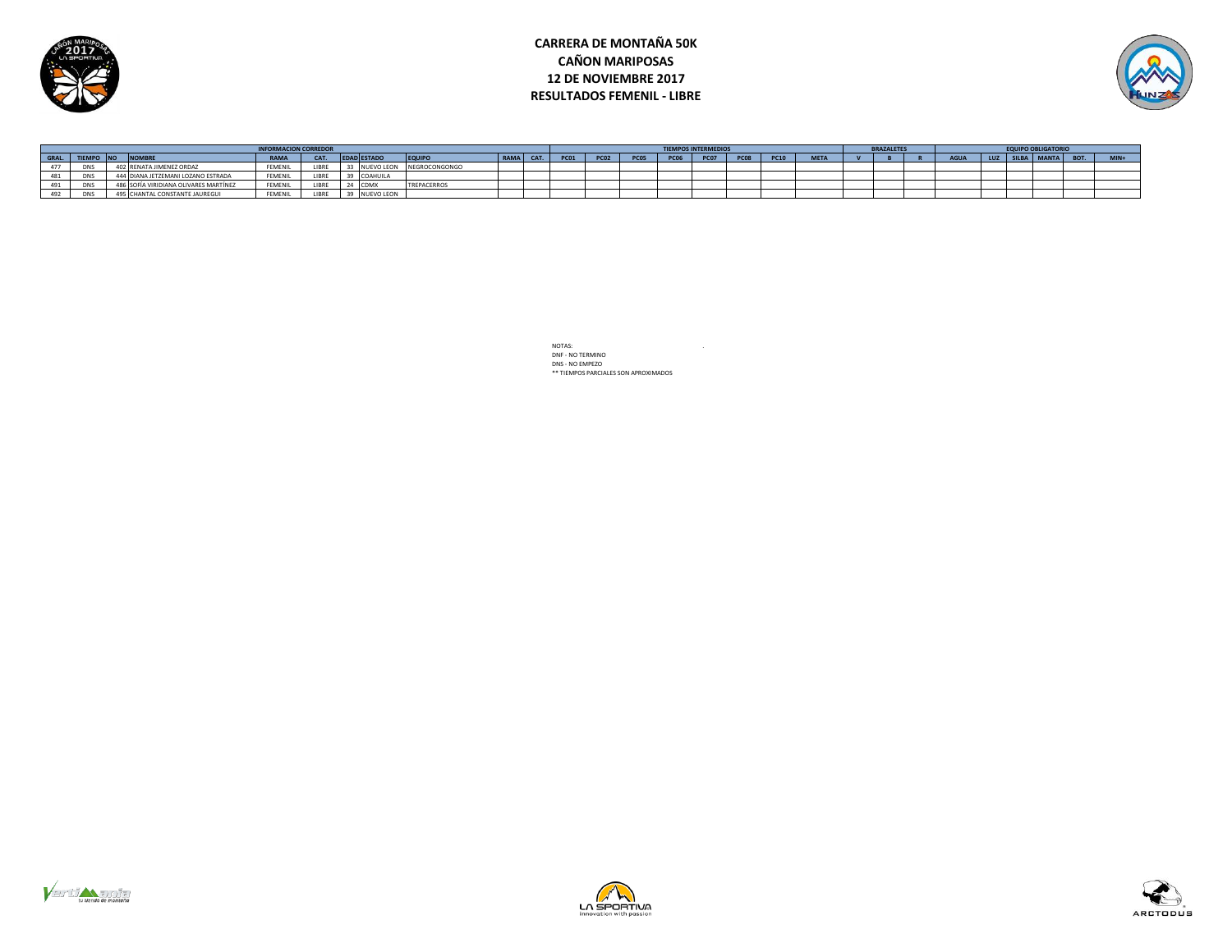# CARRERA DE MONTAÑA 50K
## CAÑON MARIPOSAS
## 12 DE NOVIEMBRE 2017
## RESULTADOS FEMENIL - LIBRE

| INFORMACION CORREDOR | | | | | | | | | | | TIEMPOS INTERMEDIOS | | | | | | | | BRAZALETES | | | EQUIPO OBLIGATORIO | | | | | |
|---|---|---|---|---|---|---|---|---|---|---|---|---|---|---|---|---|---|---|---|---|---|---|---|---|---|---|---|
| GRAL. | TIEMPO | NO | NOMBRE | RAMA | CAT. | EDAD | ESTADO | EQUIPO | RAMA | CAT. | PC01 | PC02 | PC05 | PC06 | PC07 | PC08 | PC10 | META | V | B | R | AGUA | LUZ | SILBA | MANTA | BOT. | MIN+ |
| 477 | DNS | 402 | RENATA JIMENEZ ORDAZ | FEMENIL | LIBRE | 33 | NUEVO LEON | NEGROCONGONGO | | | | | | | | | | | | | | | | | | | |
| 481 | DNS | 444 | DIANA JETZEMANI LOZANO ESTRADA | FEMENIL | LIBRE | 39 | COAHUILA | | | | | | | | | | | | | | | | | | | | |
| 491 | DNS | 486 | SOFÍA VIRIDIANA OLIVARES MARTÍNEZ | FEMENIL | LIBRE | 24 | CDMX | TREPACERROS | | | | | | | | | | | | | | | | | | | |
| 492 | DNS | 495 | CHANTAL CONSTANTE JAUREGUI | FEMENIL | LIBRE | 39 | NUEVO LEON | | | | | | | | | | | | | | | | | | | | |

NOTAS:
DNF - NO TERMINO
DNS - NO EMPEZO
** TIEMPOS PARCIALES SON APROXIMADOS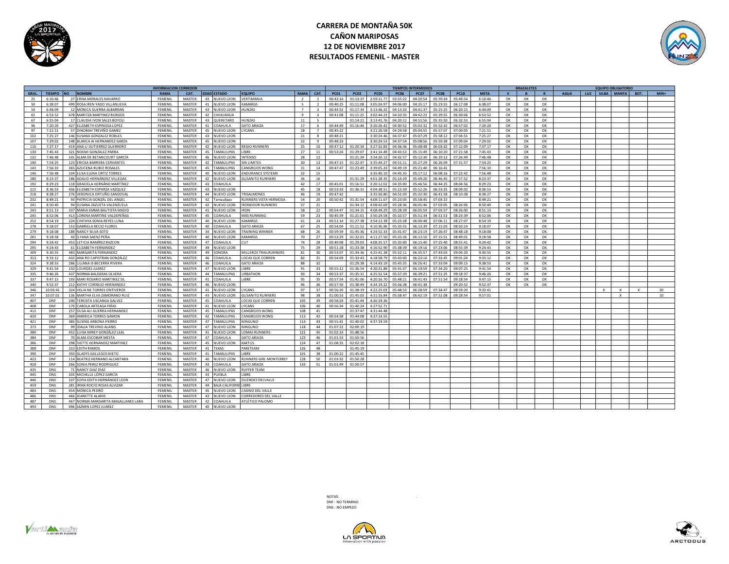# CARRERA DE MONTAÑA 50K
## CAÑON MARIPOSAS
## 12 DE NOVIEMBRE 2017
## RESULTADOS FEMENIL - MASTER

| | | | INFORMACION CORREDOR | | | | | | | | TIEMPOS INTERMEDIOS | | | | | | | | | BRAZALETES | | | EQUIPO OBLIGATORIO | | | | | | |
|---|---|---|---|---|---|---|---|---|---|---|---|---|---|---|---|---|---|---|---|---|---|---|---|---|---|---|---|---|---|
| GRAL. | TIEMPO | NO | NOMBRE | RAMA | CAT. | EDAD | ESTADO | EQUIPO | RAMA | CAT. | PC01 | PC02 | PC05 | PC06 | PC07 | PC08 | PC10 | META | V | B | R | AGUA | LUZ | SILBA | MANTA | BOT. | MIN+ |
| 25 | 6:10:46 | 27 | ERIKA MORALES NAVARRO | FEMENIL | MASTER | 43 | NUEVO LEON | VERTIMANIA | 2 | 1 | 00:42:14 | 01:13:37 | 2:59:11.77 | 03:55:22 | 04:20:54 | 05:59:24 | 05:49:54 | 6:10:46 | OK | OK | OK | | | | | | |
| 50 | 6:38:07 | 499 | ROSA IREN YADO VILLANUEVA | FEMENIL | MASTER | 41 | NUEVO LEON | KAMARGS | 5 | 2 | 00:40:25 | 01:11:08 | 3:05:04.97 | 04:06:00 | 04:35:17 | 05:23:55 | 06:17:08 | 6:38:07 | OK | OK | OK | | | | | | |
| 54 | 6:44:09 | 12 | MONICA GUERRA ALBARRAN | FEMENIL | MASTER | 43 | NUEVO LEON | HUNZAS | 7 | 3 | 00:44:52 | 01:17:34 | 3:13:46.32 | 04:13:33 | 04:41:37 | 05:25:25 | 06:20:15 | 6:44:09 | OK | OK | OK | | | | | | |
| 65 | 6:53:52 | 478 | MARITZA MARTINEZ BURGOS | FEMENIL | MASTER | 42 | CHIHUAHUA | | 9 | 4 | 00:41:08 | 01:11:25 | 3:02:44.23 | 04:10:35 | 04:42:22 | 05:29:55 | 06:30:06 | 6:53:52 | OK | OK | OK | | | | | | |
| 67 | 6:55:04 | 17 | CLAUDIA IVON SALES BOYOLI | FEMENIL | MASTER | 43 | QUERETARO | HUNZAS | 11 | 5 | | 01:14:21 | 3:13:41.76 | 04:20:12 | 04:51:56 | 05:35:50 | 06:32:53 | 6:55:04 | OK | OK | OK | | | | | | |
| 96 | 7:20:20 | 427 | ELIZABETH ESPINOSA LOPEZ | FEMENIL | MASTER | 41 | COAHUILA | GATO ARAIZA | 17 | 6 | 00:44:49 | 01:16:46 | 3:20:26.42 | 04:30:52 | 05:02:32 | 05:52:32 | 06:57:02 | 7:20:20 | OK | OK | OK | | | | | | |
| 97 | 7:21:51 | 57 | DINORAH TREVIÑO GAMEZ | FEMENIL | MASTER | 45 | NUEVO LEON | LYCANS | 18 | 7 | 00:45:22 | | 3:21:26.58 | 04:29:58 | 05:04:55 | 05:57:07 | 07:00:05 | 7:21:51 | OK | OK | OK | | | | | | |
| 102 | 7:25:27 | 146 | SUSANA GONZALEZ ROBLES | FEMENIL | MASTER | 43 | NUEVO LEON | LIBRE | 21 | 8 | 00:48:21 | | 3:30:24.46 | 04:37:47 | 05:07:29 | 05:58:12 | 07:04:51 | 7:25:27 | OK | OK | OK | | | | | | |
| 107 | 7:29:02 | 148 | BLANCA AI HERNANDEZ GARZA | FEMENIL | MASTER | 45 | NUEVO LEON | | 22 | 9 | 00:48:23 | | 3:30:24.53 | 04:37:54 | 05:08:56 | 05:59:38 | 07:09:04 | 7:29:02 | OK | OK | OK | | | | | | |
| 116 | 7:37:17 | 419 | ANA LI GUTIERREZ GUERRERO | FEMENIL | MASTER | 42 | NUEVO LEON | REGIO RUNNERS | 25 | 10 | 00:47:12 | 01:20:34 | 3:27:32.83 | 04:36:36 | 05:08:48 | 06:03:32 | 07:12:09 | 7:37:17 | OK | OK | OK | | | | | | |
| 130 | 7:45:43 | 321 | NOEMI GONZALEZ PARRA | FEMENIL | MASTER | 45 | TAMAULIPAS | LIBRE | 27 | 11 | 00:53:24 | 01:29:07 | 3:41:14.49 | 04:43:53 | 05:15:49 | 06:10:20 | 07:21:58 | 7:45:43 | OK | OK | OK | | | | | | |
| 132 | 7:46:48 | 141 | ALMA DE BETANCOURT GARCÍA | FEMENIL | MASTER | 46 | NUEVO LEON | INTENSO | 28 | 12 | | 01:21:24 | 3:24:20.12 | 04:32:57 | 05:12:30 | 06:19:13 | 07:26:49 | 7:46:48 | OK | OK | OK | | | | | | |
| 140 | 7:54:25 | 123 | ERICKA BARRERA CERVANTES | FEMENIL | MASTER | 42 | TAMAULIPAS | SIN LIMITES | 30 | 13 | 00:47:15 | 01:22:47 | 3:35:44.27 | 04:51:11 | 05:27:29 | 06:26:09 | 07:31:57 | 7:54:25 | OK | OK | OK | | | | | | |
| 143 | 7:56:10 | 365 | AZUCENA RUBIO ROSALES | FEMENIL | MASTER | 45 | TAMAULIPAS | CANGREJOS WONG | 31 | 14 | 00:47:47 | 01:23:49 | 3:39:05.33 | 04:49:19 | 05:21:40 | 06:16:41 | | 7:56:10 | OK | OK | OK | | | | | | |
| 146 | 7:56:48 | 104 | ELISA ELENA ORTIZ TORRES | FEMENIL | MASTER | 40 | NUEVO LEON | ENDURANCE SYSTEMS | 32 | 15 | | | 3:35:40.10 | 04:45:35 | 05:17:12 | 06:08:16 | 07:23:42 | 7:56:48 | OK | OK | OK | | | | | | |
| 180 | 8:23:37 | 186 | ADALID HERNÁNDEZ VILLEGAS | FEMENIL | MASTER | 42 | NUEVO LEON | GUSANITO RUNNERS | 36 | 16 | | 01:31:29 | 4:01:28.35 | 05:14:29 | 05:49:20 | 06:46:45 | 07:57:52 | 8:23:37 | OK | OK | OK | | | | | | |
| 192 | 8:29:23 | 118 | GRACIELA HERNÁND MARTÍNEZ | FEMENIL | MASTER | 43 | COAHUILA | | 42 | 17 | 00:45:01 | 01:16:51 | 3:20:12.02 | 04:35:00 | 05:46:56 | 06:44:25 | 08:04:56 | 8:29:23 | OK | OK | OK | | | | | | |
| 215 | 8:36:53 | 456 | ELIZABETH ESPARZA VAZQUEZ | FEMENIL | MASTER | 43 | NUEVO LEON | | 45 | 18 | 00:53:33 | 01:36:31 | 4:04:38.51 | 05:15:59 | 05:52:26 | 06:53:35 | 08:09:02 | 8:36:53 | OK | OK | OK | | | | | | |
| 218 | 8:38:27 | 276 | VERONICA ORTUÑO SANDOVAL | FEMENIL | MASTER | 44 | NUEVO LEON | TRISALMONES | 46 | 19 | 00:47:42 | | 3:35:50.80 | 04:51:03 | 05:32:30 | 06:41:58 | 08:10:38 | 8:38:27 | OK | OK | OK | | | | | | |
| 232 | 8:49:21 | 93 | PATRICIA GONZÁL DEL ANGEL | FEMENIL | MASTER | 42 | Tamaulipas | RUNNERS VISTA HERMOSA | 54 | 20 | 00:50:42 | 01:31:54 | 4:08:11.67 | 05:23:05 | 05:58:45 | 07:03:15 | | 8:49:21 | OK | OK | OK | | | | | | |
| 241 | 8:50:40 | 94 | SUSANA ZAZUETA VALENZUELA | FEMENIL | MASTER | 42 | NUEVO LEON | IRONDOOR RUNNERS | 57 | 21 | | 01:34:12 | 4:08:42.69 | 05:28:36 | 06:05:46 | 07:03:05 | 08:26:06 | 8:50:40 | OK | OK | OK | | | | | | |
| 243 | 8:51:13 | 337 | MARIA EMMA BAUTISTA MADID | FEMENIL | MASTER | 41 | NUEVO LEON | IRON | 58 | 22 | 00:54:47 | 01:34:15 | 4:08:49.29 | 05:28:39 | 06:05:59 | 07:03:57 | 08:26:00 | 8:51:13 | OK | OK | OK | | | | | | |
| 245 | 8:52:06 | 413 | LORENA MARTINE VALDEPEÑAS | FEMENIL | MASTER | 45 | COAHUILA | MÁS RUNNING | 59 | 23 | 00:45:59 | 01:21:01 | 3:50:19.58 | 05:10:57 | 05:51:34 | 06:51:53 | 08:23:39 | 8:52:06 | OK | OK | OK | | | | | | |
| 252 | 8:54:19 | 224 | CINTHYA SONIA REYES LUNA | FEMENIL | MASTER | 40 | NUEVO LEON | KAMARGS | 61 | 24 | 00:51:14 | 01:27:38 | 3:54:13.38 | 05:23:28 | 06:00:48 | 07:06:11 | 08:27:07 | 8:54:19 | OK | OK | OK | | | | | | |
| 278 | 9:18:07 | 153 | GABRIELA RECIO FLORES | FEMENIL | MASTER | 40 | COAHUILA | GATO ARAIZA | 67 | 25 | 00:54:04 | 01:11:52 | 4:10:36.96 | 05:35:55 | 06:13:39 | 07:15:03 | 08:50:14 | 9:18:07 | OK | OK | OK | | | | | | |
| 279 | 9:18:08 | 188 | NANCY SILVA SOTO | FEMENIL | MASTER | 34 | NUEVO LEON | TRAINING WINNER | 68 | 26 | 00:59:59 | 01:45:36 | 4:24:52.33 | 05:41:47 | 06:23:19 | 07:26:47 | 08:48:18 | 9:18:08 | OK | OK | OK | | | | | | |
| 281 | 9:18:58 | 43 | ILYANA SAENZ PEÑA | FEMENIL | MASTER | 40 | NUEVO LEON | KAMARGS | 70 | 27 | 00:53:29 | 01:32:01 | 4:11:27.50 | 05:33:26 | 06:13:10 | 07:15:51 | 08:49:01 | 9:18:58 | OK | OK | OK | | | | | | |
| 294 | 9:24:42 | 453 | LETICIA RAMÍREZ RAZCON | FEMENIL | MASTER | 47 | COAHUILA | CUT | 74 | 28 | 00:49:08 | 01:29:03 | 4:08:35.57 | 05:35:00 | 06:15:40 | 07:25:40 | 08:55:41 | 9:24:42 | OK | OK | OK | | | | | | |
| 295 | 9:24:43 | 61 | ELIZABETH FERNANDEZ | FEMENIL | MASTER | 49 | NUEVO LEON | | 75 | 29 | 00:51:28 | 01:33:38 | 4:16:52.90 | 05:38:39 | 06:19:16 | 07:23:06 | 08:55:39 | 9:24:43 | OK | OK | OK | | | | | | |
| 309 | 9:30:55 | 483 | MARGARITA FERNANDEZ | FEMENIL | MASTER | 49 | SONORA | MILLEROS TRAILRUNNERS | 81 | 30 | 00:53:07 | 01:34:36 | 4:25:41.38 | 05:52:11 | 06:35:57 | 07:43:03 | 09:04:20 | 9:30:55 | OK | OK | OK | | | | | | |
| 313 | 9:33:12 | 432 | ANA RO CAPISTRAN GONZÁLEZ | FEMENIL | MASTER | 46 | COAHUILA | LOCAS QUE CORREN | 82 | 31 | 00:54:09 | 01:33:43 | 4:18:58.79 | 05:43:00 | 06:23:16 | 07:33:45 | 09:01:24 | 9:33:12 | OK | OK | OK | | | | | | |
| 324 | 9:38:53 | 286 | LILIANA IS BECERRA RIVERA | FEMENIL | MASTER | 46 | COAHUILA | GATO ARAIZA | 88 | 32 | | 01:29:38 | 4:14:43.19 | 05:45:25 | 06:26:41 | 07:33:04 | 09:09:15 | 9:38:53 | OK | OK | OK | | | | | | |
| 329 | 9:41:54 | 150 | LOURDES JUAREZ | FEMENIL | MASTER | 47 | NUEVO LEON | LIBRE | 91 | 33 | 00:55:12 | 01:36:54 | 4:20:31.88 | 05:41:07 | 06:19:59 | 07:34:20 | 09:07:25 | 9:41:54 | OK | OK | OK | | | | | | |
| 335 | 9:46:26 | 437 | NORMA BALDERAS OLVERA | FEMENIL | MASTER | 44 | TAMAULIPAS | URBATHON | 93 | 34 | 00:53:37 | 01:35:31 | 4:25:51.54 | 05:57:39 | 06:39:21 | 07:51:25 | 09:18:37 | 9:46:26 | OK | OK | OK | | | | | | |
| 337 | 9:47:15 | 193 | MARI ROSARIO MARTINEZ SIL | FEMENIL | MASTER | 41 | COAHUILA | LIBRE | 95 | 35 | 00:57:54 | 01:41:06 | 4:20:16.70 | 05:48:21 | 06:41:43 | 07:51:54 | 09:18:54 | 9:47:15 | OK | OK | OK | | | | | | |
| 340 | 9:52:37 | 212 | KATHY CORNEJO HERNANDEZ | FEMENIL | MASTER | 46 | NUEVO LEON | | 96 | 36 | 00:57:50 | 01:38:49 | 4:34:19.22 | 05:56:38 | 06:41:38 | | 09:20:52 | 9:52:37 | OK | OK | OK | | | | | | |
| 346 | 10:03:41 | 324 | VELIA NE TORRES ONTIVEROS | FEMENIL | MASTER | 41 | NUEVO LEON | LYCANS | 97 | 37 | 00:56:20 | 01:38:19 | 4:22:25.03 | 05:48:53 | 06:28:59 | 07:34:47 | 08:59:20 | 9:33:41 | | | | | | X | X | X | 30 |
| 347 | 10:07:01 | 136 | MARTHA ELVA ZAMORANO RUIZ | FEMENIL | MASTER | 43 | NUEVO LEON | GUSANITO RUNNERS | 98 | 38 | 01:00:53 | 01:45:03 | 4:31:55.84 | 05:58:47 | 06:42:19 | 07:51:08 | 09:28:54 | 9:57:01 | | | | | | | X | | 10 |
| 407 | DNF | 240 | TERESITA USCANGA GALVEZ | FEMENIL | MASTER | 45 | COAHUILA | LOCAS QUE CORREN | 105 | 39 | 00:58:24 | 01:41:44 | 4:26:19.36 | | | | | | | | | | | | | | |
| 408 | DNF | 170 | CAROLA ARTEAGA FRÍAS | FEMENIL | MASTER | 41 | NUEVO LEON | LYCANS | 106 | 40 | 00:56:34 | 01:40:24 | 4:27:52.71 | | | | | | | | | | | | | | |
| 412 | DNF | 257 | OLGA ALI GUERRA HERNANDEZ | FEMENIL | MASTER | 45 | TAMAULIPAS | CANGREJOS WONG | 108 | 41 | | 01:37:47 | 4:31:44.48 | | | | | | | | | | | | | | |
| 420 | DNF | 369 | AMERICA TORRES GAMON | FEMENIL | MASTER | 42 | TAMAULIPAS | CANGREJOS WONG | 113 | 42 | 00:54:58 | 01:44:08 | 4:37:14.55 | | | | | | | | | | | | | | |
| 421 | DNF | 385 | SUSING ARBONA FIERRO | FEMENIL | MASTER | 47 | TAMAULIPAS | NINGUNO | 114 | 43 | 00:55:41 | 01:40:02 | 4:37:19.59 | | | | | | | | | | | | | | |
| 373 | DNF | 99 | IDALIA TREVINO ALANIS | FEMENIL | MASTER | 47 | NUEVO LEON | NINGUNO | 118 | 44 | 01:07:22 | 02:00:19 | | | | | | | | | | | | | | | |
| 380 | DNF | 452 | LUISA MIREY GONZÁLEZ LEAL | FEMENIL | MASTER | 41 | NUEVO LEON | LOMAS RUNNERS | 121 | 45 | 01:02:14 | 01:48:56 | | | | | | | | | | | | | | | |
| 384 | DNF | 70 | ALMA ESCOBAR MESTA | FEMENIL | MASTER | 47 | COAHUILA | GATO ARAIZA | 123 | 46 | 01:01:53 | 01:50:56 | | | | | | | | | | | | | | | |
| 386 | DNF | 298 | IVETTE HERNANDEZ MARTINEZ | FEMENIL | MASTER | 45 | NUEVO LEON | KAKTUS | 124 | 47 | 01:08:35 | 02:02:18 | | | | | | | | | | | | | | | |
| 388 | DNF | 310 | EDITH RAMOS | FEMENIL | MASTER | 41 | TEXAS | PAKETEAM | 126 | 48 | | 01:45:19 | | | | | | | | | | | | | | | |
| 390 | DNF | 350 | GLADYS GALLEGOS NIETO | FEMENIL | MASTER | 41 | TAMAULIPAS | LIBRE | 101 | 38 | 01:00:22 | 01:45:45 | | | | | | | | | | | | | | | |
| 423 | DNF | 114 | BEATRIZ HERNAND ALCANTARA | FEMENIL | MASTER | 40 | NUEVO LEON | RUNNERS GIRL MONTERREY | 128 | 50 | 01:03:32 | 01:50:28 | | | | | | | | | | | | | | | |
| 428 | DNF | 266 | SONIA PEREZ RODRIGUEZ | FEMENIL | MASTER | 43 | COAHUILA | GATO ARAIZA | 133 | 51 | 01:01:49 | 01:50:57 | | | | | | | | | | | | | | | |
| 435 | DNS | 71 | NANCY DIAZ DIAZ | FEMENIL | MASTER | 46 | NUEVO LEON | RUFFER TEAM | | | | | | | | | | | | | | | | | | | |
| 445 | DNS | 103 | MICHELLE LÓPEZ GARCÍA | FEMENIL | MASTER | 43 | PUEBLA | LIBRE | | | | | | | | | | | | | | | | | | | |
| 446 | DNS | 107 | SOFIA EDITH HERNÁNDEZ LEON | FEMENIL | MASTER | 47 | NUEVO LEON | DUENDES DELVALLE | | | | | | | | | | | | | | | | | | | |
| 459 | DNS | 281 | IRMA ROCIO ROJAS ALVIZAR | FEMENIL | MASTER | 44 | BAJA CALIFORNI | LIBRE | | | | | | | | | | | | | | | | | | | |
| 483 | DNS | 454 | MÓNICA PEDRÓ | FEMENIL | MASTER | 45 | NUEVO LEON | CASINO DEL VALLE | | | | | | | | | | | | | | | | | | | |
| 486 | DNS | 466 | JEANETTE ALANIS | FEMENIL | MASTER | 43 | NUEVO LEON | CORREDORES DEL VALLE | | | | | | | | | | | | | | | | | | | |
| 487 | DNS | 467 | NORMA MARGARITA MAGALLANES LARA | FEMENIL | MASTER | 42 | COAHUILA | ATLÉTICO PALOMO | | | | | | | | | | | | | | | | | | | |
| 493 | DNS | 496 | JAZMIN LOPEZ JUAREZ | FEMENIL | MASTER | 40 | NUEVO LEON | | | | | | | | | | | | | | | | | | | | |

NOTAS:
DNF - NO TERMINO
DNS - NO EMPEZO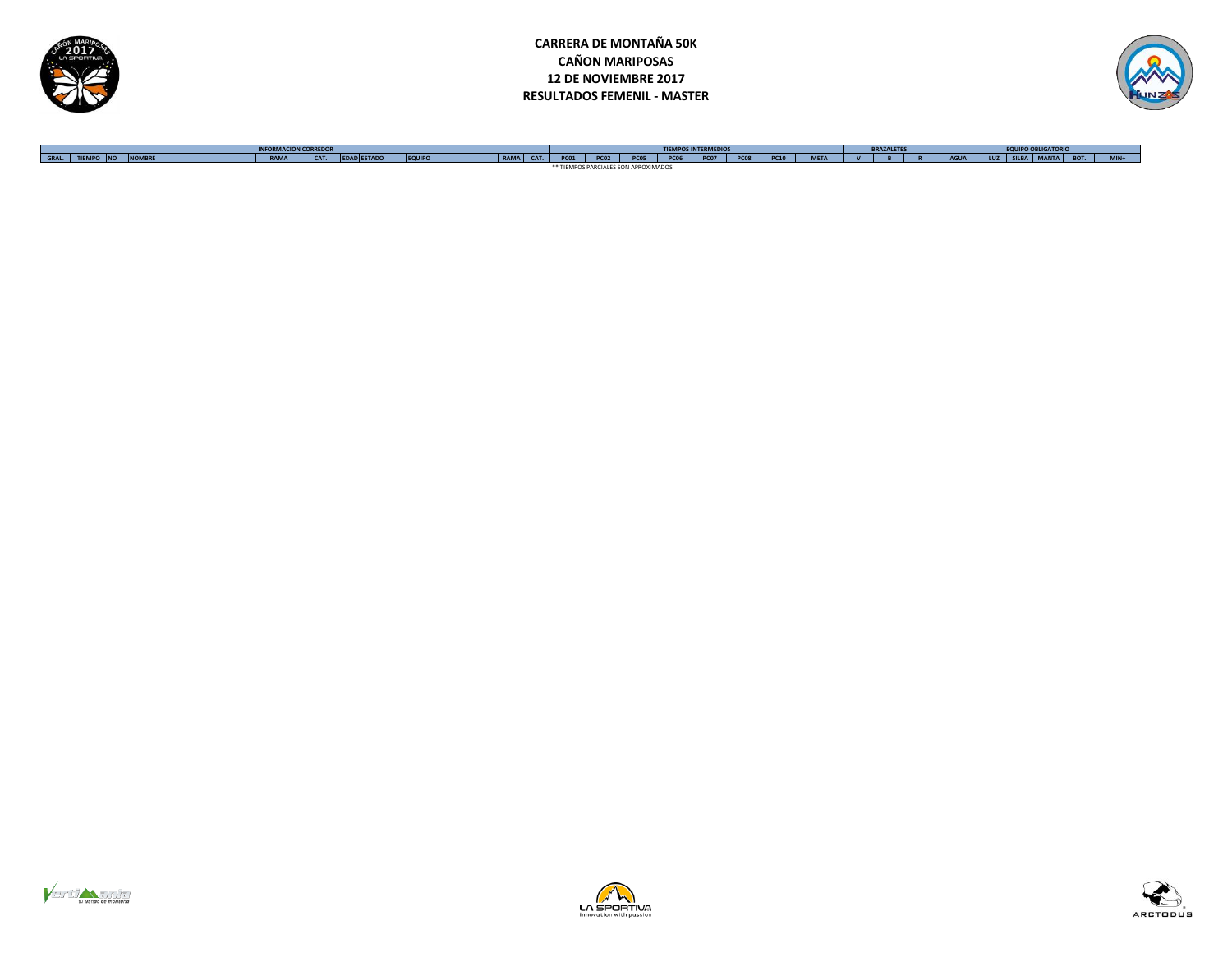# CARRERA DE MONTAÑA 50K
## CAÑON MARIPOSAS
## 12 DE NOVIEMBRE 2017
## RESULTADOS FEMENIL - MASTER

| INFORMACION CORREDOR | | | | | | | | | | | TIEMPOS INTERMEDIOS | | | | | | | | BRAZALETES | | | EQUIPO OBLIGATORIO | | | | | |
|---|---|---|---|---|---|---|---|---|---|---|---|---|---|---|---|---|---|---|---|---|---|---|---|---|---|---|---|
| GRAL. | TIEMPO | NO | NOMBRE | RAMA | CAT. | EDAD | ESTADO | EQUIPO | RAMA | CAT. | PC01 | PC02 | PC05 | PC06 | PC07 | PC08 | PC10 | META | V | B | R | AGUA | LUZ | SILBA | MANTA | BOT. | MIN+ |

** TIEMPOS PARCIALES SON APROXIMADOS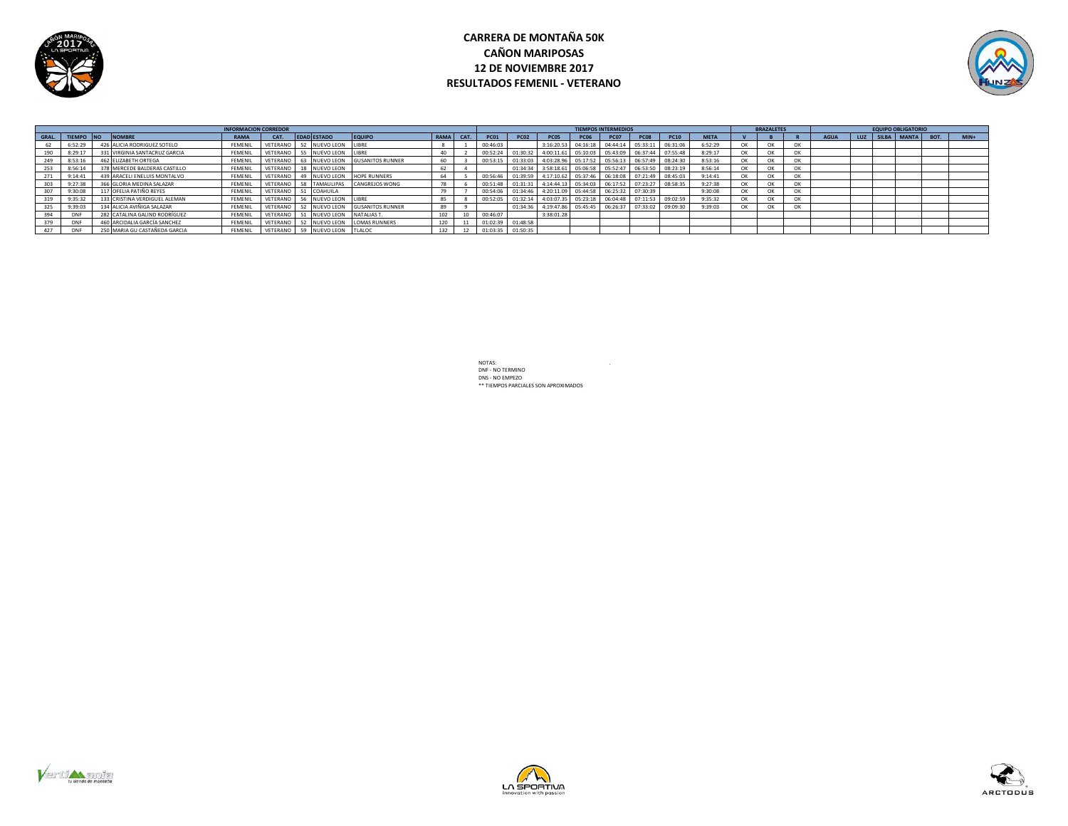# CARRERA DE MONTAÑA 50K
# CAÑON MARIPOSAS
# 12 DE NOVIEMBRE 2017
# RESULTADOS FEMENIL - VETERANO

| INFORMACION CORREDOR | | | | | | | | | | | TIEMPOS INTERMEDIOS | | | | | | | | | BRAZALETES | | | EQUIPO OBLIGATORIO | | | | | |
|---|---|---|---|---|---|---|---|---|---|---|---|---|---|---|---|---|---|---|---|---|---|---|---|---|---|---|---|---|
| GRAL. | TIEMPO | NO | NOMBRE | RAMA | CAT. | EDAD | ESTADO | EQUIPO | RAMA | CAT. | PC01 | PC02 | PC05 | PC06 | PC07 | PC08 | PC10 | META | V | B | R | AGUA | LUZ | SILBA | MANTA | BOT. | MIN+ |
| 62 | 6:52:29 | 426 | ALICIA RODRIGUEZ SOTELO | FEMENIL | VETERANO | 52 | NUEVO LEON | LIBRE | 8 | 1 | 00:46:03 | | 3:16:20.53 | 04:16:18 | 04:44:14 | 05:33:11 | 06:31:06 | 6:52:29 | OK | OK | OK | | | | | | |
| 190 | 8:29:17 | 331 | VIRGINIA SANTACRUZ GARCIA | FEMENIL | VETERANO | 55 | NUEVO LEON | LIBRE | 40 | 2 | 00:52:24 | 01:30:32 | 4:00:11.61 | 05:10:03 | 05:43:09 | 06:37:44 | 07:55:48 | 8:29:17 | OK | OK | OK | | | | | | |
| 249 | 8:53:16 | 462 | ELIZABETH ORTEGA | FEMENIL | VETERANO | 63 | NUEVO LEON | GUSANITOS RUNNER | 60 | 3 | 00:53:15 | 01:33:03 | 4:03:28.96 | 05:17:52 | 05:56:13 | 06:57:49 | 08:24:30 | 8:53:16 | OK | OK | OK | | | | | | |
| 253 | 8:56:14 | 378 | MERCEDE BALDERAS CASTILLO | FEMENIL | VETERANO | 18 | NUEVO LEON | | 62 | 4 | | 01:34:34 | 3:58:18.61 | 05:06:58 | 05:52:47 | 06:53:50 | 08:23:19 | 8:56:14 | OK | OK | OK | | | | | | |
| 271 | 9:14:41 | 439 | ARACELI ENELUIS MONTALVO | FEMENIL | VETERANO | 49 | NUEVO LEON | HOPE RUNNERS | 64 | 5 | 00:56:46 | 01:39:59 | 4:17:10.62 | 05:37:46 | 06:18:08 | 07:21:49 | 08:45:03 | 9:14:41 | OK | OK | OK | | | | | | |
| 303 | 9:27:38 | 366 | GLORIA MEDINA SALAZAR | FEMENIL | VETERANO | 58 | TAMAULIPAS | CANGREJOS WONG | 78 | 6 | 00:51:48 | 01:31:31 | 4:14:44.13 | 05:34:03 | 06:17:52 | 07:23:27 | 08:58:35 | 9:27:38 | OK | OK | OK | | | | | | |
| 307 | 9:30:08 | 117 | OFELIA PATIÑO REYES | FEMENIL | VETERANO | 51 | COAHUILA | | 79 | 7 | 00:54:06 | 01:34:46 | 4:20:11.09 | 05:44:58 | 06:25:32 | 07:30:39 | | 9:30:08 | OK | OK | OK | | | | | | |
| 319 | 9:35:32 | 133 | CRISTINA VERDIGUEL ALEMAN | FEMENIL | VETERANO | 56 | NUEVO LEON | LIBRE | 85 | 8 | 00:52:05 | 01:32:14 | 4:03:07.35 | 05:23:18 | 06:04:48 | 07:11:53 | 09:02:59 | 9:35:32 | OK | OK | OK | | | | | | |
| 325 | 9:39:03 | 134 | ALICIA AVIÑIGA SALAZAR | FEMENIL | VETERANO | 52 | NUEVO LEON | GUSANITOS RUNNER | 89 | 9 | | 01:34:36 | 4:19:47.86 | 05:45:45 | 06:26:37 | 07:33:02 | 09:09:30 | 9:39:03 | OK | OK | OK | | | | | | |
| 394 | DNF | 282 | CATALINA GALIND RODRÍGUEZ | FEMENIL | VETERANO | 51 | NUEVO LEON | NATALIAS T. | 102 | 10 | 00:46:07 | | 3:38:01.28 | | | | | | | | | | | | | | |
| 379 | DNF | 460 | ARCIDALIA GARCÍA SANCHEZ | FEMENIL | VETERANO | 52 | NUEVO LEON | LOMAS RUNNERS | 120 | 11 | 01:02:39 | 01:48:58 | | | | | | | | | | | | | | | |
| 427 | DNF | 250 | MARIA GU CASTAÑEDA GARCIA | FEMENIL | VETERANO | 59 | NUEVO LEON | TLALOC | 132 | 12 | 01:03:35 | 01:50:35 | | | | | | | | | | | | | | | |

NOTAS:
DNF - NO TERMINO
DNS - NO EMPEZO
** TIEMPOS PARCIALES SON APROXIMADOS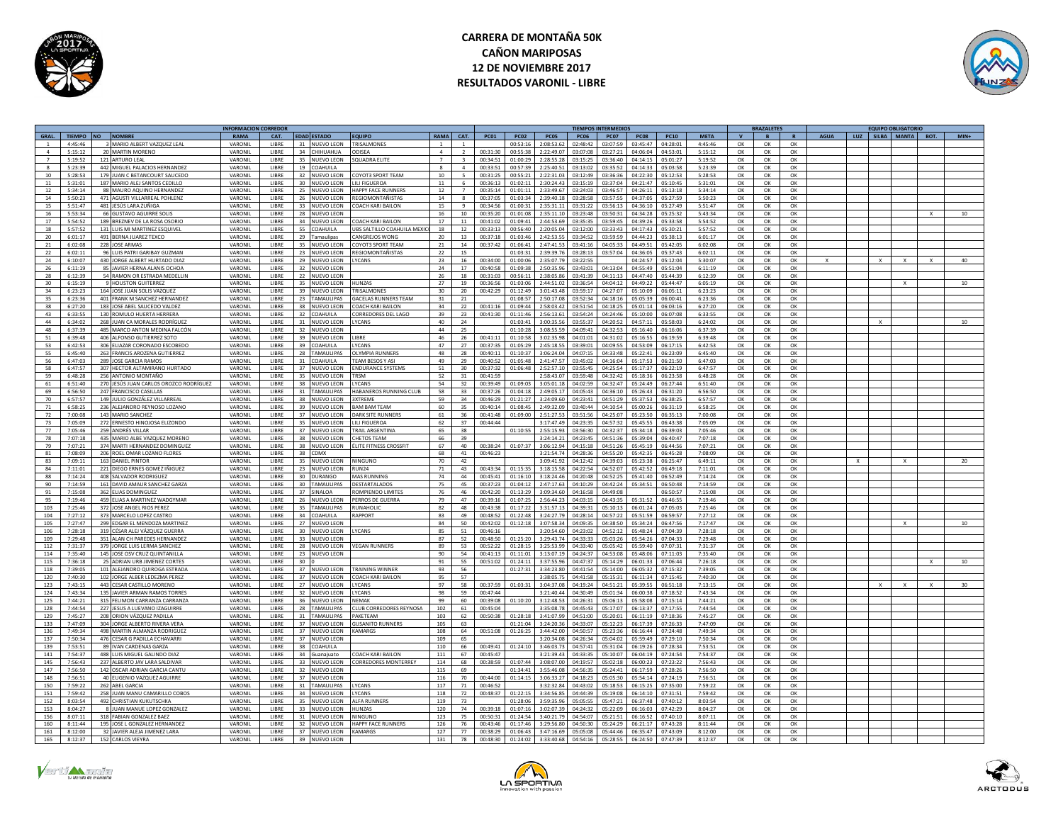# CARRERA DE MONTAÑA 50K
## CAÑON MARIPOSAS
## 12 DE NOVIEMBRE 2017
## RESULTADOS VARONIL - LIBRE

| | | | INFORMACION CORREDOR | | | | | | | | TIEMPOS INTERMEDIOS | | | | | | | | | BRAZALETES | | | EQUIPO OBLIGATORIO | | | | | |
|---|---|---|---|---|---|---|---|---|---|---|---|---|---|---|---|---|---|---|---|---|---|---|---|---|---|---|---|---|
| GRAL. | TIEMPO | NO | NOMBRE | RAMA | CAT. | EDAD | ESTADO | EQUIPO | RAMA | CAT. | PC01 | PC02 | PC05 | PC06 | PC07 | PC08 | PC10 | META | V | B | R | AGUA | LUZ | SILBA | MANTA | BOT. | MIN+ |
| 1 | 4:45:46 | 3 | MARIO ALBERT VAZQUEZ LEAL | VARONIL | LIBRE | 31 | NUEVO LEON | TRISALMONES | 1 | 1 | | 00:53:16 | 2:08:53.62 | 02:48:42 | 03:07:59 | 03:45:47 | 04:28:01 | 4:45:46 | OK | OK | OK | | | | | | |
| 4 | 5:15:12 | 20 | MARTIN MORENO | VARONIL | LIBRE | 34 | CHIHUAHUA | ODISEA | 4 | 2 | 00:31:30 | 00:55:38 | 2:22:49.07 | 03:07:08 | 03:27:21 | 04:06:04 | 04:53:01 | 5:15:12 | OK | OK | OK | | | | | | |
| 7 | 5:19:52 | 121 | ARTURO LEAL | VARONIL | LIBRE | 35 | NUEVO LEON | SQUADRA ELITE | 7 | 3 | 00:34:51 | 01:00:29 | 2:28:55.28 | 03:15:25 | 03:36:40 | 04:14:15 | 05:01:27 | 5:19:52 | OK | OK | OK | | | | | | |
| 8 | 5:23:39 | 442 | MIGUEL PALACIOS HERNANDEZ | VARONIL | LIBRE | 19 | COAHUILA | | 8 | 4 | 00:33:51 | 00:57:39 | 2:25:40.51 | 03:13:02 | 03:35:52 | 04:14:33 | 05:03:58 | 5:23:39 | OK | OK | OK | | | | | | |
| 10 | 5:28:53 | 179 | JUAN C BETANCOURT SAUCEDO | VARONIL | LIBRE | 32 | NUEVO LEON | COYOT3 SPORT TEAM | 10 | 5 | 00:31:25 | 00:55:21 | 2:22:31.03 | 03:12:49 | 03:36:36 | 04:22:30 | 05:12:53 | 5:28:53 | OK | OK | OK | | | | | | |
| 11 | 5:31:01 | 187 | MARIO ALEJ SANTOS CEDILLO | VARONIL | LIBRE | 30 | NUEVO LEON | LILI FIGUEROA | 11 | 6 | 00:36:13 | 01:02:11 | 2:30:24.43 | 03:15:19 | 03:37:04 | 04:21:47 | 05:10:45 | 5:31:01 | OK | OK | OK | | | | | | |
| 12 | 5:34:14 | 88 | MAURO AQUINO HERNANDEZ | VARONIL | LIBRE | 25 | NUEVO LEON | HAPPY FACE RUNNERS | 12 | 7 | 00:35:14 | 01:01:11 | 2:33:49.67 | 03:24:03 | 03:46:57 | 04:26:11 | 05:13:18 | 5:34:14 | OK | OK | OK | | | | | | |
| 14 | 5:50:23 | 471 | AGUSTI VILLARREAL POHLENZ | VARONIL | LIBRE | 26 | NUEVO LEON | REGIOMONTAÑISTAS | 14 | 8 | 00:37:05 | 01:03:34 | 2:39:40.18 | 03:28:58 | 03:57:55 | 04:37:05 | 05:27:59 | 5:50:23 | OK | OK | OK | | | | | | |
| 15 | 5:51:47 | 481 | JESÚS LARA ZUÑIGA | VARONIL | LIBRE | 33 | NUEVO LEON | COACH KARI BAILON | 15 | 9 | 00:34:56 | 01:00:31 | 2:35:31.11 | 03:31:22 | 03:56:13 | 04:36:10 | 05:27:49 | 5:51:47 | OK | OK | OK | | | | | | |
| 16 | 5:53:34 | 66 | GUSTAVO AGUIRRE SOLIS | VARONIL | LIBRE | 28 | NUEVO LEON | | 16 | 10 | 00:35:20 | 01:01:08 | 2:35:11.10 | 03:23:48 | 03:50:31 | 04:34:28 | 05:25:32 | 5:43:34 | OK | OK | OK | | | | | X | 10 |
| 17 | 5:54:52 | 189 | BREZNEV DE LA ROSA OSORIO | VARONIL | LIBRE | 34 | NUEVO LEON | COACH KARI BAILON | 17 | 11 | 00:41:02 | 01:09:41 | 2:44:53.69 | 03:35:35 | 03:59:45 | 04:39:26 | 05:33:58 | 5:54:52 | OK | OK | OK | | | | | | |
| 18 | 5:57:52 | 131 | LUIS MI MARTINEZ ESQUIVEL | VARONIL | LIBRE | 55 | COAHUILA | UBS SALTILLO COAHUILA MEXICO | 18 | 12 | 00:33:13 | 00:56:40 | 2:20:05.04 | 03:12:00 | 03:33:43 | 04:17:43 | 05:30:21 | 5:57:52 | OK | OK | OK | | | | | | |
| 20 | 6:01:17 | 491 | BERNA JUAREZ TEXCO | VARONIL | LIBRE | 29 | Tamaulipas | CANGREJOS WONG | 20 | 13 | 00:37:18 | 01:03:46 | 2:42:53.55 | 03:34:52 | 03:59:59 | 04:44:23 | 05:38:13 | 6:01:17 | OK | OK | OK | | | | | | |
| 21 | 6:02:08 | 228 | JOSE ARMAS | VARONIL | LIBRE | 35 | NUEVO LEON | COYOT3 SPORT TEAM | 21 | 14 | 00:37:42 | 01:06:41 | 2:47:41.53 | 03:41:16 | 04:05:33 | 04:49:51 | 05:42:05 | 6:02:08 | OK | OK | OK | | | | | | |
| 22 | 6:02:11 | 96 | LUIS PATRI GARIBAY GUZMAN | VARONIL | LIBRE | 23 | NUEVO LEON | REGIOMONTAÑISTAS | 22 | 15 | | 01:03:31 | 2:39:39.76 | 03:28:13 | 03:57:04 | 04:36:05 | 05:37:43 | 6:02:11 | OK | OK | OK | | | | | | |
| 24 | 6:10:07 | 430 | JORGE ALBERT HURTADO DIAZ | VARONIL | LIBRE | 29 | NUEVO LEON | LYCANS | 23 | 16 | 00:34:00 | 01:00:06 | 2:35:07.79 | 03:22:55 | | 04:24:57 | 05:12:04 | 5:30:07 | OK | OK | OK | X | | X | X | X | 40 |
| 26 | 6:11:19 | 85 | JAVIER HERNA ALANIS OCHOA | VARONIL | LIBRE | 32 | NUEVO LEON | | 24 | 17 | 00:40:58 | 01:09:38 | 2:50:35.96 | 03:43:01 | 04:13:04 | 04:55:49 | 05:51:04 | 6:11:19 | OK | OK | OK | | | | | | |
| 28 | 6:12:39 | 54 | RAMON OR ESTRADA MEDELLIN | VARONIL | LIBRE | 22 | NUEVO LEON | | 26 | 18 | 00:31:03 | 00:56:11 | 2:38:05.86 | 03:41:39 | 04:11:13 | 04:47:40 | 05:44:39 | 6:12:39 | OK | OK | OK | | | | | | |
| 30 | 6:15:19 | 9 | HOUSTON GUITERREZ | VARONIL | LIBRE | 35 | NUEVO LEON | HUNZAS | 27 | 19 | 00:36:56 | 01:03:06 | 2:44:51.02 | 03:36:54 | 04:04:12 | 04:49:22 | 05:44:47 | 6:05:19 | OK | OK | OK | | | | X | | 10 |
| 34 | 6:23:23 | 164 | JOSE JUAN SOLIS VAZQUEZ | VARONIL | LIBRE | 39 | NUEVO LEON | TRISALMONES | 30 | 20 | 00:42:29 | 01:12:49 | 3:01:43.48 | 03:59:17 | 04:27:07 | 05:10:09 | 06:05:11 | 6:23:23 | OK | OK | OK | | | | | | |
| 35 | 6:23:36 | 401 | FRANK M SANCHEZ HERNANDEZ | VARONIL | LIBRE | 23 | TAMAULIPAS | GACELAS RUNNERS TEAM | 31 | 21 | | 01:08:57 | 2:50:17.08 | 03:52:34 | 04:18:16 | 05:05:39 | 06:00:41 | 6:23:36 | OK | OK | OK | | | | | | |
| 38 | 6:27:20 | 183 | JOSE ABEL SAUCEDO VALDEZ | VARONIL | LIBRE | 38 | NUEVO LEON | COACH KARI BAILON | 34 | 22 | 00:41:16 | 01:09:44 | 2:58:03.42 | 03:51:54 | 04:18:25 | 05:01:14 | 06:03:16 | 6:27:20 | OK | OK | OK | | | | | | |
| 43 | 6:33:55 | 130 | ROMULO HUERTA HERRERA | VARONIL | LIBRE | 32 | COAHUILA | CORREDORES DEL LAGO | 39 | 23 | 00:41:30 | 01:11:46 | 2:56:13.61 | 03:54:24 | 04:24:46 | 05:10:00 | 06:07:08 | 6:33:55 | OK | OK | OK | | | | | | |
| 44 | 6:34:02 | 268 | JUAN CA MORALES RODRÍGUEZ | VARONIL | LIBRE | 31 | NUEVO LEON | LYCANS | 40 | 24 | | 01:03:41 | 3:00:35.56 | 03:55:37 | 04:20:52 | 04:57:11 | 05:58:03 | 6:24:02 | OK | OK | OK | | | X | | | 10 |
| 48 | 6:37:39 | 485 | MARCO ANTON MEDINA FALCÓN | VARONIL | LIBRE | 32 | NUEVO LEON | | 44 | 25 | | 01:10:28 | 3:08:55.59 | 04:09:41 | 04:32:53 | 05:16:40 | 06:16:06 | 6:37:39 | OK | OK | OK | | | | | | |
| 51 | 6:39:48 | 406 | ALFONSO GUTIERREZ SOTO | VARONIL | LIBRE | 39 | NUEVO LEON | LIBRE | 46 | 26 | 00:41:11 | 01:10:58 | 3:02:35.98 | 04:01:01 | 04:31:02 | 05:16:55 | 06:19:59 | 6:39:48 | OK | OK | OK | | | | | | |
| 53 | 6:42:53 | 306 | ELIAZAR CORONADO ESCOBEDO | VARONIL | LIBRE | 39 | COAHUILA | LYCANS | 47 | 27 | 00:37:35 | 01:05:29 | 2:45:18.55 | 03:39:01 | 04:09:55 | 04:53:09 | 06:17:15 | 6:42:53 | OK | OK | OK | | | | | | |
| 55 | 6:45:40 | 263 | FRANCIS AROZENA GUTIERREZ | VARONIL | LIBRE | 28 | TAMAULIPAS | OLYMPIA RUNNERS | 48 | 28 | 00:40:11 | 01:10:37 | 3:06:24.04 | 04:07:15 | 04:33:48 | 05:22:41 | 06:23:09 | 6:45:40 | OK | OK | OK | | | | | | |
| 56 | 6:47:03 | 289 | JOSE GARCIA RAMOS | VARONIL | LIBRE | 31 | COAHUILA | TEAM BESOS Y ASI | 49 | 29 | 00:40:52 | 01:05:48 | 2:41:47.57 | 03:45:02 | 04:16:04 | 05:17:53 | 06:21:50 | 6:47:03 | OK | OK | OK | | | | | | |
| 58 | 6:47:57 | 307 | HECTOR ALTAMIRANO HURTADO | VARONIL | LIBRE | 37 | NUEVO LEON | ENDURANCE SYSTEMS | 51 | 30 | 00:37:32 | 01:06:48 | 2:52:57.10 | 03:55:45 | 04:25:54 | 05:17:37 | 06:22:19 | 6:47:57 | OK | OK | OK | | | | | | |
| 59 | 6:48:28 | 256 | ANTONIO MONTAÑO | VARONIL | LIBRE | 35 | NUEVO LEON | TRSM | 52 | 31 | 00:41:59 | | 2:58:43.07 | 03:59:48 | 04:32:42 | 05:18:36 | 06:23:58 | 6:48:28 | OK | OK | OK | | | | | | |
| 61 | 6:51:40 | 270 | JESÚS JUAN CARLOS OROZCO RODRÍGUEZ | VARONIL | LIBRE | 38 | NUEVO LEON | LYCANS | 54 | 32 | 00:39:49 | 01:09:03 | 3:05:01.18 | 04:02:59 | 04:32:47 | 05:24:49 | 06:27:44 | 6:51:40 | OK | OK | OK | | | | | | |
| 69 | 6:56:50 | 247 | FRANCISCO CASILLAS | VARONIL | LIBRE | 31 | TAMAULIPAS | HABANEROS RUNNING CLUB | 58 | 33 | 00:37:26 | 01:04:18 | 2:49:05.17 | 04:05:43 | 04:36:10 | 05:26:43 | 06:31:20 | 6:56:50 | OK | OK | OK | | | | | | |
| 70 | 6:57:57 | 149 | JULIO GONZÁLEZ VILLARREAL | VARONIL | LIBRE | 38 | NUEVO LEON | 3XTREME | 59 | 34 | 00:46:29 | 01:21:27 | 3:24:09.60 | 04:23:41 | 04:51:29 | 05:37:53 | 06:38:25 | 6:57:57 | OK | OK | OK | | | | | | |
| 71 | 6:58:25 | 236 | ALEJANDRO REYNOSO LOZANO | VARONIL | LIBRE | 39 | NUEVO LEON | BAM BAM TEAM | 60 | 35 | 00:40:14 | 01:08:45 | 2:49:32.09 | 03:40:44 | 04:10:54 | 05:00:26 | 06:31:19 | 6:58:25 | OK | OK | OK | | | | | | |
| 72 | 7:00:08 | 143 | MARIO SANCHEZ | VARONIL | LIBRE | 37 | NUEVO LEON | DARK SITE RUNNERS | 61 | 36 | 00:41:48 | 01:09:00 | 2:51:27.53 | 03:51:56 | 04:25:07 | 05:23:50 | 06:35:13 | 7:00:08 | OK | OK | OK | | | | | | |
| 73 | 7:05:09 | 272 | ERNESTO HINOJOSA ELIZONDO | VARONIL | LIBRE | 35 | NUEVO LEON | LILI FIGUEROA | 62 | 37 | 00:44:44 | | 3:17:47.49 | 04:23:35 | 04:57:32 | 05:45:55 | 06:43:38 | 7:05:09 | OK | OK | OK | | | | | | |
| 77 | 7:05:46 | 259 | ANDRÉS VILLAR | VARONIL | LIBRE | 37 | NUEVO LEON | TRAIL ARGENTINA | 65 | 38 | | 01:10:55 | 2:55:15.93 | 03:56:30 | 04:32:37 | 05:34:18 | 06:39:03 | 7:05:46 | OK | OK | OK | | | | | | |
| 78 | 7:07:18 | 435 | MARIO ALBE VAZQUEZ MORENO | VARONIL | LIBRE | 38 | NUEVO LEON | CHETOS TEAM | 66 | 39 | | | 3:24:14.21 | 04:23:45 | 04:51:36 | 05:39:04 | 06:40:47 | 7:07:18 | OK | OK | OK | | | | | | |
| 79 | 7:07:21 | 374 | MARTI HERNANDEZ DOMINGUEZ | VARONIL | LIBRE | 38 | NUEVO LEON | ÉLITE FITNESS CROSSFIT | 67 | 40 | 00:38:24 | 01:07:37 | 3:06:12.94 | 04:15:18 | 04:51:26 | 05:45:19 | 06:44:56 | 7:07:21 | OK | OK | OK | | | | | | |
| 81 | 7:08:09 | 206 | ROEL OMAR LOZANO FLORES | VARONIL | LIBRE | 38 | CDMX | | 68 | 41 | 00:46:23 | | 3:21:54.74 | 04:28:36 | 04:55:20 | 05:42:35 | 06:45:28 | 7:08:09 | OK | OK | OK | | | | | | |
| 83 | 7:09:11 | 163 | DANIEL PINTOR | VARONIL | LIBRE | 35 | NUEVO LEON | NINGUNO | 70 | 42 | | | 3:09:41.92 | 04:12:42 | 04:39:03 | 05:23:38 | 06:25:47 | 6:49:11 | OK | OK | OK | | X | | X | | 20 |
| 84 | 7:11:01 | 221 | DIEGO ERNES GOMEZ IÑIGUEZ | VARONIL | LIBRE | 23 | NUEVO LEON | RUN24 | 71 | 43 | 00:43:34 | 01:15:35 | 3:18:15.58 | 04:22:54 | 04:52:07 | 05:42:52 | 06:49:18 | 7:11:01 | OK | OK | OK | | | | | | |
| 88 | 7:14:24 | 408 | SALVADOR RODRIGUEZ | VARONIL | LIBRE | 30 | DURANGO | MAS RUNNING | 74 | 44 | 00:45:41 | 01:16:10 | 3:18:24.46 | 04:20:48 | 04:52:25 | 05:41:40 | 06:52:49 | 7:14:24 | OK | OK | OK | | | | | | |
| 90 | 7:14:59 | 161 | DAVID AMAUR SANCHEZ GARZA | VARONIL | LIBRE | 30 | TAMAULIPAS | DESTARTALADOS | 75 | 45 | 00:37:23 | 01:04:12 | 2:47:17.63 | 04:10:29 | 04:42:24 | 05:34:51 | 06:50:48 | 7:14:59 | OK | OK | OK | | | | | | |
| 91 | 7:15:08 | 362 | ELIAS DOMINGUEZ | VARONIL | LIBRE | 37 | SINALOA | ROMPIENDO LIMITES | 76 | 46 | 00:42:20 | 01:13:29 | 3:09:34.60 | 04:16:58 | 04:49:08 | | 06:50:57 | 7:15:08 | OK | OK | OK | | | | | | |
| 95 | 7:19:46 | 459 | ELIAS A MARTINEZ WADGYMAR | VARONIL | LIBRE | 26 | NUEVO LEON | PERROS DE GUERRA | 79 | 47 | 00:39:16 | 01:07:25 | 2:56:44.23 | 04:03:15 | 04:43:35 | 05:31:52 | 06:46:55 | 7:19:46 | OK | OK | OK | | | | | | |
| 103 | 7:25:46 | 372 | JOSE ANGEL RIOS PEREZ | VARONIL | LIBRE | 35 | TAMAULIPAS | RUNAHOLIC | 82 | 48 | 00:43:38 | 01:17:22 | 3:31:57.13 | 04:39:31 | 05:10:13 | 06:01:24 | 07:05:03 | 7:25:46 | OK | OK | OK | | | | | | |
| 104 | 7:27:12 | 373 | MARCELO LOPEZ CASTRO | VARONIL | LIBRE | 34 | COAHUILA | RAPPORT | 83 | 49 | 00:48:52 | 01:22:48 | 3:24:27.79 | 04:28:14 | 04:57:22 | 05:51:59 | 06:59:57 | 7:27:12 | OK | OK | OK | | | | | | |
| 105 | 7:27:47 | 299 | EDGAR EL MENDOZA MARTINEZ | VARONIL | LIBRE | 27 | NUEVO LEON | | 84 | 50 | 00:42:02 | 01:12:18 | 3:07:58.34 | 04:09:35 | 04:38:50 | 05:34:24 | 06:47:56 | 7:17:47 | OK | OK | OK | | | | X | | 10 |
| 106 | 7:28:18 | 319 | CÉSAR ALEJ VÁZQUEZ GUERRA | VARONIL | LIBRE | 30 | NUEVO LEON | LYCANS | 85 | 51 | 00:46:16 | | 3:20:54.60 | 04:23:02 | 04:52:12 | 05:48:24 | 07:04:39 | 7:28:18 | OK | OK | OK | | | | | | |
| 109 | 7:29:48 | 351 | ALAN CH PAREDES HERNANDEZ | VARONIL | LIBRE | 33 | NUEVO LEON | | 87 | 52 | 00:48:50 | 01:25:20 | 3:29:43.74 | 04:33:33 | 05:03:26 | 05:54:26 | 07:04:33 | 7:29:48 | OK | OK | OK | | | | | | |
| 112 | 7:31:37 | 379 | JORGE LUIS LERMA SANCHEZ | VARONIL | LIBRE | 28 | NUEVO LEON | VEGAN RUNNERS | 89 | 53 | 00:52:22 | 01:28:15 | 3:25:53.99 | 04:33:40 | 05:05:42 | 05:59:40 | 07:07:31 | 7:31:37 | OK | OK | OK | | | | | | |
| 114 | 7:35:40 | 145 | JOSE OSV CRUZ QUINTANILLA | VARONIL | LIBRE | 23 | NUEVO LEON | | 90 | 54 | 00:41:13 | 01:11:01 | 3:13:07.19 | 04:24:37 | 04:53:08 | 05:48:06 | 07:11:03 | 7:35:40 | OK | OK | OK | | | | | | |
| 115 | 7:36:18 | 25 | ADRIAN URB JIMENEZ CORTES | VARONIL | LIBRE | 30 | 0 | | 91 | 55 | 00:51:02 | 01:24:11 | 3:37:55.96 | 04:47:37 | 05:14:29 | 06:01:33 | 07:06:44 | 7:26:18 | OK | OK | OK | | | | | X | 10 |
| 118 | 7:39:05 | 101 | ALEJANDRO QUIROGA ESTRADA | VARONIL | LIBRE | 37 | NUEVO LEON | TRAINING WINNER | 93 | 56 | | 01:27:31 | 3:34:23.80 | 04:41:54 | 05:14:00 | 06:05:32 | 07:15:32 | 7:39:05 | OK | OK | OK | | | | | | |
| 120 | 7:40:30 | 102 | JORGE ALBER LEDEZMA PEREZ | VARONIL | LIBRE | 37 | NUEVO LEON | COACH KARI BAILON | 95 | 57 | | | 3:38:05.75 | 04:41:58 | 05:15:31 | 06:11:34 | 07:15:46 | 7:40:30 | OK | OK | OK | | | | | | |
| 123 | 7:43:15 | 443 | CESAR CASTILLO MORENO | VARONIL | LIBRE | 27 | NUEVO LEON | LYCANS | 97 | 58 | 00:37:59 | 01:03:31 | 3:04:37.08 | 04:19:24 | 04:51:21 | 05:39:55 | 06:51:18 | 7:13:15 | OK | OK | OK | | | X | X | X | 30 |
| 124 | 7:43:34 | 135 | JAVIER ARMAN RAMOS TORRES | VARONIL | LIBRE | 32 | NUEVO LEON | LYCANS | 98 | 59 | 00:47:44 | | 3:21:40.44 | 04:30:49 | 05:01:34 | 06:00:38 | 07:18:52 | 7:43:34 | OK | OK | OK | | | | | | |
| 125 | 7:44:21 | 315 | FELIMON CARRANZA CARRANZA | VARONIL | LIBRE | 36 | NUEVO LEON | NEMAK | 99 | 60 | 00:39:08 | 01:10:20 | 3:12:48.53 | 04:26:31 | 05:06:13 | 05:58:08 | 07:15:14 | 7:44:21 | OK | OK | OK | | | | | | |
| 128 | 7:44:54 | 227 | JESUS A LUEVANO IZAGUIRRE | VARONIL | LIBRE | 28 | TAMAULIPAS | CLUB CORREDORES REYNOSA | 102 | 61 | 00:45:04 | | 3:35:08.78 | 04:45:43 | 05:17:07 | 06:13:37 | 07:17:55 | 7:44:54 | OK | OK | OK | | | | | | |
| 129 | 7:45:27 | 208 | ORION VÁZQUEZ PADILLA | VARONIL | LIBRE | 31 | TAMAULIPAS | PAKETEAM | 103 | 62 | 00:50:38 | 01:28:18 | 3:41:07.99 | 04:51:00 | 05:20:01 | 06:11:19 | 07:18:36 | 7:45:27 | OK | OK | OK | | | | | | |
| 133 | 7:47:09 | 304 | JORGE ALBERTO RIVERA VERA | VARONIL | LIBRE | 37 | NUEVO LEON | GUSANITO RUNNERS | 105 | 63 | | 01:21:04 | 3:24:20.36 | 04:33:07 | 05:12:23 | 06:17:39 | 07:26:33 | 7:47:09 | OK | OK | OK | | | | | | |
| 136 | 7:49:34 | 498 | MARTIN ALMANZA RODRIGUEZ | VARONIL | LIBRE | 37 | NUEVO LEON | KAMARGS | 108 | 64 | 00:51:08 | 01:26:25 | 3:44:42.00 | 04:50:57 | 05:23:36 | 06:16:44 | 07:24:48 | 7:49:34 | OK | OK | OK | | | | | | |
| 137 | 7:50:34 | 476 | CESAR G PADILLA ECHAVARRI | VARONIL | LIBRE | 37 | NUEVO LEON | | 109 | 65 | | | 3:20:34.08 | 04:26:34 | 05:04:02 | 05:59:49 | 07:29:10 | 7:50:34 | OK | OK | OK | | | | | | |
| 139 | 7:53:51 | 89 | IVAN CARDENAS GARZA | VARONIL | LIBRE | 38 | COAHUILA | | 110 | 66 | 00:49:41 | 01:24:10 | 3:46:03.73 | 04:57:41 | 05:31:04 | 06:19:26 | 07:28:34 | 7:53:51 | OK | OK | OK | | | | | | |
| 141 | 7:54:37 | 488 | LUIS MIGUEL GALINDO DIAZ | VARONIL | LIBRE | 34 | Guanajuato | COACH KARI BAILON | 111 | 67 | 00:45:47 | | 3:21:39.43 | 04:33:35 | 05:10:07 | 06:04:19 | 07:24:54 | 7:54:37 | OK | OK | OK | | | | | | |
| 145 | 7:56:43 | 237 | ALBERTO JAV LARA SALDIVAR | VARONIL | LIBRE | 33 | NUEVO LEON | CORREDORES MONTERREY | 114 | 68 | 00:38:59 | 01:07:44 | 3:08:07.00 | 04:19:57 | 05:02:18 | 06:00:23 | 07:23:22 | 7:56:43 | OK | OK | OK | | | | | | |
| 147 | 7:56:50 | 142 | OSCAR ADRIAN GARCIA CANTU | VARONIL | LIBRE | 32 | NUEVO LEON | | 115 | 69 | | 01:34:41 | 3:55:46.08 | 04:56:35 | 05:24:41 | 06:17:59 | 07:28:26 | 7:56:50 | OK | OK | OK | | | | | | |
| 148 | 7:56:51 | 40 | EUGENIO VAZQUEZ AGUIRRE | VARONIL | LIBRE | 37 | NUEVO LEON | | 116 | 70 | 00:44:00 | 01:14:15 | 3:06:33.27 | 04:18:23 | 05:05:30 | 05:54:14 | 07:24:19 | 7:56:51 | OK | OK | OK | | | | | | |
| 150 | 7:59:22 | 262 | ABEL GARCIA | VARONIL | LIBRE | 31 | TAMAULIPAS | LYCANS | 117 | 71 | 00:46:52 | | 3:32:32.84 | 04:43:02 | 05:18:53 | 06:15:25 | 07:35:00 | 7:59:22 | OK | OK | OK | | | | | | |
| 151 | 7:59:42 | 258 | JUAN MANU CAMARILLO COBOS | VARONIL | LIBRE | 34 | NUEVO LEON | LYCANS | 118 | 72 | 00:48:37 | 01:22:15 | 3:34:56.85 | 04:44:39 | 05:19:08 | 06:14:10 | 07:31:51 | 7:59:42 | OK | OK | OK | | | | | | |
| 152 | 8:03:54 | 492 | CHRISTIAN KUKUTSCHKA | VARONIL | LIBRE | 35 | NUEVO LEON | ALFA RUNNERS | 119 | 73 | | 01:28:06 | 3:59:35.96 | 05:05:55 | 05:47:21 | 06:37:48 | 07:40:12 | 8:03:54 | OK | OK | OK | | | | | | |
| 153 | 8:04:27 | 8 | JUAN MANUE LOPEZ GONZALEZ | VARONIL | LIBRE | 33 | NUEVO LEON | HUNZAS | 120 | 74 | 00:39:18 | 01:07:16 | 3:02:07.39 | 04:24:32 | 05:22:09 | 06:16:03 | 07:42:29 | 8:04:27 | OK | OK | OK | | | | | | |
| 156 | 8:07:11 | 318 | FABIAN GONZALEZ BAEZ | VARONIL | LIBRE | 31 | NUEVO LEON | NINGUNO | 123 | 75 | 00:50:31 | 01:24:54 | 3:40:21.79 | 04:54:07 | 05:21:51 | 06:16:52 | 07:40:10 | 8:07:11 | OK | OK | OK | | | | | | |
| 160 | 8:11:44 | 195 | JOSE L GONZALEZ HERNANDEZ | VARONIL | LIBRE | 32 | NUEVO LEON | HAPPY FACE RUNNERS | 126 | 76 | 00:43:46 | 01:17:46 | 3:29:56.80 | 04:50:30 | 05:24:29 | 06:21:17 | 07:43:28 | 8:11:44 | OK | OK | OK | | | | | | |
| 161 | 8:12:00 | 32 | JAVIER ALEJA JIMENEZ LARA | VARONIL | LIBRE | 37 | NUEVO LEON | KAMARGS | 127 | 77 | 00:38:29 | 01:06:43 | 3:47:16.69 | 05:05:08 | 05:44:46 | 06:35:47 | 07:43:09 | 8:12:00 | OK | OK | OK | | | | | | |
| 165 | 8:12:37 | 152 | CARLOS VIEYRA | VARONIL | LIBRE | 39 | NUEVO LEON | | 131 | 78 | 00:48:30 | 01:24:02 | 3:33:40.68 | 04:54:16 | 05:28:55 | 06:24:50 | 07:47:39 | 8:12:37 | OK | OK | OK | | | | | | |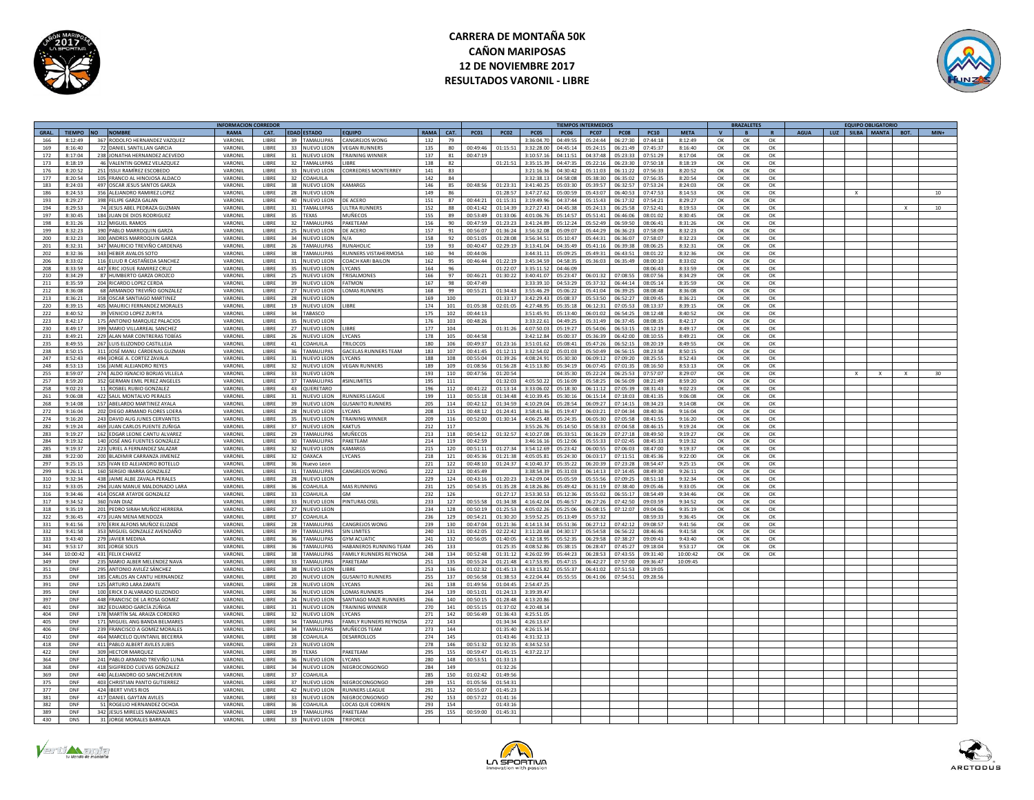# CARRERA DE MONTAÑA 50K
## CAÑON MARIPOSAS
## 12 DE NOVIEMBRE 2017
## RESULTADOS VARONIL - LIBRE

| | | INFORMACION CORREDOR | | | | | | | | TIEMPOS INTERMEDIOS | | | | | | | | | BRAZALETES | | | EQUIPO OBLIGATORIO | | | | | |
|---|---|---|---|---|---|---|---|---|---|---|---|---|---|---|---|---|---|---|---|---|---|---|---|---|---|---|---|
| GRAL. | TIEMPO | NO | NOMBRE | RAMA | CAT. | EDAD | ESTADO | EQUIPO | RAMA | CAT. | PC01 | PC02 | PC05 | PC06 | PC07 | PC08 | PC10 | META | V | B | R | AGUA | LUZ | SILBA | MANTA | BOT. | MIN+ |
| 166 | 8:12:49 | 367 | RODOLFO HERNANDEZ VAZQUEZ | VARONIL | LIBRE | 39 | TAMAULIPAS | CANGREJOS WONG | 132 | 79 | | | 3:36:04.70 | 04:49:55 | 05:24:44 | 06:27:30 | 07:44:18 | 8:12:49 | OK | OK | OK | | | | | | |
| 169 | 8:16:40 | 72 | DANIEL SANTILLAN GARCIA | VARONIL | LIBRE | 33 | NUEVO LEON | VEGAN RUNNERS | 135 | 80 | 00:49:46 | 01:15:51 | 3:32:28.00 | 04:45:14 | 05:24:15 | 06:21:49 | 07:45:37 | 8:16:40 | OK | OK | OK | | | | | | |
| 172 | 8:17:04 | 238 | JONATHA HERNANDEZ ACEVEDO | VARONIL | LIBRE | 31 | NUEVO LEON | TRAINING WINNER | 137 | 81 | 00:47:19 | | 3:10:57.16 | 04:11:51 | 04:37:48 | 05:23:33 | 07:51:29 | 8:17:04 | OK | OK | OK | | | | | | |
| 173 | 8:18:19 | 46 | VALENTIN GOMEZ VELAZQUEZ | VARONIL | LIBRE | 32 | TAMAULIPAS | LIBRE | 138 | 82 | | 01:21:51 | 3:35:15.39 | 04:47:35 | 05:22:16 | 06:23:30 | 07:50:18 | 8:18:19 | OK | OK | OK | | | | | | |
| 176 | 8:20:52 | 251 | ISSUI RAMÍREZ ESCOBEDO | VARONIL | LIBRE | 33 | NUEVO LEON | CORREDRES MONTERREY | 141 | 83 | | | 3:21:16.36 | 04:30:42 | 05:11:03 | 06:11:22 | 07:56:33 | 8:20:52 | OK | OK | OK | | | | | | |
| 177 | 8:20:54 | 105 | FRANCO AL HINOJOSA ALDACO | VARONIL | LIBRE | 32 | COAHUILA | | 142 | 84 | | | 3:32:38.13 | 04:58:08 | 05:38:30 | 06:35:02 | 07:56:35 | 8:20:54 | OK | OK | OK | | | | | | |
| 183 | 8:24:03 | 497 | OSCAR JESUS SANTOS GARZA | VARONIL | LIBRE | 38 | NUEVO LEON | KAMARGS | 146 | 85 | 00:48:56 | 01:23:31 | 3:41:40.25 | 05:03:30 | 05:39:57 | 06:32:57 | 07:53:24 | 8:24:03 | OK | OK | OK | | | | | | |
| 186 | 8:24:52 | 356 | ALEJANDRO RAMIREZ LOPEZ | VARONIL | LIBRE | 28 | NUEVO LEON | | 149 | 86 | | 01:28:57 | 3:47:27.62 | 05:00:59 | 05:43:07 | 06:40:53 | 07:47:53 | 8:14:53 | OK | OK | OK | | | X | | | 10 |
| 193 | 8:29:27 | 398 | FELIPE GARZA GALAN | VARONIL | LIBRE | 40 | NUEVO LEON | DE ACERO | 151 | 87 | 00:44:21 | 01:15:31 | 3:19:49.96 | 04:37:44 | 05:15:43 | 06:17:32 | 07:54:21 | 8:29:27 | OK | OK | OK | | | | | | |
| 194 | 8:29:53 | 74 | JESUS ABEL PEDRAZA GUZMAN | VARONIL | LIBRE | 31 | TAMAULIPAS | ULTRA RUNNERS | 152 | 88 | 00:41:42 | 01:14:39 | 3:27:27.43 | 04:45:38 | 05:24:13 | 06:25:58 | 07:52:41 | 8:19:53 | OK | OK | OK | | | | | X | 10 |
| 197 | 8:30:45 | 184 | JUAN DE DIOS RODRIGUEZ | VARONIL | LIBRE | 35 | TEXAS | MUÑECOS | 155 | 89 | 00:53:49 | 01:33:06 | 4:01:06.76 | 05:14:57 | 05:51:41 | 06:46:06 | 08:01:02 | 8:30:45 | OK | OK | OK | | | | | | |
| 198 | 8:31:26 | 312 | MIGUEL RAMOS | VARONIL | LIBRE | 32 | TAMAULIPAS | PAKETEAM | 156 | 90 | 00:47:59 | 01:23:23 | 3:41:24.89 | 05:12:24 | 05:52:49 | 06:59:50 | 08:06:41 | 8:31:26 | OK | OK | OK | | | | | | |
| 199 | 8:32:23 | 390 | PABLO MARROQUIN GARZA | VARONIL | LIBRE | 25 | NUEVO LEON | DE ACERO | 157 | 91 | 00:56:07 | 01:36:24 | 3:56:32.08 | 05:09:07 | 05:44:29 | 06:36:23 | 07:58:09 | 8:32:23 | OK | OK | OK | | | | | | |
| 200 | 8:32:23 | 300 | ANDRES MARROQUIN GARZA | VARONIL | LIBRE | 34 | NUEVO LEON | N/A | 158 | 92 | 00:51:05 | 01:28:08 | 3:56:34.51 | 05:10:47 | 05:44:31 | 06:36:07 | 07:58:07 | 8:32:23 | OK | OK | OK | | | | | | |
| 201 | 8:32:31 | 347 | MAURICIO TREVIÑO CARDENAS | VARONIL | LIBRE | 26 | TAMAULIPAS | RUNAHOLIC | 159 | 93 | 00:40:47 | 02:29:19 | 3:13:41.04 | 04:35:49 | 05:41:16 | 06:39:38 | 08:06:25 | 8:32:31 | OK | OK | OK | | | | | | |
| 202 | 8:32:36 | 343 | HEBER AVALOS SOTO | VARONIL | LIBRE | 38 | TAMAULIPAS | RUNNERS VISTAHERMOSA | 160 | 94 | 00:44:06 | | 3:44:31.11 | 05:09:25 | 05:49:31 | 06:43:51 | 08:01:22 | 8:32:36 | OK | OK | OK | | | | | | |
| 206 | 8:33:02 | 116 | ELIUD R CASTAÑEDA SANCHEZ | VARONIL | LIBRE | 31 | NUEVO LEON | COACH KARI BAILON | 162 | 95 | 00:46:44 | 01:22:19 | 3:45:34.59 | 04:58:35 | 05:36:03 | 06:35:49 | 08:00:10 | 8:33:02 | OK | OK | OK | | | | | | |
| 208 | 8:33:59 | 447 | ERIC JOSUE RAMIREZ CRUZ | VARONIL | LIBRE | 35 | NUEVO LEON | LYCANS | 164 | 96 | | 01:22:07 | 3:35:11.52 | 04:46:09 | | | 08:06:43 | 8:33:59 | OK | OK | OK | | | | | | |
| 210 | 8:34:29 | 87 | HUMBERTO GARZA OROZCO | VARONIL | LIBRE | 25 | NUEVO LEON | TRISALMONES | 166 | 97 | 00:46:21 | 01:30:22 | 3:40:41.07 | 05:23:47 | 06:01:32 | 07:08:55 | 08:07:56 | 8:34:29 | OK | OK | OK | | | | | | |
| 211 | 8:35:59 | 204 | RICARDO LOPEZ CERDA | VARONIL | LIBRE | 39 | NUEVO LEON | FATMON | 167 | 98 | 00:47:49 | | 3:33:39.10 | 04:53:29 | 05:37:32 | 06:44:14 | 08:05:14 | 8:35:59 | OK | OK | OK | | | | | | |
| 212 | 8:36:08 | 68 | ARMANDO TREVIÑO GONZALEZ | VARONIL | LIBRE | 27 | NUEVO LEON | LOMAS RUNNERS | 168 | 99 | 00:55:21 | 01:34:43 | 3:55:46.29 | 05:06:22 | 05:41:04 | 06:39:25 | 08:08:48 | 8:36:08 | OK | OK | OK | | | | | | |
| 213 | 8:36:21 | 358 | OSCAR SANTIAGO MARTINEZ | VARONIL | LIBRE | 28 | NUEVO LEON | | 169 | 100 | | 01:33:17 | 3:42:29.43 | 05:08:37 | 05:53:50 | 06:52:27 | 08:09:45 | 8:36:21 | OK | OK | OK | | | | | | |
| 220 | 8:39:15 | 405 | MAURICI FERNANDEZ MORALES | VARONIL | LIBRE | 19 | NUEVO LEON | LIBRE | 174 | 101 | 01:05:38 | 02:01:05 | 4:27:48.95 | 05:35:18 | 06:12:31 | 07:05:53 | 08:13:37 | 8:39:15 | OK | OK | OK | | | | | | |
| 222 | 8:40:52 | 39 | VENICIO LOPEZ ZURITA | VARONIL | LIBRE | 34 | TABASCO | | 175 | 102 | 00:44:13 | | 3:51:45.91 | 05:13:40 | 06:01:02 | 06:54:25 | 08:12:48 | 8:40:52 | OK | OK | OK | | | | | | |
| 223 | 8:42:17 | 175 | ANTONIO MARQUEZ PALACIOS | VARONIL | LIBRE | 35 | NUEVO LEON | | 176 | 103 | 00:48:26 | | 3:33:22.61 | 04:49:25 | 05:31:49 | 06:37:45 | 08:08:35 | 8:42:17 | OK | OK | OK | | | | | | |
| 230 | 8:49:17 | 399 | MARIO VILLARREAL SANCHEZ | VARONIL | LIBRE | 27 | NUEVO LEON | LIBRE | 177 | 104 | | 01:31:26 | 4:07:50.03 | 05:19:27 | 05:54:06 | 06:53:15 | 08:12:19 | 8:49:17 | OK | OK | OK | | | | | | |
| 231 | 8:49:21 | 229 | ALAN MAR CONTRERAS TOBÍAS | VARONIL | LIBRE | 26 | NUEVO LEON | LYCANS | 178 | 105 | 00:44:58 | | 3:42:12.84 | 05:00:37 | 05:36:39 | 06:42:00 | 08:10:55 | 8:49:21 | OK | OK | OK | | | | | | |
| 235 | 8:49:55 | 267 | LUIS ELIZONDO CASTILLEJA | VARONIL | LIBRE | 41 | COAHUILA | TRILOCOS | 180 | 106 | 00:49:37 | 01:23:16 | 3:51:01.62 | 05:08:41 | 05:47:26 | 06:52:15 | 08:20:19 | 8:49:55 | OK | OK | OK | | | | | | |
| 238 | 8:50:15 | 311 | JOSÉ MANU CÁRDENAS GUZMAN | VARONIL | LIBRE | 36 | TAMAULIPAS | GACELAS RUNNERS TEAM | 183 | 107 | 00:41:45 | 01:12:11 | 3:32:54.02 | 05:01:03 | 05:50:49 | 06:56:15 | 08:23:58 | 8:50:15 | OK | OK | OK | | | | | | |
| 247 | 8:52:43 | 494 | JORGE A. CORTEZ ZAVALA | VARONIL | LIBRE | 31 | NUEVO LEON | LYCANS | 188 | 108 | 00:55:04 | 01:39:26 | 4:08:24.91 | 05:30:30 | 06:09:12 | 07:09:20 | 08:25:55 | 8:52:43 | OK | OK | OK | | | | | | |
| 248 | 8:53:13 | 156 | JAIME ALEJANDRO REYES | VARONIL | LIBRE | 32 | NUEVO LEON | VEGAN RUNNERS | 189 | 109 | 01:08:56 | 01:56:28 | 4:15:13.80 | 05:34:19 | 06:07:45 | 07:01:35 | 08:16:50 | 8:53:13 | OK | OK | OK | | | | | | |
| 255 | 8:59:07 | 274 | ALDO IGNACIO BORJAS VILLELA | VARONIL | LIBRE | 33 | NUEVO LEON | | 193 | 110 | 00:47:56 | 01:20:54 | | 04:35:30 | 05:22:24 | 06:25:53 | 07:57:07 | 8:29:07 | OK | OK | OK | | | X | X | X | 30 |
| 257 | 8:59:20 | 352 | GERMAN EMIL PEREZ ANGELES | VARONIL | LIBRE | 37 | TAMAULIPAS | #SINLIMITES | 195 | 111 | | 01:32:03 | 4:05:50.22 | 05:16:09 | 05:58:25 | 06:56:09 | 08:21:49 | 8:59:20 | OK | OK | OK | | | | | | |
| 258 | 9:02:23 | 11 | ROSBEL RUBIO GONZALEZ | VARONIL | LIBRE | 43 | QUERETARO | | 196 | 112 | 00:41:22 | 01:13:14 | 3:33:06.02 | 05:18:30 | 06:11:12 | 07:05:39 | 08:31:43 | 9:02:23 | OK | OK | OK | | | | | | |
| 261 | 9:06:08 | 422 | SAUL MONTALVO PERALES | VARONIL | LIBRE | 31 | NUEVO LEON | RUNNERS LEAGUE | 199 | 113 | 00:55:18 | 01:34:48 | 4:10:39.45 | 05:30:16 | 06:15:14 | 07:18:03 | 08:41:35 | 9:06:08 | OK | OK | OK | | | | | | |
| 268 | 9:14:08 | 157 | ABELARDO MARTINEZ AYALA | VARONIL | LIBRE | 39 | NUEVO LEON | GUSANITO RUNNERS | 205 | 114 | 00:42:12 | 01:34:59 | 4:10:29.04 | 05:28:54 | 06:09:27 | 07:14:15 | 08:34:23 | 9:14:08 | OK | OK | OK | | | | | | |
| 272 | 9:16:04 | 202 | DIEGO ARMAND FLORES LOERA | VARONIL | LIBRE | 28 | NUEVO LEON | LYCANS | 208 | 115 | 00:48:12 | 01:24:41 | 3:58:41.36 | 05:19:47 | 06:03:21 | 07:04:34 | 08:40:36 | 9:16:04 | OK | OK | OK | | | | | | |
| 274 | 9:16:20 | 243 | DAVID AUG JUNES CERVANTES | VARONIL | LIBRE | 35 | NUEVO LEON | TRAINING WINNER | 209 | 116 | 00:52:00 | 01:30:14 | 4:06:25.48 | 05:24:35 | 06:05:30 | 07:05:58 | 08:41:55 | 9:16:20 | OK | OK | OK | | | | | | |
| 282 | 9:19:24 | 469 | JUAN CARLOS PUENTE ZUÑIGA | VARONIL | LIBRE | 37 | NUEVO LEON | KAKTUS | 212 | 117 | | | 3:55:26.76 | 05:14:50 | 05:58:33 | 07:04:58 | 08:46:15 | 9:19:24 | OK | OK | OK | | | | | | |
| 283 | 9:19:27 | 162 | EDGAR LEONE CANTU ALVAREZ | VARONIL | LIBRE | 29 | TAMAULIPAS | MUÑECOS | 213 | 118 | 00:54:12 | 01:32:57 | 4:10:27.08 | 05:33:51 | 06:16:29 | 07:27:18 | 08:49:50 | 9:19:27 | OK | OK | OK | | | | | | |
| 284 | 9:19:32 | 140 | JOSÉ ANG FUENTES GONZÁLEZ | VARONIL | LIBRE | 30 | TAMAULIPAS | PAKETEAM | 214 | 119 | 00:42:59 | | 3:46:16.16 | 05:12:06 | 05:55:33 | 07:02:45 | 08:45:33 | 9:19:32 | OK | OK | OK | | | | | | |
| 285 | 9:19:37 | 223 | URIEL A FERNANDEZ SALAZAR | VARONIL | LIBRE | 32 | NUEVO LEON | KAMARGS | 215 | 120 | 00:51:11 | 01:27:34 | 3:54:12.69 | 05:23:42 | 06:00:55 | 07:06:03 | 08:47:00 | 9:19:37 | OK | OK | OK | | | | | | |
| 288 | 9:22:00 | 200 | BLADIMIR CARRANZA JIMENEZ | VARONIL | LIBRE | 32 | OAXACA | LYCANS | 218 | 121 | 00:45:36 | 01:21:38 | 4:05:05.81 | 05:24:30 | 06:03:17 | 07:11:51 | 08:45:36 | 9:22:00 | OK | OK | OK | | | | | | |
| 297 | 9:25:15 | 325 | IVAN ED ALEJANDRO BOTELLO | VARONIL | LIBRE | 36 | Nuevo Leon | | 221 | 122 | 00:48:10 | 01:24:37 | 4:10:40.37 | 05:35:22 | 06:20:39 | 07:23:28 | 08:54:47 | 9:25:15 | OK | OK | OK | | | | | | |
| 299 | 9:26:11 | 160 | SERGIO IBARRA GONZALEZ | VARONIL | LIBRE | 31 | TAMAULIPAS | CANGREJOS WONG | 222 | 123 | 00:45:49 | | 3:38:54.39 | 05:31:03 | 06:14:13 | 07:14:45 | 08:49:30 | 9:26:11 | OK | OK | OK | | | | | | |
| 310 | 9:32:34 | 438 | JAIME ALBE ZAVALA PERALES | VARONIL | LIBRE | 28 | NUEVO LEON | | 229 | 124 | 00:43:16 | 01:20:23 | 3:42:09.04 | 05:05:59 | 05:55:56 | 07:09:25 | 08:51:18 | 9:32:34 | OK | OK | OK | | | | | | |
| 312 | 9:33:05 | 294 | JUAN MANUE MALDONADO LARA | VARONIL | LIBRE | 36 | COAHUILA | MAS RUNNING | 231 | 125 | 00:54:35 | 01:35:28 | 4:18:26.86 | 05:49:42 | 06:31:19 | 07:38:40 | 09:05:46 | 9:33:05 | OK | OK | OK | | | | | | |
| 316 | 9:34:46 | 414 | OSCAR ATAYDE GONZALEZ | VARONIL | LIBRE | 33 | COAHUILA | GM | 232 | 126 | | 01:27:17 | 3:53:30.53 | 05:12:36 | 05:55:02 | 06:55:17 | 08:54:49 | 9:34:46 | OK | OK | OK | | | | | | |
| 317 | 9:34:52 | 360 | IVAN DIAZ | VARONIL | LIBRE | 33 | NUEVO LEON | PINTURAS OSEL | 233 | 127 | 00:55:58 | 01:34:38 | 4:16:42.04 | 05:46:57 | 06:27:26 | 07:42:50 | 09:03:59 | 9:34:52 | OK | OK | OK | | | | | | |
| 318 | 9:35:19 | 201 | PEDRO SIRAH MUÑOZ HERRERA | VARONIL | LIBRE | 27 | NUEVO LEON | | 234 | 128 | 00:50:19 | 01:25:53 | 4:05:02.26 | 05:25:06 | 06:08:15 | 07:12:07 | 09:04:06 | 9:35:19 | OK | OK | OK | | | | | | |
| 322 | 9:36:45 | 473 | JUAN MENA MENDOZA | VARONIL | LIBRE | 37 | COAHUILA | | 236 | 129 | 00:54:21 | 01:30:20 | 3:59:52.25 | 05:13:49 | 05:57:32 | | 08:59:33 | 9:36:45 | OK | OK | OK | | | | | | |
| 331 | 9:41:56 | 370 | ERIK ALFONS MUÑOZ ELIZADE | VARONIL | LIBRE | 28 | TAMAULIPAS | CANGREJOS WONG | 239 | 130 | 00:47:04 | 01:21:36 | 4:14:13.34 | 05:51:36 | 06:27:12 | 07:42:12 | 09:08:57 | 9:41:56 | OK | OK | OK | | | | | | |
| 332 | 9:41:58 | 353 | MIGUEL GONZALEZ AVENDAÑO | VARONIL | LIBRE | 39 | TAMAULIPAS | SIN LIMITES | 240 | 131 | 00:42:05 | 02:22:42 | 3:11:20.68 | 04:30:17 | 05:54:58 | 06:56:22 | 08:46:46 | 9:41:58 | OK | OK | OK | | | | | | |
| 333 | 9:43:40 | 279 | JAVIER MEDINA | VARONIL | LIBRE | 36 | TAMAULIPAS | GYM ACUATIC | 241 | 132 | 00:56:05 | 01:40:05 | 4:32:18.95 | 05:52:35 | 06:29:58 | 07:38:27 | 09:09:43 | 9:43:40 | OK | OK | OK | | | | | | |
| 341 | 9:53:17 | 301 | JORGE SOLIS | VARONIL | LIBRE | 36 | TAMAULIPAS | HABANEROS RUNNING TEAM | 245 | 133 | | 01:25:35 | 4:08:52.86 | 05:38:15 | 06:28:47 | 07:45:27 | 09:18:04 | 9:53:17 | OK | OK | OK | | | | | | |
| 344 | 10:00:42 | 431 | FELIX CHAVEZ | VARONIL | LIBRE | 38 | TAMAULIPAS | FAMILY RUNNERS REYNOSA | 248 | 134 | 00:52:48 | 01:31:12 | 4:26:02.99 | 05:44:23 | 06:28:53 | 07:43:55 | 09:31:40 | 10:00:42 | OK | OK | OK | | | | | | |
| 349 | DNF | 235 | MARIO ALBER MELENDEZ NAVA | VARONIL | LIBRE | 33 | TAMAULIPAS | PAKETEAM | 251 | 135 | 00:55:24 | 01:21:48 | 4:17:53.95 | 05:47:15 | 06:42:27 | 07:57:00 | 09:36:47 | 10:09:45 | | | | | | | | | |
| 351 | DNF | 295 | ANTONIO AVILÉZ SÁNCHEZ | VARONIL | LIBRE | 38 | NUEVO LEON | LIBRE | 253 | 136 | 01:02:32 | 01:45:13 | 4:33:15.82 | 05:55:37 | 06:41:02 | 07:51:53 | 09:19:05 | | | | | | | | | | |
| 353 | DNF | 185 | CARLOS AN CANTU HERNANDEZ | VARONIL | LIBRE | 20 | NUEVO LEON | GUSANITO RUNNERS | 255 | 137 | 00:56:58 | 01:38:53 | 4:22:04.44 | 05:55:55 | 06:41:06 | 07:54:51 | 09:28:56 | | | | | | | | | | |
| 391 | DNF | 125 | ARTURO LARA ZARATE | VARONIL | LIBRE | 28 | NUEVO LEON | LYCANS | 261 | 138 | 01:49:56 | 01:04:45 | 2:54:47.25 | | | | | | | | | | | | | | |
| 395 | DNF | 100 | ERICK D ALVARADO ELIZONDO | VARONIL | LIBRE | 36 | NUEVO LEON | LOMAS RUNNERS | 264 | 139 | 00:51:01 | 01:24:13 | 3:39:39.47 | | | | | | | | | | | | | | |
| 397 | DNF | 448 | FRANCISC DE LA ROSA GOMEZ | VARONIL | LIBRE | 24 | NUEVO LEON | SANTIAGO MAZE RUNNERS | 266 | 140 | 00:50:15 | 01:28:48 | 4:13:20.86 | | | | | | | | | | | | | | |
| 401 | DNF | 382 | EDUARDO GARCÍA ZÚÑIGA | VARONIL | LIBRE | 31 | NUEVO LEON | TRAINING WINNER | 270 | 141 | 00:55:15 | 01:37:02 | 4:20:48.14 | | | | | | | | | | | | | | |
| 404 | DNF | 178 | MARTÍN SAL ARAIZA CORDERO | VARONIL | LIBRE | 32 | NUEVO LEON | LYCANS | 271 | 142 | 00:56:49 | 01:36:43 | 4:25:51.05 | | | | | | | | | | | | | | |
| 405 | DNF | 171 | MIGUEL ANG BANDA BELMARES | VARONIL | LIBRE | 34 | TAMAULIPAS | FAMILY RUNNERS REYNOSA | 272 | 143 | | 01:34:34 | 4:26:13.67 | | | | | | | | | | | | | | |
| 406 | DNF | 239 | FRANCISCO A GOMEZ MORALES | VARONIL | LIBRE | 34 | TAMAULIPAS | MUÑECOS TEAM | 273 | 144 | | 01:35:40 | 4:26:15.34 | | | | | | | | | | | | | | |
| 410 | DNF | 464 | MARCELO QUINTANIL BECERRA | VARONIL | LIBRE | 38 | COAHUILA | DESARROLLOS | 274 | 145 | | 01:43:46 | 4:31:32.13 | | | | | | | | | | | | | | |
| 418 | DNF | 411 | PABLO ALBERT AVILES JUBIS | VARONIL | LIBRE | 23 | NUEVO LEON | | 278 | 146 | 00:51:32 | 01:32:35 | 4:34:52.53 | | | | | | | | | | | | | | |
| 422 | DNF | 309 | HECTOR MARQUEZ | VARONIL | LIBRE | 39 | TEXAS | PAKETEAM | 295 | 155 | 00:59:47 | 01:45:15 | 4:37:22.17 | | | | | | | | | | | | | | |
| 364 | DNF | 241 | PABLO ARMAND TREVIÑO LUNA | VARONIL | LIBRE | 36 | NUEVO LEON | LYCANS | 280 | 148 | 00:53:51 | 01:33:13 | | | | | | | | | | | | | | | |
| 368 | DNF | 418 | SIGIFREDO CUEVAS GONZALEZ | VARONIL | LIBRE | 34 | NUEVO LEON | NEGROCONGONGO | 284 | 149 | | 01:32:26 | | | | | | | | | | | | | | | |
| 369 | DNF | 440 | ALEJANDRO GO SANCHEZVERIN | VARONIL | LIBRE | 37 | COAHUILA | | 285 | 150 | 01:02:42 | 01:49:56 | | | | | | | | | | | | | | | |
| 375 | DNF | 403 | CHRISTIAN PANTO GUTIERREZ | VARONIL | LIBRE | 37 | NUEVO LEON | NEGROCONGONGO | 289 | 151 | 01:05:56 | 01:54:31 | | | | | | | | | | | | | | | |
| 377 | DNF | 424 | IBERT VIVES RIOS | VARONIL | LIBRE | 42 | NUEVO LEON | RUNNERS LEAGUE | 291 | 152 | 00:55:07 | 01:45:23 | | | | | | | | | | | | | | | |
| 381 | DNF | 417 | DANIEL GAYTAN AVILES | VARONIL | LIBRE | 33 | NUEVO LEON | NEGROCONGONGO | 292 | 153 | 00:57:22 | 01:41:16 | | | | | | | | | | | | | | | |
| 382 | DNF | 51 | ROGELIO HERNANDEZ OCHOA | VARONIL | LIBRE | 36 | COAHUILA | LOCAS QUE CORREN | 293 | 154 | | 01:43:16 | | | | | | | | | | | | | | | |
| 389 | DNF | 342 | JESUS MIRELES MANZANARES | VARONIL | LIBRE | 19 | TAMAULIPAS | PAKETEAM | 295 | 155 | 00:59:00 | 01:45:31 | | | | | | | | | | | | | | | |
| 430 | DNS | 31 | JORGE MORALES BARRAZA | VARONIL | LIBRE | 33 | NUEVO LEON | TRIFORCE | | | | | | | | | | | | | | | | | | | |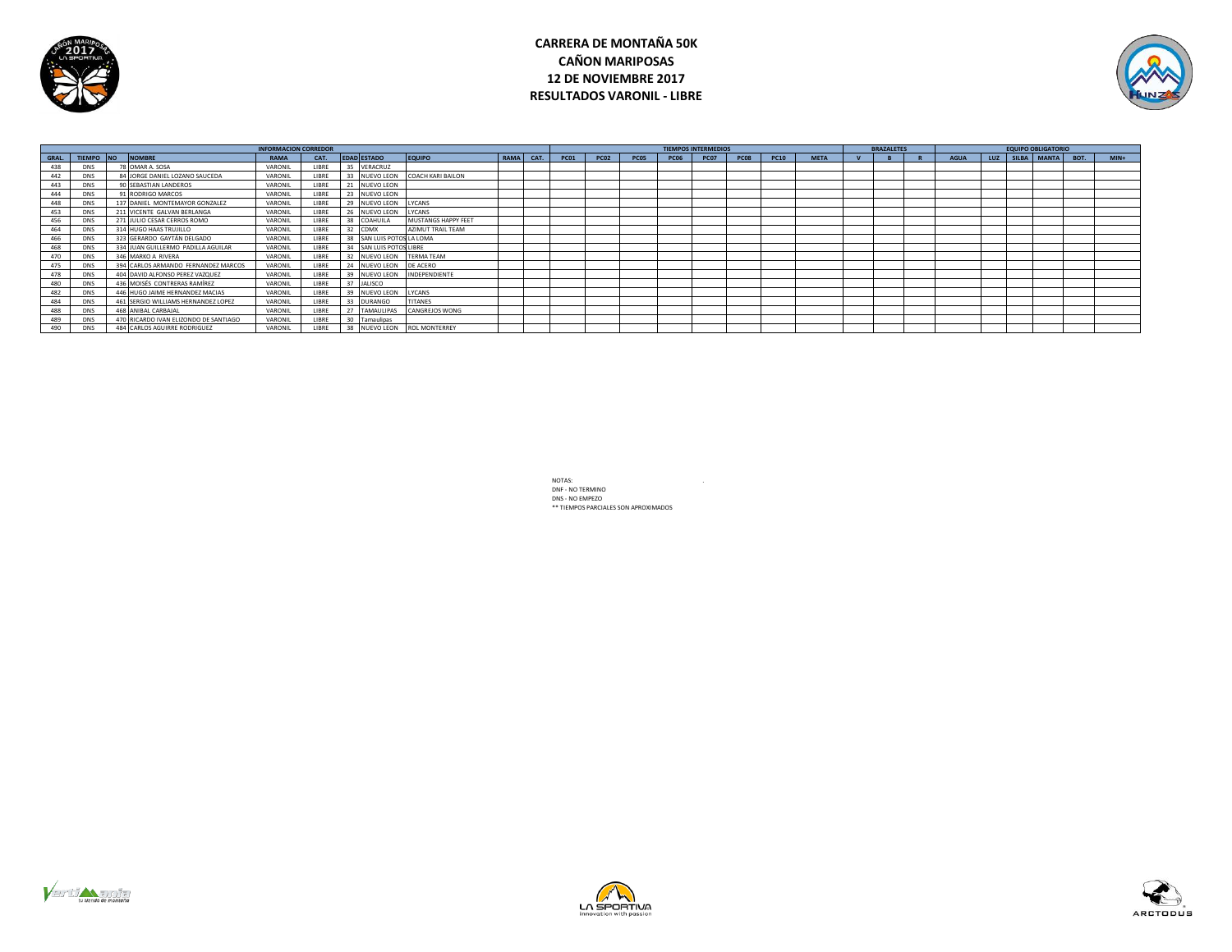# CARRERA DE MONTAÑA 50K
# CAÑON MARIPOSAS
# 12 DE NOVIEMBRE 2017
# RESULTADOS VARONIL - LIBRE

| INFORMACION CORREDOR | | | | | | | | | | | TIEMPOS INTERMEDIOS | | | | | | | | BRAZALETES | | | EQUIPO OBLIGATORIO | | | | | |
|---|---|---|---|---|---|---|---|---|---|---|---|---|---|---|---|---|---|---|---|---|---|---|---|---|---|---|---|
| GRAL. | TIEMPO | NO | NOMBRE | RAMA | CAT. | EDAD | ESTADO | EQUIPO | RAMA | CAT. | PC01 | PC02 | PC05 | PC06 | PC07 | PC08 | PC10 | META | V | B | R | AGUA | LUZ | SILBA | MANTA | BOT. | MIN+ |
| 438 | DNS | 78 | OMAR A. SOSA | VARONIL | LIBRE | 35 | VERACRUZ | | | | | | | | | | | | | | | | | | | | |
| 442 | DNS | 84 | JORGE DANIEL LOZANO SAUCEDA | VARONIL | LIBRE | 33 | NUEVO LEON | COACH KARI BAILON | | | | | | | | | | | | | | | | | | | |
| 443 | DNS | 90 | SEBASTIAN LANDEROS | VARONIL | LIBRE | 21 | NUEVO LEON | | | | | | | | | | | | | | | | | | | | |
| 444 | DNS | 91 | RODRIGO MARCOS | VARONIL | LIBRE | 23 | NUEVO LEON | | | | | | | | | | | | | | | | | | | | |
| 448 | DNS | 137 | DANIEL MONTEMAYOR GONZALEZ | VARONIL | LIBRE | 29 | NUEVO LEON | LYCANS | | | | | | | | | | | | | | | | | | | |
| 453 | DNS | 211 | VICENTE GALVAN BERLANGA | VARONIL | LIBRE | 26 | NUEVO LEON | LYCANS | | | | | | | | | | | | | | | | | | | |
| 456 | DNS | 271 | JULIO CESAR CERROS ROMO | VARONIL | LIBRE | 38 | COAHUILA | MUSTANGS HAPPY FEET | | | | | | | | | | | | | | | | | | | |
| 464 | DNS | 314 | HUGO HAAS TRUJILLO | VARONIL | LIBRE | 32 | CDMX | AZIMUT TRAIL TEAM | | | | | | | | | | | | | | | | | | | |
| 466 | DNS | 323 | GERARDO GAYTÁN DELGADO | VARONIL | LIBRE | 38 | SAN LUIS POTOS | LA LOMA | | | | | | | | | | | | | | | | | | | |
| 468 | DNS | 334 | JUAN GUILLERMO PADILLA AGUILAR | VARONIL | LIBRE | 34 | SAN LUIS POTOS | LIBRE | | | | | | | | | | | | | | | | | | | |
| 470 | DNS | 346 | MARKO A RIVERA | VARONIL | LIBRE | 32 | NUEVO LEON | TERMA TEAM | | | | | | | | | | | | | | | | | | | |
| 475 | DNS | 394 | CARLOS ARMANDO FERNANDEZ MARCOS | VARONIL | LIBRE | 24 | NUEVO LEON | DE ACERO | | | | | | | | | | | | | | | | | | | |
| 478 | DNS | 404 | DAVID ALFONSO PEREZ VAZQUEZ | VARONIL | LIBRE | 39 | NUEVO LEON | INDEPENDIENTE | | | | | | | | | | | | | | | | | | | |
| 480 | DNS | 436 | MOISÉS CONTRERAS RAMÍREZ | VARONIL | LIBRE | 37 | JALISCO | | | | | | | | | | | | | | | | | | | | |
| 482 | DNS | 446 | HUGO JAIME HERNANDEZ MACIAS | VARONIL | LIBRE | 39 | NUEVO LEON | LYCANS | | | | | | | | | | | | | | | | | | | |
| 484 | DNS | 461 | SERGIO WILLIAMS HERNANDEZ LOPEZ | VARONIL | LIBRE | 33 | DURANGO | TITANES | | | | | | | | | | | | | | | | | | | |
| 488 | DNS | 468 | ANIBAL CARBAJAL | VARONIL | LIBRE | 27 | TAMAULIPAS | CANGREJOS WONG | | | | | | | | | | | | | | | | | | | |
| 489 | DNS | 470 | RICARDO IVAN ELIZONDO DE SANTIAGO | VARONIL | LIBRE | 30 | Tamaulipas | | | | | | | | | | | | | | | | | | | | |
| 490 | DNS | 484 | CARLOS AGUIRRE RODRIGUEZ | VARONIL | LIBRE | 38 | NUEVO LEON | ROL MONTERREY | | | | | | | | | | | | | | | | | | | |

NOTAS:

DNF - NO TERMINO

DNS - NO EMPEZO

** TIEMPOS PARCIALES SON APROXIMADOS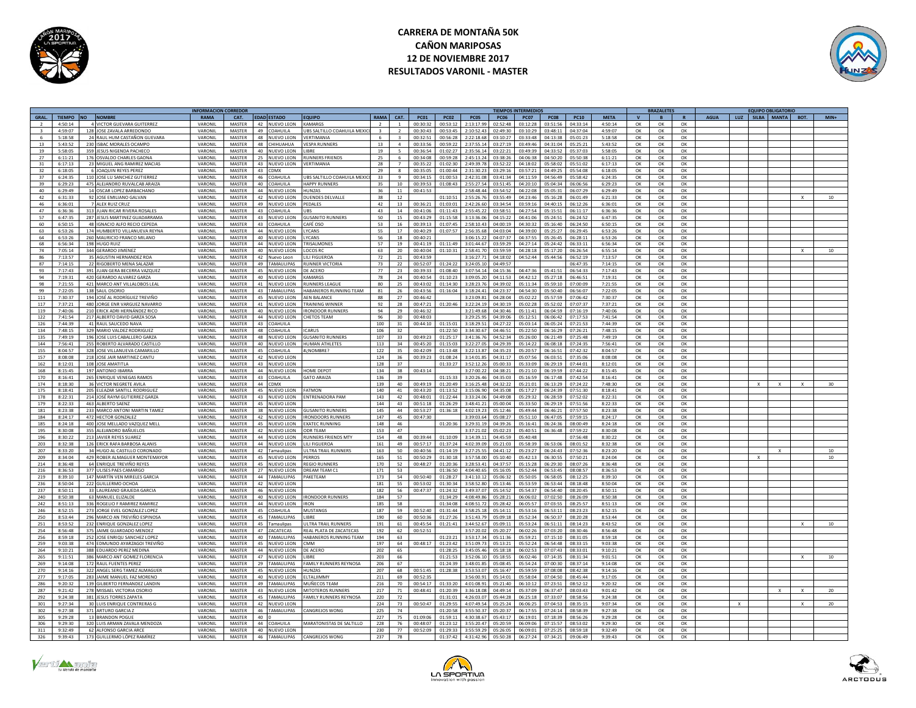# CARRERA DE MONTAÑA 50K
## CAÑON MARIPOSAS
## 12 DE NOVIEMBRE 2017
## RESULTADOS VARONIL - MASTER

| GRAL. | TIEMPO | NO | NOMBRE | RAMA | CAT. | EDAD | ESTADO | EQUIPO | RAMA | CAT. | PC01 | PC02 | PC05 | PC06 | PC07 | PC08 | PC10 | META | V | B | R | AGUA | LUZ | SILBA | MANTA | BOT. | MIN+ |
|---|---|---|---|---|---|---|---|---|---|---|---|---|---|---|---|---|---|---|---|---|---|---|---|---|---|---|---|
| | | | INFORMACION CORREDOR | | | | | | | | TIEMPOS INTERMEDIOS | | | | | | | | BRAZALETES | | | EQUIPO OBLIGATORIO | | | | | |
| 2 | 4:50:14 | 4 | VICTOR GUEVARA GUTIERREZ | VARONIL | MASTER | 42 | NUEVO LEON | KAMARGS | 2 | 1 | 00:30:32 | 00:53:12 | 2:13:17.99 | 02:52:48 | 03:12:28 | 03:51:56 | 04:33:14 | 4:50:14 | OK | OK | OK | | | | | | |
| 3 | 4:59:07 | 128 | JOSE ZAVALA ARREDONDO | VARONIL | MASTER | 49 | COAHUILA | UBS SALTILLO COAHUILA MEXICO | 3 | 2 | 00:30:43 | 00:53:45 | 2:10:52.43 | 02:49:30 | 03:10:29 | 03:48:11 | 04:37:04 | 4:59:07 | OK | OK | OK | | | | | | |
| 6 | 5:18:58 | 24 | RAUL HUM CASTAÑON GUEVARA | VARONIL | MASTER | 48 | NUEVO LEON | VERTIMANIA | 6 | 3 | 00:32:51 | 00:56:28 | 2:22:18.68 | 03:10:27 | 03:33:48 | 04:13:38 | 05:01:23 | 5:18:58 | OK | OK | OK | | | | | | |
| 13 | 5:43:52 | 230 | ISBAC MORALES OCAMPO | VARONIL | MASTER | 48 | CHIHUAHUA | VESPA RUNNERS | 13 | 4 | 00:33:56 | 00:59:22 | 2:37:55.14 | 03:27:19 | 03:49:46 | 04:31:04 | 05:25:21 | 5:43:52 | OK | OK | OK | | | | | | |
| 19 | 5:58:05 | 359 | JESUS NIGENDA PACHECO | VARONIL | MASTER | 40 | NUEVO LEON | LIBRE | 19 | 5 | 00:36:54 | 01:02:27 | 2:35:56.14 | 03:22:21 | 03:49:39 | 04:33:52 | 05:37:03 | 5:58:05 | OK | OK | OK | | | | | | |
| 27 | 6:11:21 | 176 | OSVALDO CHARLES GAONA | VARONIL | MASTER | 25 | NUEVO LEON | RUNNERS FRIENDS | 25 | 6 | 00:34:08 | 00:59:28 | 2:45:13.24 | 03:38:26 | 04:06:38 | 04:50:20 | 05:50:38 | 6:11:21 | OK | OK | OK | | | | | | |
| 31 | 6:17:13 | 23 | MIGUEL ANG RAMIREZ MACIAS | VARONIL | MASTER | 43 | NUEVO LEON | VERTIMANIA | 28 | 7 | 00:35:22 | 01:02:30 | 2:49:39.78 | 03:52:22 | 04:18:02 | 05:58:02 | 05:51:02 | 6:17:13 | OK | OK | OK | | | | | | |
| 32 | 6:18:05 | 6 | JOAQUIN REYES PEREZ | VARONIL | MASTER | 43 | CDMX | | 29 | 8 | 00:35:05 | 01:00:44 | 2:31:30.23 | 03:29:16 | 03:57:21 | 04:49:25 | 05:54:08 | 6:18:05 | OK | OK | OK | | | | | | |
| 37 | 6:24:35 | 110 | JOSE LU SANCHEZ GUTIERREZ | VARONIL | MASTER | 46 | COAHUILA | UBS SALTILLO COAHUILA MEXICO | 33 | 9 | 00:34:15 | 01:00:53 | 2:42:31.08 | 03:41:34 | 04:11:59 | 04:56:49 | 05:58:42 | 6:24:35 | OK | OK | OK | | | | | | |
| 39 | 6:29:23 | 475 | ALEJANDRO RUVALCAB ARAIZA | VARONIL | MASTER | 40 | COAHUILA | HAPPY RUNNERS | 35 | 10 | 00:39:53 | 01:08:43 | 2:55:27.54 | 03:51:45 | 04:20:10 | 05:04:34 | 06:06:56 | 6:29:23 | OK | OK | OK | | | | | | |
| 40 | 6:29:49 | 14 | OSCAR LOPEZ BARBACHANO | VARONIL | MASTER | 44 | NUEVO LEON | HUNZAS | 36 | 11 | 00:41:53 | | 2:58:48.44 | 03:54:52 | 04:22:08 | 05:05:31 | 06:07:29 | 6:29:49 | OK | OK | OK | | | | | | |
| 42 | 6:31:33 | 92 | JOSE EMILIANO GALVAN | VARONIL | MASTER | 42 | NUEVO LEON | DUENDES DELVALLE | 38 | 12 | | 01:10:51 | 2:55:26.76 | 03:55:49 | 04:23:46 | 05:16:28 | 06:01:49 | 6:21:33 | OK | OK | OK | | | | | X | 10 |
| 46 | 6:36:01 | 7 | ALEX RUIZ CRUZ | VARONIL | MASTER | 49 | NUEVO LEON | PEDALES | 42 | 13 | 00:36:21 | 01:03:01 | 2:42:26.60 | 03:34:54 | 03:59:16 | 04:40:15 | 06:12:26 | 6:36:01 | OK | OK | OK | | | | | | |
| 47 | 6:36:36 | 313 | JUAN RICAR RIVERA ROSALES | VARONIL | MASTER | 43 | COAHUILA | UBS | 43 | 14 | 00:41:06 | 01:11:43 | 2:55:45.22 | 03:58:51 | 04:27:54 | 05:15:51 | 06:11:17 | 6:36:36 | OK | OK | OK | | | | | | |
| 57 | 6:47:35 | 287 | JESUS MARTINEZ GUADARRAMA | VARONIL | MASTER | 43 | NUEVO LEON | GUSANITO RUNNERS | 50 | 15 | 00:43:29 | 01:15:58 | 3:13:36.06 | 04:15:22 | 04:41:06 | 05:24:51 | 06:24:52 | 6:47:35 | OK | OK | OK | | | | | | |
| 60 | 6:50:15 | 48 | IGNACIO ALFO RECIO CEPEDA | VARONIL | MASTER | 43 | COAHUILA | CAFÉ OSO | 53 | 16 | 00:39:13 | 01:07:45 | 2:58:10.43 | 04:00:19 | 04:30:32 | 05:16:40 | 06:24:50 | 6:50:15 | OK | OK | OK | | | | | | |
| 63 | 6:53:26 | 174 | HUMBERTO VILLANUEVA REYNA | VARONIL | MASTER | 44 | NUEVO LEON | LYCANS | 55 | 17 | 00:40:29 | 01:07:57 | 2:56:35.68 | 04:03:04 | 04:39:00 | 05:25:27 | 06:29:45 | 6:53:26 | OK | OK | OK | | | | | | |
| 64 | 6:53:26 | 260 | MAURICIO FRANCO MILANO | VARONIL | MASTER | 40 | NUEVO LEON | LYCANS | 56 | 18 | 00:40:21 | | 3:06:15.22 | 04:07:37 | 04:37:55 | 05:26:45 | 06:28:11 | 6:53:26 | OK | OK | OK | | | | | | |
| 68 | 6:56:34 | 198 | HUGO RUIZ | VARONIL | MASTER | 44 | NUEVO LEON | TRISALMONES | 57 | 19 | 00:41:19 | 01:11:49 | 3:01:44.67 | 03:59:29 | 04:27:14 | 05:24:42 | 06:33:11 | 6:56:34 | OK | OK | OK | | | | | | |
| 74 | 7:05:14 | 344 | GERARDO JIMENEZ | VARONIL | MASTER | 40 | NUEVO LEON | LOCOS RC | 63 | 20 | 00:40:04 | 01:10:31 | 2:58:41.70 | 03:59:59 | 04:28:18 | 05:17:20 | 06:26:54 | 6:55:14 | OK | OK | OK | | | | | X | 10 |
| 86 | 7:13:57 | 35 | AGUSTIN HERNANDEZ ROA | VARONIL | MASTER | 42 | Nuevo Leon | LILI FIGUEROA | 72 | 21 | 00:43:59 | | 3:16:27.71 | 04:18:02 | 04:52:44 | 05:44:56 | 06:52:19 | 7:13:57 | OK | OK | OK | | | | | | |
| 87 | 7:14:15 | 22 | RIGOBERTO MENA SALAZAR | VARONIL | MASTER | 49 | TAMAULIPAS | RUNNER VICTORIA | 73 | 22 | 00:52:07 | 01:24:22 | 3:24:05.10 | 04:49:57 | | | 06:47:35 | 7:14:15 | OK | OK | OK | | | | | | |
| 93 | 7:17:43 | 391 | JUAN GERA BECERRA VAZQUEZ | VARONIL | MASTER | 45 | NUEVO LEON | DE ACERO | 77 | 23 | 00:39:33 | 01:08:40 | 3:07:54.14 | 04:15:36 | 04:47:36 | 05:41:51 | 06:54:33 | 7:17:43 | OK | OK | OK | | | | | | |
| 94 | 7:19:31 | 420 | GERARDO ALVAREZ GARZA | VARONIL | MASTER | 40 | NUEVO LEON | KAMARGS | 78 | 24 | 00:40:54 | 01:10:23 | 3:09:05.20 | 04:11:53 | 04:42:12 | 05:27:18 | 06:46:51 | 7:19:31 | OK | OK | OK | | | | | | |
| 98 | 7:21:55 | 421 | MARCO ANT VILLALOBOS LEAL | VARONIL | MASTER | 41 | NUEVO LEON | RUNNERS LEAGUE | 80 | 25 | 00:43:02 | 01:14:30 | 3:28:23.76 | 04:39:02 | 05:11:34 | 05:59:10 | 07:00:09 | 7:21:55 | OK | OK | OK | | | | | | |
| 99 | 7:22:05 | 138 | SAUL OSORIO | VARONIL | MASTER | 43 | TAMAULIPAS | HABANEROS RUNNING TEAM | 81 | 26 | 00:43:56 | 01:16:04 | 3:18:24.41 | 04:23:37 | 04:54:30 | 05:50:40 | 06:56:07 | 7:22:05 | OK | OK | OK | | | | | | |
| 111 | 7:30:37 | 194 | JOSÉ AL RODRÍGUEZ TREVIÑO | VARONIL | MASTER | 45 | NUEVO LEON | AEN BALANCE | 88 | 27 | 00:46:42 | | 3:23:09.81 | 04:28:04 | 05:02:22 | 05:57:59 | 07:06:42 | 7:30:37 | OK | OK | OK | | | | | | |
| 117 | 7:37:21 | 480 | JORGE ENR VARGUEZ NAVARRO | VARONIL | MASTER | 41 | NUEVO LEON | TRAINING WINNER | 92 | 28 | 00:47:21 | 01:20:46 | 3:22:24.19 | 04:30:19 | 05:02:28 | 05:52:02 | 07:07:37 | 7:37:21 | OK | OK | OK | | | | | | |
| 119 | 7:40:06 | 210 | ERICK ADRI HERNÁNDEZ RICO | VARONIL | MASTER | 40 | NUEVO LEON | IRONDOOR RUNNERS | 94 | 29 | 00:46:32 | | 3:21:49.68 | 04:30:46 | 05:11:41 | 06:04:59 | 07:16:19 | 7:40:06 | OK | OK | OK | | | | | | |
| 122 | 7:41:54 | 217 | ALBERTO DAVID GARZA SOSA | VARONIL | MASTER | 44 | NUEVO LEON | CHETOS TEAM | 96 | 30 | 00:48:03 | | 3:29:25.95 | 04:39:06 | 05:12:51 | 06:06:42 | 07:17:53 | 7:41:54 | OK | OK | OK | | | | | | |
| 126 | 7:44:39 | 41 | RAUL SAUCEDO NAVA | VARONIL | MASTER | 43 | COAHUILA | | 100 | 31 | 00:44:10 | 01:15:01 | 3:18:29.51 | 04:27:22 | 05:03:14 | 06:05:24 | 07:21:53 | 7:44:39 | OK | OK | OK | | | | | | |
| 134 | 7:48:15 | 329 | MARIO VALDEZ RODRIGUEZ | VARONIL | MASTER | 48 | COAHUILA | ICARUS | 106 | 32 | | 01:22:50 | 3:34:30.67 | 04:46:51 | 05:22:50 | 06:16:29 | 07:26:21 | 7:48:15 | OK | OK | OK | | | | | | |
| 135 | 7:49:19 | 196 | JOSE LUIS CABALLERO GARZA | VARONIL | MASTER | 48 | NUEVO LEON | GUSANITO RUNNERS | 107 | 33 | 00:49:23 | 01:25:17 | 3:41:36.76 | 04:52:34 | 05:26:00 | 06:21:49 | 07:25:48 | 7:49:19 | OK | OK | OK | | | | | | |
| 144 | 7:56:41 | 255 | ROBERTO ALVARADO CASTILLO | VARONIL | MASTER | 40 | NUEVO LEON | HUMAN ATHLETES | 113 | 34 | 00:45:20 | 01:15:03 | 3:22:27.05 | 04:29:39 | 05:14:22 | 06:08:18 | 07:24:35 | 7:56:41 | OK | OK | OK | | | | | | |
| 155 | 8:04:57 | 328 | JOSE VILLANUEVA CAMARILLO | VARONIL | MASTER | 45 | COAHUILA | #¿NOMBRE? | 122 | 35 | 00:42:09 | 01:13:48 | 3:22:13.87 | 04:35:23 | 05:20:57 | 06:16:51 | 07:42:32 | 8:04:57 | OK | OK | OK | | | | | | |
| 157 | 8:08:08 | 218 | JOSE JAIR MARTINEZ CANTU | VARONIL | MASTER | 42 | NUEVO LEON | | 124 | 36 | 00:39:23 | 01:08:24 | 3:14:01.85 | 04:31:17 | 05:07:56 | 06:03:51 | 07:35:06 | 8:08:08 | OK | OK | OK | | | | | | |
| 162 | 8:12:01 | 108 | JOSE AMATITLA | VARONIL | MASTER | 43 | NUEVO LEON | | 128 | 37 | | 01:33:27 | 3:52:12.26 | 05:00:33 | 05:33:09 | 06:29:19 | 07:44:01 | 8:12:01 | OK | OK | OK | | | | | | |
| 168 | 8:15:45 | 197 | ANTONIO IBARRA | VARONIL | MASTER | 44 | NUEVO LEON | HOME DEPOT | 134 | 38 | 00:43:14 | | 3:27:00.22 | 04:38:21 | 05:21:10 | 06:19:59 | 07:44:22 | 8:15:45 | OK | OK | OK | | | | | | |
| 170 | 8:16:41 | 265 | ENRIQUE VENEGAS RAMOS | VARONIL | MASTER | 43 | COAHUILA | GATO ARAIZA | 136 | 39 | | 01:15:33 | 3:20:26.46 | 04:35:03 | 05:16:59 | 06:17:48 | 07:42:54 | 8:16:41 | OK | OK | OK | | | | | | |
| 174 | 8:18:30 | 36 | VICTOR NEGRETE AVILA | VARONIL | MASTER | 44 | CDMX | | 139 | 40 | 00:49:19 | 01:20:49 | 3:16:25.48 | 04:32:22 | 05:21:01 | 06:13:29 | 07:24:22 | 7:48:30 | OK | OK | OK | | | X | X | X | 30 |
| 175 | 8:18:41 | 205 | ELEAZAR SANTILL RODRIGUEZ | VARONIL | MASTER | 45 | NUEVO LEON | FATMON | 140 | 41 | 00:43:20 | 01:13:52 | 3:15:06.90 | 04:35:08 | 05:17:27 | 06:24:39 | 07:51:30 | 8:18:41 | OK | OK | OK | | | | | | |
| 178 | 8:22:31 | 214 | JOSÉ RAYM GUTIERREZ GARZA | VARONIL | MASTER | 43 | NUEVO LEON | ENTRENADORA PAM | 143 | 42 | 00:48:01 | 01:22:44 | 3:33:24.06 | 04:49:08 | 05:29:32 | 06:28:59 | 07:52:02 | 8:22:31 | OK | OK | OK | | | | | | |
| 179 | 8:22:33 | 463 | ALBERTO SAENZ | VARONIL | MASTER | 45 | NUEVO LEON | | 144 | 43 | 00:51:18 | 01:26:29 | 3:48:41.21 | 05:00:04 | 05:33:50 | 06:29:19 | 07:51:56 | 8:22:33 | OK | OK | OK | | | | | | |
| 181 | 8:23:38 | 233 | MARCO ANTONI MARTIN TAMEZ | VARONIL | MASTER | 38 | NUEVO LEON | GUSANITO RUNNERS | 145 | 44 | 00:53:27 | 01:36:18 | 4:02:19.23 | 05:12:46 | 05:49:44 | 06:46:21 | 07:57:50 | 8:23:38 | OK | OK | OK | | | | | | |
| 184 | 8:24:17 | 472 | HECTOR GONZALEZ | VARONIL | MASTER | 42 | NUEVO LEON | IRONDOORS RUNNERS | 147 | 45 | 00:47:30 | | 3:39:03.64 | 05:08:27 | 05:51:10 | 06:47:05 | 07:59:15 | 8:24:17 | OK | OK | OK | | | | | | |
| 185 | 8:24:18 | 400 | JOSE MELLADO VAZQUEZ MELL | VARONIL | MASTER | 45 | NUEVO LEON | EXATEC RUNNING | 148 | 46 | | 01:20:36 | 3:29:31.19 | 04:39:26 | 05:16:41 | 06:24:36 | 08:00:49 | 8:24:18 | OK | OK | OK | | | | | | |
| 195 | 8:30:08 | 355 | ALEJANDRO BAÑUELOS | VARONIL | MASTER | 42 | NUEVO LEON | ODR TEAM | 153 | 47 | | | 3:37:21.02 | 05:02:23 | 05:40:51 | 06:36:48 | 07:59:22 | 8:30:08 | OK | OK | OK | | | | | | |
| 196 | 8:30:22 | 213 | JAVIER REYES SUAREZ | VARONIL | MASTER | 44 | NUEVO LEON | RUNNERS FRIENDS MTY | 154 | 48 | 00:39:44 | 01:10:09 | 3:14:39.11 | 04:45:59 | 05:40:48 | | 07:56:48 | 8:30:22 | OK | OK | OK | | | | | | |
| 203 | 8:32:38 | 126 | ERICK RAFA BARBOSA ALANIS | VARONIL | MASTER | 44 | NUEVO LEON | LILI FIGUEROA | 161 | 49 | 00:57:17 | 01:37:24 | 4:02:39.09 | 05:21:03 | 05:58:39 | 06:53:06 | 08:01:52 | 8:32:38 | OK | OK | OK | | | | | | |
| 207 | 8:33:20 | 34 | HUGO AL CASTILLO CORONADO | VARONIL | MASTER | 42 | Tamaulipas | ULTRA TRAIL RUNNERS | 163 | 50 | 00:40:56 | 01:14:19 | 3:27:25.55 | 04:41:12 | 05:23:27 | 06:24:43 | 07:52:36 | 8:23:20 | OK | OK | OK | | | | X | | 10 |
| 209 | 8:34:04 | 429 | ROBER ALMAGUER MONTEMAYOR | VARONIL | MASTER | 45 | NUEVO LEON | PERROS | 165 | 51 | 00:50:29 | 01:30:18 | 3:57:58.00 | 05:10:40 | 05:42:13 | 06:30:55 | 07:50:21 | 8:24:04 | OK | OK | OK | | | X | | | 10 |
| 214 | 8:36:48 | 64 | ENRIQUE TREVIÑO REYES | VARONIL | MASTER | 45 | NUEVO LEON | REGIO RUNNERS | 170 | 52 | 00:48:27 | 01:20:36 | 3:28:53.41 | 04:37:57 | 05:15:28 | 06:29:30 | 08:07:26 | 8:36:48 | OK | OK | OK | | | | | | |
| 216 | 8:36:53 | 377 | ULISES PAES CAMARGO | VARONIL | MASTER | 27 | NUEVO LEON | DREAM TEAM C1 | 171 | 53 | | 01:36:50 | 4:04:40.65 | 05:16:05 | 05:52:44 | 06:53:45 | 08:08:57 | 8:36:53 | OK | OK | OK | | | | | | |
| 219 | 8:39:10 | 147 | MARTÍN VEN MIRELES GARCIA | VARONIL | MASTER | 44 | TAMAULIPAS | PAKETEAM | 173 | 54 | 00:50:40 | 01:28:27 | 3:41:10.12 | 05:06:32 | 05:50:05 | 06:58:05 | 08:12:25 | 8:39:10 | OK | OK | OK | | | | | | |
| 236 | 8:50:04 | 222 | GUILLERMO OCHOA | VARONIL | MASTER | 42 | NUEVO LEON | | 181 | 55 | 00:53:02 | 01:30:34 | 3:58:52.80 | 05:13:46 | 05:53:59 | 06:53:44 | 08:18:48 | 8:50:04 | OK | OK | OK | | | | | | |
| 237 | 8:50:11 | 33 | LAUREANO GRAJEDA GARCIA | VARONIL | MASTER | 46 | NUEVO LEON | | 182 | 56 | 00:47:37 | 01:24:32 | 3:49:37.07 | 05:14:52 | 05:54:37 | 06:54:40 | 08:20:45 | 8:50:11 | OK | OK | OK | | | | | | |
| 240 | 8:50:38 | 63 | MANUEL ELIZALDE | VARONIL | MASTER | 40 | NUEVO LEON | IRONDOOR RUNNERS | 184 | 57 | | 01:34:29 | 4:08:49.86 | 05:28:21 | 06:06:02 | 07:02:50 | 08:26:09 | 8:50:38 | OK | OK | OK | | | | | | |
| 242 | 8:51:13 | 336 | ROGELIO F RAMIREZ RAMIREZ | VARONIL | MASTER | 44 | NUEVO LEON | IRON | 185 | 58 | | 01:34:08 | 4:08:51.72 | 05:28:42 | 06:05:57 | 07:03:55 | 08:25:57 | 8:51:13 | OK | OK | OK | | | | | | |
| 246 | 8:52:15 | 273 | JORGE EVEL GONZALEZ LOPEZ | VARONIL | MASTER | 45 | COAHUILA | MUSTANGS | 187 | 59 | 00:52:40 | 01:31:44 | 3:58:25.18 | 05:14:11 | 05:53:16 | 06:53:11 | 08:23:23 | 8:52:15 | OK | OK | OK | | | | | | |
| 250 | 8:53:44 | 296 | MARCO AN TREVIÑO ESPINOSA | VARONIL | MASTER | 45 | TAMAULIPAS | LIBRE | 190 | 60 | 00:50:36 | 01:27:26 | 3:51:43.79 | 05:09:18 | 05:52:34 | 06:50:37 | 08:20:28 | 8:53:44 | OK | OK | OK | | | | | | |
| 251 | 8:53:52 | 232 | ENRIQUE GONZALEZ LOPEZ | VARONIL | MASTER | 45 | Tamaulipas | ULTRA TRAIL RUNNERS | 191 | 61 | 00:45:54 | 01:21:41 | 3:44:52.67 | 05:09:11 | 05:53:24 | 06:51:11 | 08:14:23 | 8:43:52 | OK | OK | OK | | | | | X | 10 |
| 254 | 8:56:48 | 375 | JAIME GUARDADO MENDEZ | VARONIL | MASTER | 47 | ZACATECAS | REAL PLATA DE ZACATECAS | 192 | 62 | 00:52:51 | | 3:57:20.02 | 05:20:27 | 06:02:26 | 07:03:20 | 08:30:46 | 8:56:48 | OK | OK | OK | | | | | | |
| 256 | 8:59:18 | 252 | JOSE ENRIQU SANCHEZ LOPEZ | VARONIL | MASTER | 40 | TAMAULIPAS | HABANEROS RUNNING TEAM | 194 | 63 | | 01:23:21 | 3:53:17.34 | 05:11:36 | 05:59:21 | 07:15:10 | 08:31:05 | 8:59:18 | OK | OK | OK | | | | | | |
| 259 | 9:03:38 | 474 | EDMUNDO AYARZAGOI TREVIÑO | VARONIL | MASTER | 45 | NUEVO LEON | CMM | 197 | 64 | 00:48:17 | 01:23:42 | 3:51:09.73 | 05:13:21 | 05:52:24 | 06:54:48 | 08:33:15 | 9:03:38 | OK | OK | OK | | | | | | |
| 264 | 9:10:21 | 388 | EDUARDO PEREZ MEDINA | VARONIL | MASTER | 44 | NUEVO LEON | DE ACERO | 202 | 65 | | 01:28:25 | 3:45:05.46 | 05:18:18 | 06:02:53 | 07:07:43 | 08:33:01 | 9:10:21 | OK | OK | OK | | | | | | |
| 265 | 9:11:51 | 386 | MARCO ANT GOMEZ FLORENCIA | VARONIL | MASTER | 47 | NUEVO LEON | LIBRE | 203 | 66 | | 01:21:53 | 3:52:06.10 | 05:18:55 | 06:02:46 | 07:14:35 | 08:31:34 | 9:01:51 | OK | OK | OK | | | | | X | 10 |
| 269 | 9:14:08 | 172 | RAUL FUENTES PEREZ | VARONIL | MASTER | 29 | TAMAULIPAS | FAMILY RUNNERS REYNOSA | 206 | 67 | | 01:24:39 | 3:48:01.85 | 05:08:45 | 05:54:24 | 07:00:30 | 08:37:14 | 9:14:08 | OK | OK | OK | | | | | | |
| 270 | 9:14:16 | 322 | ANGEL SERG TAMEZ ALMAGUER | VARONIL | MASTER | 45 | NUEVO LEON | HUNZAS | 207 | 68 | 00:51:45 | 01:28:38 | 3:53:53.07 | 05:16:47 | 05:59:59 | 07:08:08 | 08:42:38 | 9:14:16 | OK | OK | OK | | | | | | |
| 277 | 9:17:05 | 283 | JAIME MANUEL FAZ MORENO | VARONIL | MASTER | 40 | NUEVO LEON | ELTALIIMMY | 211 | 69 | 00:52:35 | | 3:56:00.91 | 05:14:01 | 05:58:04 | 07:04:50 | 08:45:44 | 9:17:05 | OK | OK | OK | | | | | | |
| 286 | 9:20:32 | 139 | GILBERTO FERNANDEZ LANDIN | VARONIL | MASTER | 49 | TAMAULIPAS | MUÑECOS TEAM | 216 | 70 | 00:54:17 | 01:33:20 | 4:01:08.91 | 05:21:40 | 06:10:12 | 07:23:51 | 08:52:12 | 9:20:32 | OK | OK | OK | | | | | | |
| 287 | 9:21:42 | 278 | MISSAEL VICTORIA OSORIO | VARONIL | MASTER | 43 | NUEVO LEON | MITOTEROS RUNNERS | 217 | 71 | 00:48:41 | 01:20:39 | 3:36:18.08 | 04:49:14 | 05:37:09 | 06:37:47 | 08:03:43 | 9:01:42 | OK | OK | OK | | | | X | X | 20 |
| 292 | 9:24:38 | 381 | JESUS TORRES ZAPATA | VARONIL | MASTER | 45 | TAMAULIPAS | FAMILY RUNNERS REYNOSA | 220 | 72 | | 01:31:01 | 4:26:03.07 | 05:44:28 | 06:25:18 | 07:33:07 | 08:58:56 | 9:24:38 | OK | OK | OK | | | | | | |
| 301 | 9:27:34 | 30 | LUIS ENRIQUE CONTRERAS G | VARONIL | MASTER | 42 | NUEVO LEON | | 224 | 73 | 00:50:47 | 01:29:55 | 4:07:49.54 | 05:25:24 | 06:06:25 | 07:04:53 | 08:35:15 | 9:07:34 | OK | OK | OK | | X | | | X | 20 |
| 302 | 9:27:38 | 371 | ARTURO GARCIA Z | VARONIL | MASTER | 46 | TAMAULIPAS | CANGREJOS WONG | 225 | 74 | | 01:20:58 | 3:55:50.37 | 05:20:37 | 06:17:55 | 07:24:14 | 08:58:39 | 9:27:38 | OK | OK | OK | | | | | | |
| 305 | 9:29:28 | 13 | BRANDON POGUE | VARONIL | MASTER | 40 | 0 | | 227 | 75 | 01:09:06 | 01:59:11 | 4:30:38.67 | 05:43:17 | 06:19:01 | 07:18:39 | 08:56:26 | 9:29:28 | OK | OK | OK | | | | | | |
| 306 | 9:29:30 | 320 | LUIS ARMAN ZAVALA MENDOZA | VARONIL | MASTER | 44 | COAHUILA | MARATONISTAS DE SALTILLO | 228 | 76 | 00:48:07 | 01:23:12 | 3:55:20.47 | 05:20:59 | 06:09:06 | 07:15:57 | 08:53:02 | 9:29:30 | OK | OK | OK | | | | | | |
| 311 | 9:32:49 | 62 | ALFONSO GARCIA ARCE | VARONIL | MASTER | 40 | NUEVO LEON | | 230 | 77 | 00:52:09 | 01:29:33 | 3:55:59.29 | 05:26:05 | 06:09:01 | 07:25:25 | 08:59:18 | 9:32:49 | OK | OK | OK | | | | | | |
| 326 | 9:39:43 | 173 | GUILLERMO LÓPEZ RAMÍREZ | VARONIL | MASTER | 46 | TAMAULIPAS | CANGREJOS WONG | 237 | 78 | | 01:37:42 | 4:31:42.96 | 05:50:28 | 06:27:24 | 07:34:21 | 09:06:49 | 9:39:43 | OK | OK | OK | | | | | | |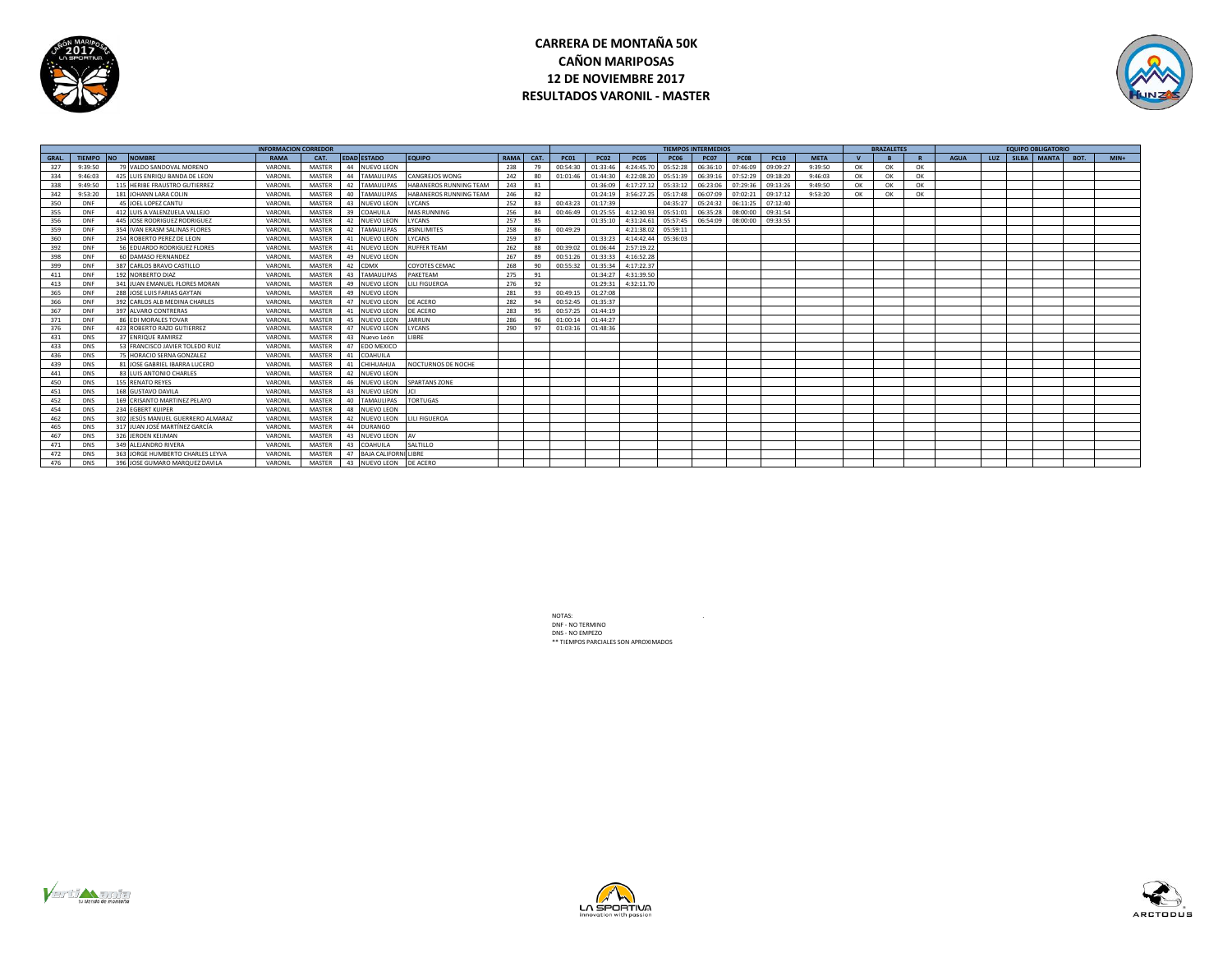# CARRERA DE MONTAÑA 50K
## CAÑON MARIPOSAS
## 12 DE NOVIEMBRE 2017
## RESULTADOS VARONIL - MASTER

| INFORMACION CORREDOR | | | | | | | | | | TIEMPOS INTERMEDIOS | | | | | | | | | | BRAZALETES | | | EQUIPO OBLIGATORIO | | | | | |
|---|---|---|---|---|---|---|---|---|---|---|---|---|---|---|---|---|---|---|---|---|---|---|---|---|---|---|---|---|
| GRAL. | TIEMPO | NO | NOMBRE | RAMA | CAT. | EDAD | ESTADO | EQUIPO | RAMA | CAT. | PC01 | PC02 | PC05 | PC06 | PC07 | PC08 | PC10 | META | V | B | R | AGUA | LUZ | SILBA | MANTA | BOT. | MIN+ |
| 327 | 9:39:50 | 79 | VALDO SANDOVAL MORENO | VARONIL | MASTER | 44 | NUEVO LEON | | 238 | 79 | 00:54:30 | 01:33:46 | 4:24:45.70 | 05:52:28 | 06:36:10 | 07:46:09 | 09:09:27 | 9:39:50 | OK | OK | OK | | | | | | |
| 334 | 9:46:03 | 425 | LUIS ENRIQU BANDA DE LEON | VARONIL | MASTER | 44 | TAMAULIPAS | CANGREJOS WONG | 242 | 80 | 01:01:46 | 01:44:30 | 4:22:08.20 | 05:51:39 | 06:39:16 | 07:52:29 | 09:18:20 | 9:46:03 | OK | OK | OK | | | | | | |
| 338 | 9:49:50 | 115 | HERIBE FRAUSTRO GUTIERREZ | VARONIL | MASTER | 42 | TAMAULIPAS | HABANEROS RUNNING TEAM | 243 | 81 | | 01:36:09 | 4:17:27.12 | 05:33:12 | 06:23:06 | 07:29:36 | 09:13:26 | 9:49:50 | OK | OK | OK | | | | | | |
| 342 | 9:53:20 | 181 | JOHANN LARA COLIN | VARONIL | MASTER | 40 | TAMAULIPAS | HABANEROS RUNNING TEAM | 246 | 82 | | 01:24:19 | 3:56:27.25 | 05:17:48 | 06:07:09 | 07:02:21 | 09:17:12 | 9:53:20 | OK | OK | OK | | | | | | |
| 350 | DNF | 45 | JOEL LOPEZ CANTU | VARONIL | MASTER | 43 | NUEVO LEON | LYCANS | 252 | 83 | 00:43:23 | 01:17:39 | | 04:35:27 | 05:24:32 | 06:11:25 | 07:12:40 | | | | | | | | | | |
| 355 | DNF | 412 | LUIS A VALENZUELA VALLEJO | VARONIL | MASTER | 39 | COAHUILA | MAS RUNNING | 256 | 84 | 00:46:49 | 01:25:55 | 4:12:30.93 | 05:51:01 | 06:35:28 | 08:00:00 | 09:31:54 | | | | | | | | | | |
| 356 | DNF | 445 | JOSE RODRIGUEZ RODRIGUEZ | VARONIL | MASTER | 42 | NUEVO LEON | LYCANS | 257 | 85 | | 01:35:10 | 4:31:24.61 | 05:57:45 | 06:54:09 | 08:00:00 | 09:33:55 | | | | | | | | | | |
| 359 | DNF | 354 | IVAN ERASM SALINAS FLORES | VARONIL | MASTER | 42 | TAMAULIPAS | #SINLIMITES | 258 | 86 | 00:49:29 | | 4:21:38.02 | 05:59:11 | | | | | | | | | | | | | |
| 360 | DNF | 254 | ROBERTO PEREZ DE LEON | VARONIL | MASTER | 41 | NUEVO LEON | LYCANS | 259 | 87 | | 01:33:23 | 4:14:42.44 | 05:36:03 | | | | | | | | | | | | | |
| 392 | DNF | 56 | EDUARDO RODRIGUEZ FLORES | VARONIL | MASTER | 41 | NUEVO LEON | RUFFER TEAM | 262 | 88 | 00:39:02 | 01:06:44 | 2:57:19.22 | | | | | | | | | | | | | | |
| 398 | DNF | 60 | DAMASO FERNANDEZ | VARONIL | MASTER | 49 | NUEVO LEON | | 267 | 89 | 00:51:26 | 01:33:33 | 4:16:52.28 | | | | | | | | | | | | | | |
| 399 | DNF | 387 | CARLOS BRAVO CASTILLO | VARONIL | MASTER | 42 | CDMX | COYOTES CEMAC | 268 | 90 | 00:55:32 | 01:35:34 | 4:17:22.37 | | | | | | | | | | | | | | |
| 411 | DNF | 192 | NORBERTO DIAZ | VARONIL | MASTER | 43 | TAMAULIPAS | PAKETEAM | 275 | 91 | | 01:34:27 | 4:31:39.50 | | | | | | | | | | | | | | |
| 413 | DNF | 341 | JUAN EMANUEL FLORES MORAN | VARONIL | MASTER | 49 | NUEVO LEON | LILI FIGUEROA | 276 | 92 | | 01:29:31 | 4:32:11.70 | | | | | | | | | | | | | | |
| 365 | DNF | 288 | JOSE LUIS FARIAS GAYTAN | VARONIL | MASTER | 49 | NUEVO LEON | | 281 | 93 | 00:49:15 | 01:27:08 | | | | | | | | | | | | | | | |
| 366 | DNF | 392 | CARLOS ALB MEDINA CHARLES | VARONIL | MASTER | 47 | NUEVO LEON | DE ACERO | 282 | 94 | 00:52:45 | 01:35:37 | | | | | | | | | | | | | | | |
| 367 | DNF | 397 | ALVARO CONTRERAS | VARONIL | MASTER | 41 | NUEVO LEON | DE ACERO | 283 | 95 | 00:57:25 | 01:44:19 | | | | | | | | | | | | | | | |
| 371 | DNF | 86 | EDI MORALES TOVAR | VARONIL | MASTER | 45 | NUEVO LEON | JARRUN | 286 | 96 | 01:00:14 | 01:44:27 | | | | | | | | | | | | | | | |
| 376 | DNF | 423 | ROBERTO RAZO GUTIERREZ | VARONIL | MASTER | 47 | NUEVO LEON | LYCANS | 290 | 97 | 01:03:16 | 01:48:36 | | | | | | | | | | | | | | | |
| 431 | DNS | 37 | ENRIQUE RAMIREZ | VARONIL | MASTER | 43 | Nuevo León | LIBRE | | | | | | | | | | | | | | | | | | | |
| 433 | DNS | 53 | FRANCISCO JAVIER TOLEDO RUIZ | VARONIL | MASTER | 47 | EDO MEXICO | | | | | | | | | | | | | | | | | | | | |
| 436 | DNS | 75 | HORACIO SERNA GONZALEZ | VARONIL | MASTER | 41 | COAHUILA | | | | | | | | | | | | | | | | | | | | |
| 439 | DNS | 81 | JOSE GABRIEL IBARRA LUCERO | VARONIL | MASTER | 41 | CHIHUAHUA | NOCTURNOS DE NOCHE | | | | | | | | | | | | | | | | | | | |
| 441 | DNS | 83 | LUIS ANTONIO CHARLES | VARONIL | MASTER | 42 | NUEVO LEON | | | | | | | | | | | | | | | | | | | | |
| 450 | DNS | 155 | RENATO REYES | VARONIL | MASTER | 46 | NUEVO LEON | SPARTANS ZONE | | | | | | | | | | | | | | | | | | | |
| 451 | DNS | 168 | GUSTAVO DAVILA | VARONIL | MASTER | 43 | NUEVO LEON | JCI | | | | | | | | | | | | | | | | | | | |
| 452 | DNS | 169 | CRISANTO MARTINEZ PELAYO | VARONIL | MASTER | 40 | TAMAULIPAS | TORTUGAS | | | | | | | | | | | | | | | | | | | |
| 454 | DNS | 234 | EGBERT KUIPER | VARONIL | MASTER | 48 | NUEVO LEON | | | | | | | | | | | | | | | | | | | | |
| 462 | DNS | 302 | JESÚS MANUEL GUERRERO ALMARAZ | VARONIL | MASTER | 42 | NUEVO LEON | LILI FIGUEROA | | | | | | | | | | | | | | | | | | | |
| 465 | DNS | 317 | JUAN JOSÉ MARTÍNEZ GARCÍA | VARONIL | MASTER | 44 | DURANGO | | | | | | | | | | | | | | | | | | | | |
| 467 | DNS | 326 | JEROEN KEIJMAN | VARONIL | MASTER | 43 | NUEVO LEON | AV | | | | | | | | | | | | | | | | | | | |
| 471 | DNS | 349 | ALEJANDRO RIVERA | VARONIL | MASTER | 43 | COAHUILA | SALTILLO | | | | | | | | | | | | | | | | | | | |
| 472 | DNS | 363 | JORGE HUMBERTO CHARLES LEYVA | VARONIL | MASTER | 47 | BAJA CALIFORNI | LIBRE | | | | | | | | | | | | | | | | | | | |
| 476 | DNS | 396 | JOSE GUMARO MARQUEZ DAVILA | VARONIL | MASTER | 43 | NUEVO LEON | DE ACERO | | | | | | | | | | | | | | | | | | | |

NOTAS:
DNF - NO TERMINO
DNS - NO EMPEZO
** TIEMPOS PARCIALES SON APROXIMADOS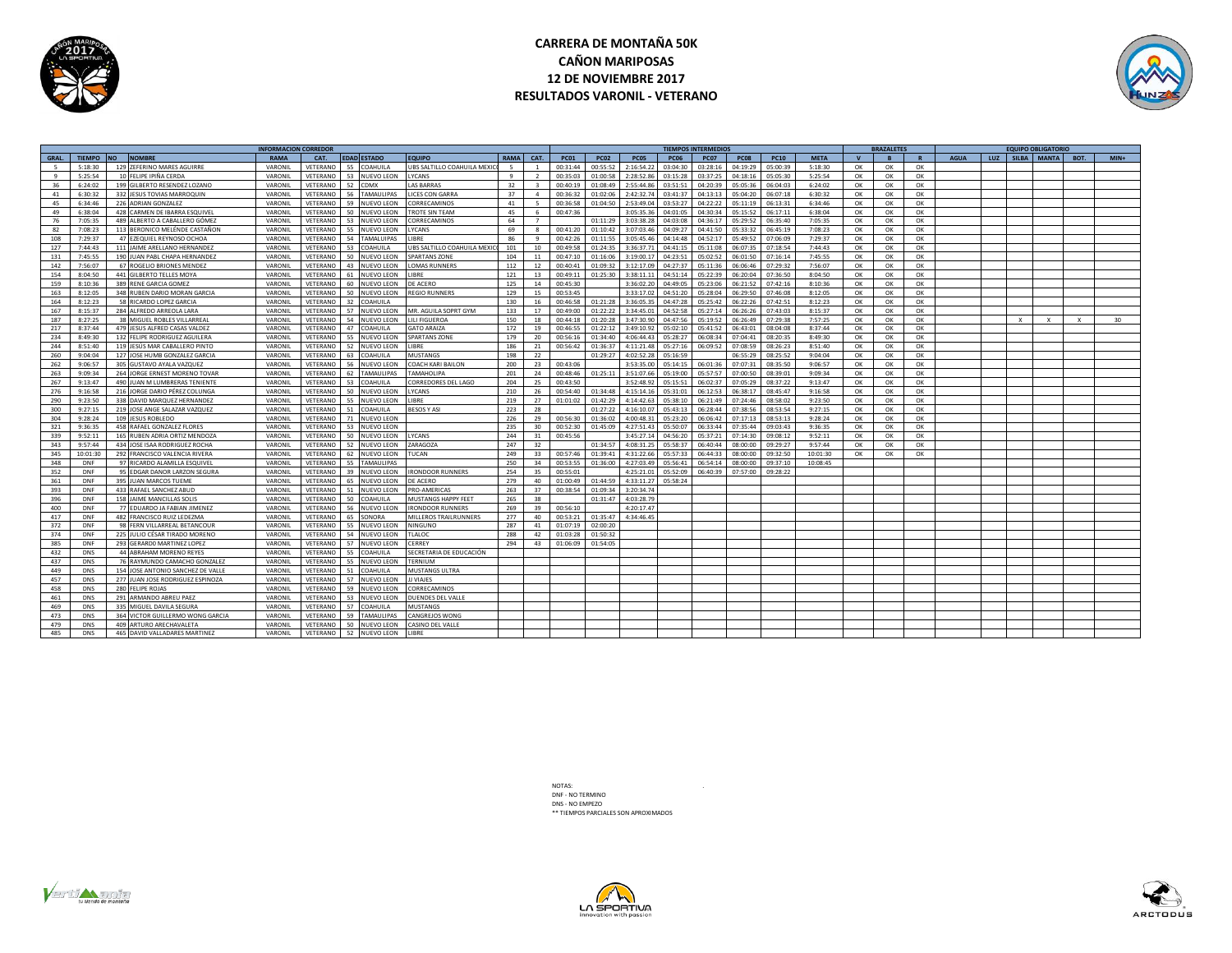# CARRERA DE MONTAÑA 50K
# CAÑON MARIPOSAS
# 12 DE NOVIEMBRE 2017
# RESULTADOS VARONIL - VETERANO

| | | INFORMACION CORREDOR | | | | | | | | | TIEMPOS INTERMEDIOS | | | | | | | | | BRAZALETES | | | EQUIPO OBLIGATORIO | | | | | | |
|---|---|---|---|---|---|---|---|---|---|---|---|---|---|---|---|---|---|---|---|---|---|---|---|---|---|---|---|---|---|
| GRAL. | TIEMPO | NO | NOMBRE | RAMA | CAT. | EDAD | ESTADO | EQUIPO | RAMA | CAT. | PC01 | PC02 | PC05 | PC06 | PC07 | PC08 | PC10 | META | V | B | R | AGUA | LUZ | SILBA | MANTA | BOT. | MIN+ |
| 5 | 5:18:30 | 129 | ZEFERINO MARES AGUIRRE | VARONIL | VETERANO | 55 | COAHUILA | UBS SALTILLO COAHUILA MEXICO | 5 | 1 | 00:31:44 | 00:55:52 | 2:16:54.22 | 03:04:30 | 03:28:16 | 04:19:29 | 05:00:39 | 5:18:30 | OK | OK | OK | | | | | | |
| 9 | 5:25:54 | 10 | FELIPE IPIÑA CERDA | VARONIL | VETERANO | 53 | NUEVO LEON | LYCANS | 9 | 2 | 00:35:03 | 01:00:58 | 2:28:52.86 | 03:15:28 | 03:37:25 | 04:18:16 | 05:05:30 | 5:25:54 | OK | OK | OK | | | | | | |
| 36 | 6:24:02 | 199 | GILBERTO RESENDEZ LOZANO | VARONIL | VETERANO | 52 | CDMX | LAS BARRAS | 32 | 3 | 00:40:19 | 01:08:49 | 2:55:44.86 | 03:51:51 | 04:20:39 | 05:05:36 | 06:04:03 | 6:24:02 | OK | OK | OK | | | | | | |
| 41 | 6:30:32 | 332 | JESUS TOVIAS MARROQUIN | VARONIL | VETERANO | 56 | TAMAULIPAS | LICES CON GARRA | 37 | 4 | 00:36:32 | 01:02:06 | 2:42:32.74 | 03:41:37 | 04:13:13 | 05:04:20 | 06:07:18 | 6:30:32 | OK | OK | OK | | | | | | |
| 45 | 6:34:46 | 226 | ADRIAN GONZALEZ | VARONIL | VETERANO | 59 | NUEVO LEON | CORRECAMINOS | 41 | 5 | 00:36:58 | 01:04:50 | 2:53:49.04 | 03:53:27 | 04:22:22 | 05:11:19 | 06:13:31 | 6:34:46 | OK | OK | OK | | | | | | |
| 49 | 6:38:04 | 428 | CARMEN DE IBARRA ESQUIVEL | VARONIL | VETERANO | 50 | NUEVO LEON | TROTE SIN TEAM | 45 | 6 | 00:47:36 | | 3:05:35.36 | 04:01:05 | 04:30:34 | 05:15:52 | 06:17:11 | 6:38:04 | OK | OK | OK | | | | | | |
| 76 | 7:05:35 | 489 | ALBERTO A CABALLERO GÓMEZ | VARONIL | VETERANO | 53 | NUEVO LEON | CORRECAMINOS | 64 | 7 | | 01:11:29 | 3:03:38.28 | 04:03:08 | 04:36:17 | 05:29:52 | 06:35:40 | 7:05:35 | OK | OK | OK | | | | | | |
| 82 | 7:08:23 | 113 | BERONICO MELÉNDE CASTAÑON | VARONIL | VETERANO | 55 | NUEVO LEON | LYCANS | 69 | 8 | 00:41:20 | 01:10:42 | 3:07:03.46 | 04:09:27 | 04:41:50 | 05:33:32 | 06:45:19 | 7:08:23 | OK | OK | OK | | | | | | |
| 108 | 7:29:37 | 47 | EZEQUIEL REYNOSO OCHOA | VARONIL | VETERANO | 54 | TAMAULIPAS | LIBRE | 86 | 9 | 00:42:26 | 01:11:55 | 3:05:45.46 | 04:14:48 | 04:52:17 | 05:49:52 | 07:06:09 | 7:29:37 | OK | OK | OK | | | | | | |
| 127 | 7:44:43 | 111 | JAIME ARELLANO HERNANDEZ | VARONIL | VETERANO | 53 | COAHUILA | UBS SALTILLO COAHUILA MEXICO | 101 | 10 | 00:49:58 | 01:24:35 | 3:36:37.71 | 04:41:15 | 05:11:08 | 06:07:35 | 07:18:54 | 7:44:43 | OK | OK | OK | | | | | | |
| 131 | 7:45:55 | 190 | JUAN PABL CHAPA HERNANDEZ | VARONIL | VETERANO | 50 | NUEVO LEON | SPARTANS ZONE | 104 | 11 | 00:47:10 | 01:16:06 | 3:19:00.17 | 04:23:51 | 05:02:52 | 06:01:50 | 07:16:14 | 7:45:55 | OK | OK | OK | | | | | | |
| 142 | 7:56:07 | 67 | ROGELIO BRIONES MENDEZ | VARONIL | VETERANO | 43 | NUEVO LEON | LOMAS RUNNERS | 112 | 12 | 00:40:41 | 01:09:32 | 3:12:17.09 | 04:27:37 | 05:11:36 | 06:06:46 | 07:29:32 | 7:56:07 | OK | OK | OK | | | | | | |
| 154 | 8:04:50 | 441 | GILBERTO TELLES MOYA | VARONIL | VETERANO | 61 | NUEVO LEON | LIBRE | 121 | 13 | 00:49:11 | 01:25:30 | 3:38:11.11 | 04:51:14 | 05:22:39 | 06:20:04 | 07:36:50 | 8:04:50 | OK | OK | OK | | | | | | |
| 159 | 8:10:36 | 389 | RENE GARCIA GOMEZ | VARONIL | VETERANO | 60 | NUEVO LEON | DE ACERO | 125 | 14 | 00:45:30 | | 3:36:02.20 | 04:49:05 | 05:23:06 | 06:21:52 | 07:42:16 | 8:10:36 | OK | OK | OK | | | | | | |
| 163 | 8:12:05 | 348 | RUBEN DARIO MORAN GARCIA | VARONIL | VETERANO | 50 | NUEVO LEON | REGIO RUNNERS | 129 | 15 | 00:53:45 | | 3:33:17.02 | 04:51:20 | 05:28:04 | 06:29:50 | 07:46:08 | 8:12:05 | OK | OK | OK | | | | | | |
| 164 | 8:12:23 | 58 | RICARDO LOPEZ GARCIA | VARONIL | VETERANO | 32 | COAHUILA | | 130 | 16 | 00:46:58 | 01:21:28 | 3:36:05.35 | 04:47:28 | 05:25:42 | 06:22:26 | 07:42:51 | 8:12:23 | OK | OK | OK | | | | | | |
| 167 | 8:15:37 | 284 | ALFREDO ARREOLA LARA | VARONIL | VETERANO | 57 | NUEVO LEON | MR. AGUILA SOPRT GYM | 133 | 17 | 00:49:00 | 01:22:22 | 3:34:45.01 | 04:52:58 | 05:27:14 | 06:26:26 | 07:43:03 | 8:15:37 | OK | OK | OK | | | | | | |
| 187 | 8:27:25 | 38 | MIGUEL ROBLES VILLARREAL | VARONIL | VETERANO | 54 | NUEVO LEON | LILI FIGUEROA | 150 | 18 | 00:44:18 | 01:20:28 | 3:47:30.90 | 04:47:56 | 05:19:52 | 06:26:49 | 07:29:38 | 7:57:25 | OK | OK | OK | | | X | X | X | 30 |
| 217 | 8:37:44 | 479 | JESUS ALFRED CASAS VALDEZ | VARONIL | VETERANO | 47 | COAHUILA | GATO ARAIZA | 172 | 19 | 00:46:55 | 01:22:12 | 3:49:10.92 | 05:02:10 | 05:41:52 | 06:43:01 | 08:04:08 | 8:37:44 | OK | OK | OK | | | | | | |
| 234 | 8:49:30 | 132 | FELIPE RODRIGUEZ AGUILERA | VARONIL | VETERANO | 55 | NUEVO LEON | SPARTANS ZONE | 179 | 20 | 00:56:16 | 01:34:40 | 4:06:44.43 | 05:28:27 | 06:08:34 | 07:04:41 | 08:20:35 | 8:49:30 | OK | OK | OK | | | | | | |
| 244 | 8:51:40 | 119 | JESÚS MAR CABALLERO PINTO | VARONIL | VETERANO | 52 | NUEVO LEON | LIBRE | 186 | 21 | 00:56:42 | 01:36:37 | 4:11:21.48 | 05:27:16 | 06:09:52 | 07:08:59 | 08:26:23 | 8:51:40 | OK | OK | OK | | | | | | |
| 260 | 9:04:04 | 127 | JOSE HUMB GONZALEZ GARCIA | VARONIL | VETERANO | 63 | COAHUILA | MUSTANGS | 198 | 22 | | 01:29:27 | 4:02:52.28 | 05:16:59 | | 06:55:29 | 08:25:52 | 9:04:04 | OK | OK | OK | | | | | | |
| 262 | 9:06:57 | 305 | GUSTAVO AYALA VAZQUEZ | VARONIL | VETERANO | 56 | NUEVO LEON | COACH KARI BAILON | 200 | 23 | 00:43:06 | | 3:53:35.00 | 05:14:15 | 06:01:36 | 07:07:31 | 08:35:50 | 9:06:57 | OK | OK | OK | | | | | | |
| 263 | 9:09:34 | 264 | JORGE ERNEST MORENO TOVAR | VARONIL | VETERANO | 62 | TAMAULIPAS | TAMAHOLIPA | 201 | 24 | 00:48:46 | 01:25:11 | 3:51:07.66 | 05:19:00 | 05:57:57 | 07:00:50 | 08:39:01 | 9:09:34 | OK | OK | OK | | | | | | |
| 267 | 9:13:47 | 490 | JUAN M LUMBRERAS TENIENTE | VARONIL | VETERANO | 53 | COAHUILA | CORREDORES DEL LAGO | 204 | 25 | 00:43:50 | | 3:52:48.92 | 05:15:51 | 06:02:37 | 07:05:29 | 08:37:22 | 9:13:47 | OK | OK | OK | | | | | | |
| 276 | 9:16:58 | 216 | JORGE DARIO PÉREZ COLUNGA | VARONIL | VETERANO | 50 | NUEVO LEON | LYCANS | 210 | 26 | 00:54:40 | 01:34:48 | 4:15:14.16 | 05:31:01 | 06:12:53 | 06:38:17 | 08:45:47 | 9:16:58 | OK | OK | OK | | | | | | |
| 290 | 9:23:50 | 338 | DAVID MARQUEZ HERNANDEZ | VARONIL | VETERANO | 55 | NUEVO LEON | LIBRE | 219 | 27 | 01:01:02 | 01:42:29 | 4:14:42.63 | 05:38:10 | 06:21:49 | 07:24:46 | 08:58:02 | 9:23:50 | OK | OK | OK | | | | | | |
| 300 | 9:27:15 | 219 | JOSE ANGE SALAZAR VAZQUEZ | VARONIL | VETERANO | 51 | COAHUILA | BESOS Y ASI | 223 | 28 | | 01:27:22 | 4:16:10.07 | 05:43:13 | 06:28:44 | 07:38:56 | 08:53:54 | 9:27:15 | OK | OK | OK | | | | | | |
| 304 | 9:28:24 | 109 | JESUS ROBLEDO | VARONIL | VETERANO | 71 | NUEVO LEON | | 226 | 29 | 00:56:30 | 01:36:02 | 4:00:48.31 | 05:23:20 | 06:06:42 | 07:17:13 | 08:53:13 | 9:28:24 | OK | OK | OK | | | | | | |
| 321 | 9:36:35 | 458 | RAFAEL GONZALEZ FLORES | VARONIL | VETERANO | 53 | NUEVO LEON | | 235 | 30 | 00:52:30 | 01:45:09 | 4:27:51.43 | 05:50:07 | 06:33:44 | 07:35:44 | 09:03:43 | 9:36:35 | OK | OK | OK | | | | | | |
| 339 | 9:52:11 | 165 | RUBEN ADRIA ORTIZ MENDOZA | VARONIL | VETERANO | 50 | NUEVO LEON | LYCANS | 244 | 31 | 00:45:56 | | 3:45:27.14 | 04:56:20 | 05:37:21 | 07:14:30 | 09:08:12 | 9:52:11 | OK | OK | OK | | | | | | |
| 343 | 9:57:44 | 434 | JOSE ISAA RODRIGUEZ ROCHA | VARONIL | VETERANO | 52 | NUEVO LEON | ZARAGOZA | 247 | 32 | | 01:34:57 | 4:08:31.25 | 05:58:37 | 06:40:44 | 08:00:00 | 09:29:27 | 9:57:44 | OK | OK | OK | | | | | | |
| 345 | 10:01:30 | 292 | FRANCISCO VALENCIA RIVERA | VARONIL | VETERANO | 62 | NUEVO LEON | TUCAN | 249 | 33 | 00:57:46 | 01:39:41 | 4:31:22.66 | 05:57:33 | 06:44:33 | 08:00:00 | 09:32:50 | 10:01:30 | OK | OK | OK | | | | | | |
| 348 | DNF | 97 | RICARDO ALAMILLA ESQUIVEL | VARONIL | VETERANO | 55 | TAMAULIPAS | | 250 | 34 | 00:53:55 | 01:36:00 | 4:27:03.49 | 05:56:41 | 06:54:14 | 08:00:00 | 09:37:10 | 10:08:45 | | | | | | | | | |
| 352 | DNF | 95 | EDGAR DANOR LARZON SEGURA | VARONIL | VETERANO | 39 | NUEVO LEON | IRONDOOR RUNNERS | 254 | 35 | 00:55:01 | | 4:25:21.01 | 05:52:09 | 06:40:39 | 07:57:00 | 09:28:22 | | | | | | | | | | |
| 361 | DNF | 395 | JUAN MARCOS TUEME | VARONIL | VETERANO | 65 | NUEVO LEON | DE ACERO | 279 | 40 | 01:00:49 | 01:44:59 | 4:33:11.27 | 05:58:24 | | | | | | | | | | | | | |
| 393 | DNF | 433 | RAFAEL SANCHEZ ABUD | VARONIL | VETERANO | 51 | NUEVO LEON | PRO-AMERICAS | 263 | 37 | 00:38:54 | 01:09:34 | 3:20:34.74 | | | | | | | | | | | | | | |
| 396 | DNF | 158 | JAIME MANCILLAS SOLIS | VARONIL | VETERANO | 50 | COAHUILA | MUSTANGS HAPPY FEET | 265 | 38 | | 01:31:47 | 4:03:28.79 | | | | | | | | | | | | | | |
| 400 | DNF | 77 | EDUARDO JA FABIAN JIMENEZ | VARONIL | VETERANO | 56 | NUEVO LEON | IRONDOOR RUNNERS | 269 | 39 | 00:56:10 | | 4:20:17.47 | | | | | | | | | | | | | | |
| 417 | DNF | 482 | FRANCISCO RUIZ LEDEZMA | VARONIL | VETERANO | 65 | SONORA | MILLEROS TRAILRUNNERS | 277 | 40 | 00:53:21 | 01:35:47 | 4:34:46.45 | | | | | | | | | | | | | | |
| 372 | DNF | 98 | FERN VILLARREAL BETANCOUR | VARONIL | VETERANO | 55 | NUEVO LEON | NINGUNO | 287 | 41 | 01:07:19 | 02:00:20 | | | | | | | | | | | | | | | |
| 374 | DNF | 225 | JULIO CÉSAR TIRADO MORENO | VARONIL | VETERANO | 54 | NUEVO LEON | TLALOC | 288 | 42 | 01:03:28 | 01:50:32 | | | | | | | | | | | | | | | |
| 385 | DNF | 293 | GERARDO MARTINEZ LOPEZ | VARONIL | VETERANO | 57 | NUEVO LEON | CERREY | 294 | 43 | 01:06:09 | 01:54:05 | | | | | | | | | | | | | | | |
| 432 | DNS | 44 | ABRAHAM MORENO REYES | VARONIL | VETERANO | 55 | COAHUILA | SECRETARIA DE EDUCACIÓN | | | | | | | | | | | | | | | | | | | |
| 437 | DNS | 76 | RAYMUNDO CAMACHO GONZALEZ | VARONIL | VETERANO | 55 | NUEVO LEON | TERNIUM | | | | | | | | | | | | | | | | | | | |
| 449 | DNS | 154 | JOSE ANTONIO SANCHEZ DE VALLE | VARONIL | VETERANO | 51 | COAHUILA | MUSTANGS ULTRA | | | | | | | | | | | | | | | | | | | |
| 457 | DNS | 277 | JUAN JOSE RODRIGUEZ ESPINOZA | VARONIL | VETERANO | 57 | NUEVO LEON | JJ VIAJES | | | | | | | | | | | | | | | | | | | |
| 458 | DNS | 280 | FELIPE ROJAS | VARONIL | VETERANO | 59 | NUEVO LEON | CORRECAMINOS | | | | | | | | | | | | | | | | | | | |
| 461 | DNS | 291 | ARMANDO ABREU PAEZ | VARONIL | VETERANO | 53 | NUEVO LEON | DUENDES DEL VALLE | | | | | | | | | | | | | | | | | | | |
| 469 | DNS | 335 | MIGUEL DAVILA SEGURA | VARONIL | VETERANO | 57 | COAHUILA | MUSTANGS | | | | | | | | | | | | | | | | | | | |
| 473 | DNS | 364 | VICTOR GUILLERMO WONG GARCIA | VARONIL | VETERANO | 59 | TAMAULIPAS | CANGREJOS WONG | | | | | | | | | | | | | | | | | | | |
| 479 | DNS | 409 | ARTURO ARECHAVALETA | VARONIL | VETERANO | 50 | NUEVO LEON | CASINO DEL VALLE | | | | | | | | | | | | | | | | | | | |
| 485 | DNS | 465 | DAVID VALLADARES MARTINEZ | VARONIL | VETERANO | 52 | NUEVO LEON | LIBRE | | | | | | | | | | | | | | | | | | | |

NOTAS:
DNF - NO TERMINO
DNS - NO EMPEZO
** TIEMPOS PARCIALES SON APROXIMADOS